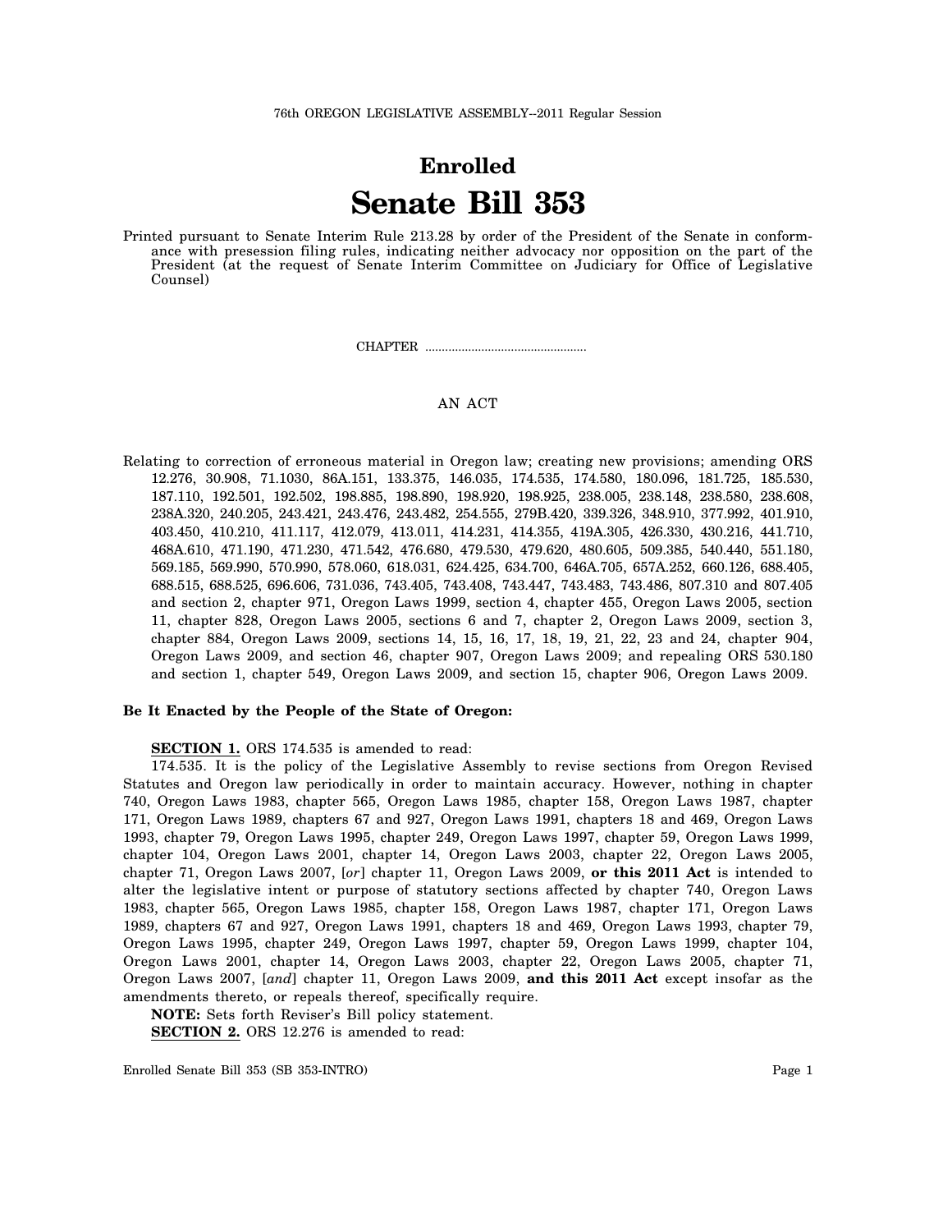76th OREGON LEGISLATIVE ASSEMBLY--2011 Regular Session

# Enrolled

# Senate Bill 353

Printed pursuant to Senate Interim Rule 213.28 by order of the President of the Senate in conformance with presession filing rules, indicating neither advocacy nor opposition on the part of the President (at the request of Senate Interim Committee on Judiciary for Office of Legislative Counsel)

CHAPTER .................................................

AN ACT

Relating to correction of erroneous material in Oregon law; creating new provisions; amending ORS 12.276, 30.908, 71.1030, 86A.151, 133.375, 146.035, 174.535, 174.580, 180.096, 181.725, 185.530, 187.110, 192.501, 192.502, 198.885, 198.890, 198.920, 198.925, 238.005, 238.148, 238.580, 238.608, 238A.320, 240.205, 243.421, 243.476, 243.482, 254.555, 279B.420, 339.326, 348.910, 377.992, 401.910, 403.450, 410.210, 411.117, 412.079, 413.011, 414.231, 414.355, 419A.305, 426.330, 430.216, 441.710, 468A.610, 471.190, 471.230, 471.542, 476.680, 479.530, 479.620, 480.605, 509.385, 540.440, 551.180, 569.185, 569.990, 570.990, 578.060, 618.031, 624.425, 634.700, 646A.705, 657A.252, 660.126, 688.405, 688.515, 688.525, 696.606, 731.036, 743.405, 743.408, 743.447, 743.483, 743.486, 807.310 and 807.405 and section 2, chapter 971, Oregon Laws 1999, section 4, chapter 455, Oregon Laws 2005, section 11, chapter 828, Oregon Laws 2005, sections 6 and 7, chapter 2, Oregon Laws 2009, section 3, chapter 884, Oregon Laws 2009, sections 14, 15, 16, 17, 18, 19, 21, 22, 23 and 24, chapter 904, Oregon Laws 2009, and section 46, chapter 907, Oregon Laws 2009; and repealing ORS 530.180 and section 1, chapter 549, Oregon Laws 2009, and section 15, chapter 906, Oregon Laws 2009.

**Be It Enacted by the People of the State of Oregon:**

**SECTION 1.** ORS 174.535 is amended to read:

174.535. It is the policy of the Legislative Assembly to revise sections from Oregon Revised Statutes and Oregon law periodically in order to maintain accuracy. However, nothing in chapter 740, Oregon Laws 1983, chapter 565, Oregon Laws 1985, chapter 158, Oregon Laws 1987, chapter 171, Oregon Laws 1989, chapters 67 and 927, Oregon Laws 1991, chapters 18 and 469, Oregon Laws 1993, chapter 79, Oregon Laws 1995, chapter 249, Oregon Laws 1997, chapter 59, Oregon Laws 1999, chapter 104, Oregon Laws 2001, chapter 14, Oregon Laws 2003, chapter 22, Oregon Laws 2005, chapter 71, Oregon Laws 2007, [*or*] chapter 11, Oregon Laws 2009, **or this 2011 Act** is intended to alter the legislative intent or purpose of statutory sections affected by chapter 740, Oregon Laws 1983, chapter 565, Oregon Laws 1985, chapter 158, Oregon Laws 1987, chapter 171, Oregon Laws 1989, chapters 67 and 927, Oregon Laws 1991, chapters 18 and 469, Oregon Laws 1993, chapter 79, Oregon Laws 1995, chapter 249, Oregon Laws 1997, chapter 59, Oregon Laws 1999, chapter 104, Oregon Laws 2001, chapter 14, Oregon Laws 2003, chapter 22, Oregon Laws 2005, chapter 71, Oregon Laws 2007, [*and*] chapter 11, Oregon Laws 2009, **and this 2011 Act** except insofar as the amendments thereto, or repeals thereof, specifically require.

**NOTE:** Sets forth Reviser's Bill policy statement.

**SECTION 2.** ORS 12.276 is amended to read: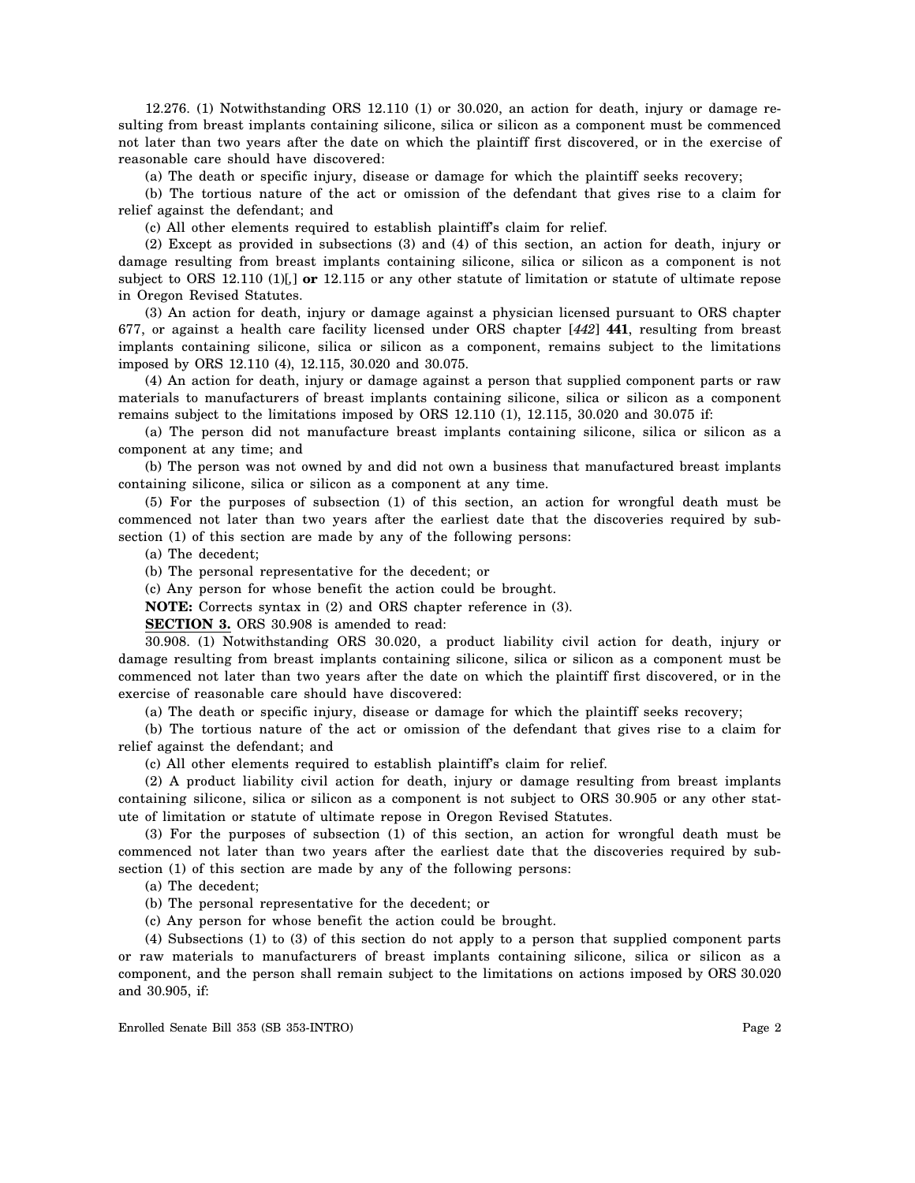12.276. (1) Notwithstanding ORS 12.110 (1) or 30.020, an action for death, injury or damage resulting from breast implants containing silicone, silica or silicon as a component must be commenced not later than two years after the date on which the plaintiff first discovered, or in the exercise of reasonable care should have discovered:

(a) The death or specific injury, disease or damage for which the plaintiff seeks recovery;

(b) The tortious nature of the act or omission of the defendant that gives rise to a claim for relief against the defendant; and

(c) All other elements required to establish plaintiff's claim for relief.

(2) Except as provided in subsections (3) and (4) of this section, an action for death, injury or damage resulting from breast implants containing silicone, silica or silicon as a component is not subject to ORS 12.110 (1)[,] **or** 12.115 or any other statute of limitation or statute of ultimate repose in Oregon Revised Statutes.

(3) An action for death, injury or damage against a physician licensed pursuant to ORS chapter 677, or against a health care facility licensed under ORS chapter [*442*] **441**, resulting from breast implants containing silicone, silica or silicon as a component, remains subject to the limitations imposed by ORS 12.110 (4), 12.115, 30.020 and 30.075.

(4) An action for death, injury or damage against a person that supplied component parts or raw materials to manufacturers of breast implants containing silicone, silica or silicon as a component remains subject to the limitations imposed by ORS 12.110 (1), 12.115, 30.020 and 30.075 if:

(a) The person did not manufacture breast implants containing silicone, silica or silicon as a component at any time; and

(b) The person was not owned by and did not own a business that manufactured breast implants containing silicone, silica or silicon as a component at any time.

(5) For the purposes of subsection (1) of this section, an action for wrongful death must be commenced not later than two years after the earliest date that the discoveries required by subsection (1) of this section are made by any of the following persons:

(a) The decedent;

(b) The personal representative for the decedent; or

(c) Any person for whose benefit the action could be brought.

**NOTE:** Corrects syntax in (2) and ORS chapter reference in (3).

**SECTION 3.** ORS 30.908 is amended to read:

30.908. (1) Notwithstanding ORS 30.020, a product liability civil action for death, injury or damage resulting from breast implants containing silicone, silica or silicon as a component must be commenced not later than two years after the date on which the plaintiff first discovered, or in the exercise of reasonable care should have discovered:

(a) The death or specific injury, disease or damage for which the plaintiff seeks recovery;

(b) The tortious nature of the act or omission of the defendant that gives rise to a claim for relief against the defendant; and

(c) All other elements required to establish plaintiff's claim for relief.

(2) A product liability civil action for death, injury or damage resulting from breast implants containing silicone, silica or silicon as a component is not subject to ORS 30.905 or any other statute of limitation or statute of ultimate repose in Oregon Revised Statutes.

(3) For the purposes of subsection (1) of this section, an action for wrongful death must be commenced not later than two years after the earliest date that the discoveries required by subsection (1) of this section are made by any of the following persons:

(a) The decedent;

(b) The personal representative for the decedent; or

(c) Any person for whose benefit the action could be brought.

(4) Subsections (1) to (3) of this section do not apply to a person that supplied component parts or raw materials to manufacturers of breast implants containing silicone, silica or silicon as a component, and the person shall remain subject to the limitations on actions imposed by ORS 30.020 and 30.905, if: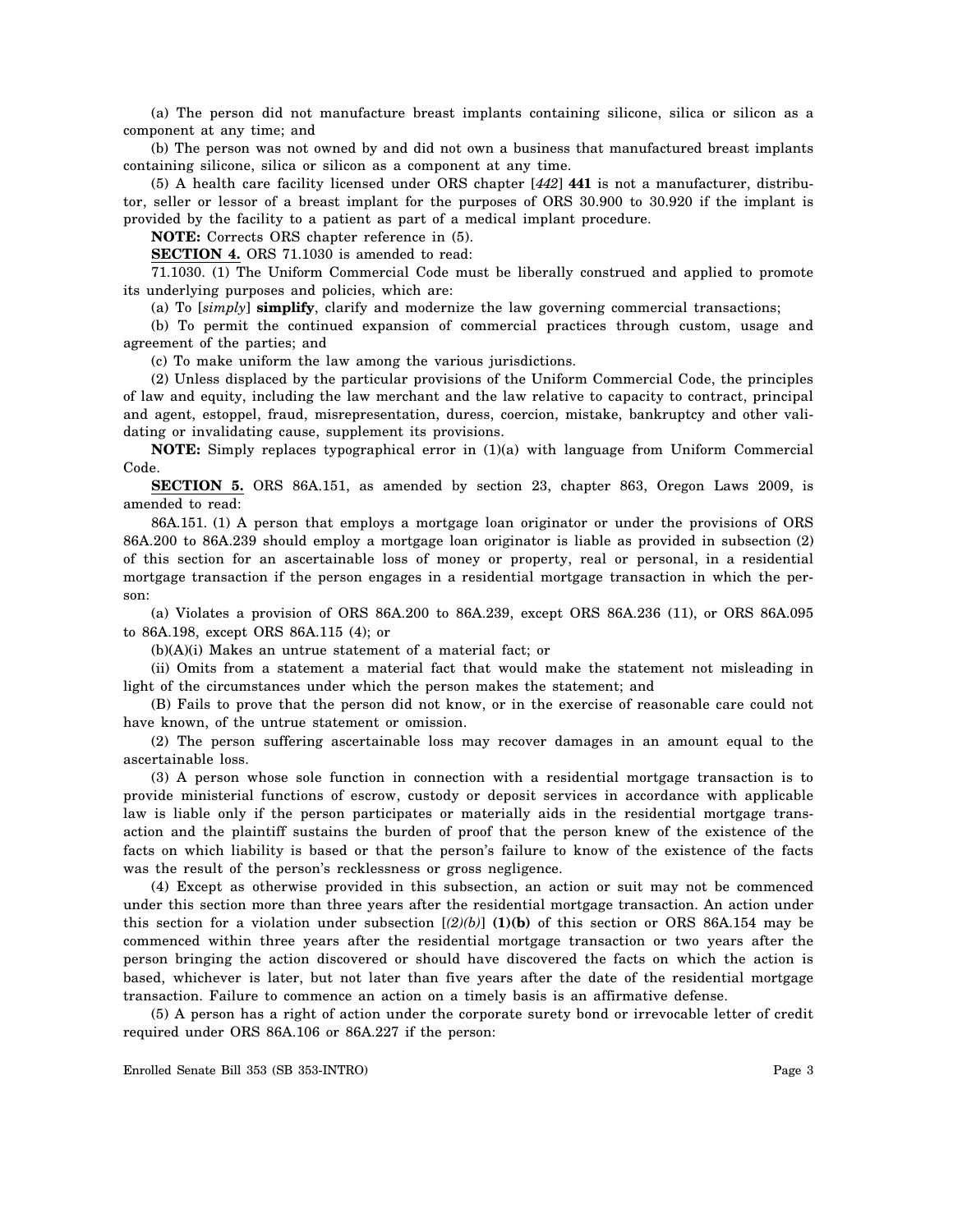(a) The person did not manufacture breast implants containing silicone, silica or silicon as a component at any time; and

(b) The person was not owned by and did not own a business that manufactured breast implants containing silicone, silica or silicon as a component at any time.

(5) A health care facility licensed under ORS chapter [*442*] **441** is not a manufacturer, distributor, seller or lessor of a breast implant for the purposes of ORS 30.900 to 30.920 if the implant is provided by the facility to a patient as part of a medical implant procedure.

**NOTE:** Corrects ORS chapter reference in (5).

**SECTION 4.** ORS 71.1030 is amended to read:

71.1030. (1) The Uniform Commercial Code must be liberally construed and applied to promote its underlying purposes and policies, which are:

(a) To [*simply*] **simplify**, clarify and modernize the law governing commercial transactions;

(b) To permit the continued expansion of commercial practices through custom, usage and agreement of the parties; and

(c) To make uniform the law among the various jurisdictions.

(2) Unless displaced by the particular provisions of the Uniform Commercial Code, the principles of law and equity, including the law merchant and the law relative to capacity to contract, principal and agent, estoppel, fraud, misrepresentation, duress, coercion, mistake, bankruptcy and other validating or invalidating cause, supplement its provisions.

**NOTE:** Simply replaces typographical error in (1)(a) with language from Uniform Commercial Code.

**SECTION 5.** ORS 86A.151, as amended by section 23, chapter 863, Oregon Laws 2009, is amended to read:

86A.151. (1) A person that employs a mortgage loan originator or under the provisions of ORS 86A.200 to 86A.239 should employ a mortgage loan originator is liable as provided in subsection (2) of this section for an ascertainable loss of money or property, real or personal, in a residential mortgage transaction if the person engages in a residential mortgage transaction in which the person:

(a) Violates a provision of ORS 86A.200 to 86A.239, except ORS 86A.236 (11), or ORS 86A.095 to 86A.198, except ORS 86A.115 (4); or

(b)(A)(i) Makes an untrue statement of a material fact; or

(ii) Omits from a statement a material fact that would make the statement not misleading in light of the circumstances under which the person makes the statement; and

(B) Fails to prove that the person did not know, or in the exercise of reasonable care could not have known, of the untrue statement or omission.

(2) The person suffering ascertainable loss may recover damages in an amount equal to the ascertainable loss.

(3) A person whose sole function in connection with a residential mortgage transaction is to provide ministerial functions of escrow, custody or deposit services in accordance with applicable law is liable only if the person participates or materially aids in the residential mortgage transaction and the plaintiff sustains the burden of proof that the person knew of the existence of the facts on which liability is based or that the person's failure to know of the existence of the facts was the result of the person's recklessness or gross negligence.

(4) Except as otherwise provided in this subsection, an action or suit may not be commenced under this section more than three years after the residential mortgage transaction. An action under this section for a violation under subsection [*(2)(b)*] **(1)(b)** of this section or ORS 86A.154 may be commenced within three years after the residential mortgage transaction or two years after the person bringing the action discovered or should have discovered the facts on which the action is based, whichever is later, but not later than five years after the date of the residential mortgage transaction. Failure to commence an action on a timely basis is an affirmative defense.

(5) A person has a right of action under the corporate surety bond or irrevocable letter of credit required under ORS 86A.106 or 86A.227 if the person: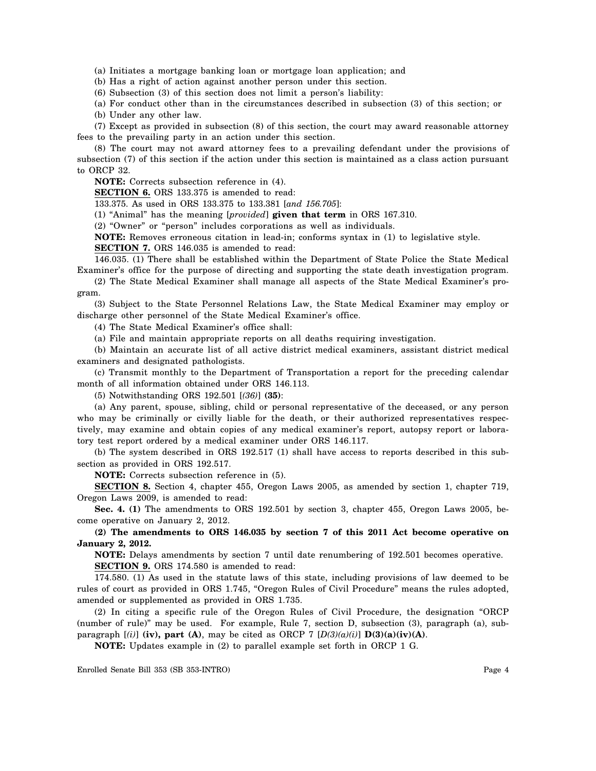(a) Initiates a mortgage banking loan or mortgage loan application; and

(b) Has a right of action against another person under this section.

(6) Subsection (3) of this section does not limit a person's liability:

(a) For conduct other than in the circumstances described in subsection (3) of this section; or

(b) Under any other law.

(7) Except as provided in subsection (8) of this section, the court may award reasonable attorney fees to the prevailing party in an action under this section.

(8) The court may not award attorney fees to a prevailing defendant under the provisions of subsection (7) of this section if the action under this section is maintained as a class action pursuant to ORCP 32.

**NOTE:** Corrects subsection reference in (4).

**SECTION 6.** ORS 133.375 is amended to read:

133.375. As used in ORS 133.375 to 133.381 [*and 156.705*]:

(1) "Animal" has the meaning [*provided*] **given that term** in ORS 167.310.

(2) "Owner" or "person" includes corporations as well as individuals.

**NOTE:** Removes erroneous citation in lead-in; conforms syntax in (1) to legislative style.

**SECTION 7.** ORS 146.035 is amended to read:

146.035. (1) There shall be established within the Department of State Police the State Medical Examiner's office for the purpose of directing and supporting the state death investigation program.

(2) The State Medical Examiner shall manage all aspects of the State Medical Examiner's program.

(3) Subject to the State Personnel Relations Law, the State Medical Examiner may employ or discharge other personnel of the State Medical Examiner's office.

(4) The State Medical Examiner's office shall:

(a) File and maintain appropriate reports on all deaths requiring investigation.

(b) Maintain an accurate list of all active district medical examiners, assistant district medical examiners and designated pathologists.

(c) Transmit monthly to the Department of Transportation a report for the preceding calendar month of all information obtained under ORS 146.113.

(5) Notwithstanding ORS 192.501 [*(36)*] **(35)**:

(a) Any parent, spouse, sibling, child or personal representative of the deceased, or any person who may be criminally or civilly liable for the death, or their authorized representatives respectively, may examine and obtain copies of any medical examiner's report, autopsy report or laboratory test report ordered by a medical examiner under ORS 146.117.

(b) The system described in ORS 192.517 (1) shall have access to reports described in this subsection as provided in ORS 192.517.

**NOTE:** Corrects subsection reference in (5).

**SECTION 8.** Section 4, chapter 455, Oregon Laws 2005, as amended by section 1, chapter 719, Oregon Laws 2009, is amended to read:

**Sec. 4. (1)** The amendments to ORS 192.501 by section 3, chapter 455, Oregon Laws 2005, become operative on January 2, 2012.

**(2) The amendments to ORS 146.035 by section 7 of this 2011 Act become operative on January 2, 2012.**

**NOTE:** Delays amendments by section 7 until date renumbering of 192.501 becomes operative.

**SECTION 9.** ORS 174.580 is amended to read:

174.580. (1) As used in the statute laws of this state, including provisions of law deemed to be rules of court as provided in ORS 1.745, "Oregon Rules of Civil Procedure" means the rules adopted, amended or supplemented as provided in ORS 1.735.

(2) In citing a specific rule of the Oregon Rules of Civil Procedure, the designation "ORCP (number of rule)" may be used. For example, Rule 7, section D, subsection (3), paragraph (a), subparagraph [*(i)*] **(iv), part (A)**, may be cited as ORCP 7 [*D(3)(a)(i)*] **D(3)(a)(iv)(A)**.

**NOTE:** Updates example in (2) to parallel example set forth in ORCP 1 G.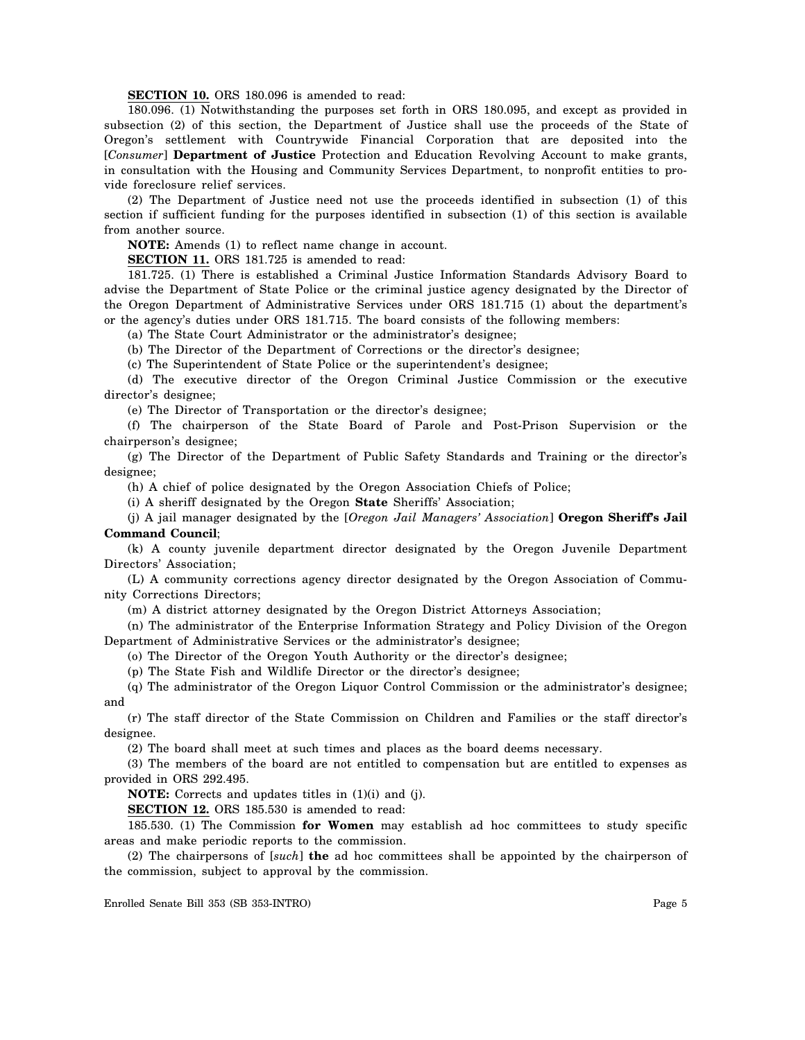**SECTION 10.** ORS 180.096 is amended to read:

180.096. (1) Notwithstanding the purposes set forth in ORS 180.095, and except as provided in subsection (2) of this section, the Department of Justice shall use the proceeds of the State of Oregon's settlement with Countrywide Financial Corporation that are deposited into the [*Consumer*] **Department of Justice** Protection and Education Revolving Account to make grants, in consultation with the Housing and Community Services Department, to nonprofit entities to provide foreclosure relief services.

(2) The Department of Justice need not use the proceeds identified in subsection (1) of this section if sufficient funding for the purposes identified in subsection (1) of this section is available from another source.

**NOTE:** Amends (1) to reflect name change in account.

**SECTION 11.** ORS 181.725 is amended to read:

181.725. (1) There is established a Criminal Justice Information Standards Advisory Board to advise the Department of State Police or the criminal justice agency designated by the Director of the Oregon Department of Administrative Services under ORS 181.715 (1) about the department's or the agency's duties under ORS 181.715. The board consists of the following members:

(a) The State Court Administrator or the administrator's designee;

(b) The Director of the Department of Corrections or the director's designee;

(c) The Superintendent of State Police or the superintendent's designee;

(d) The executive director of the Oregon Criminal Justice Commission or the executive director's designee;

(e) The Director of Transportation or the director's designee;

(f) The chairperson of the State Board of Parole and Post-Prison Supervision or the chairperson's designee;

(g) The Director of the Department of Public Safety Standards and Training or the director's designee;

(h) A chief of police designated by the Oregon Association Chiefs of Police;

(i) A sheriff designated by the Oregon **State** Sheriffs' Association;

(j) A jail manager designated by the [*Oregon Jail Managers' Association*] **Oregon Sheriff's Jail Command Council**;

(k) A county juvenile department director designated by the Oregon Juvenile Department Directors' Association;

(L) A community corrections agency director designated by the Oregon Association of Community Corrections Directors;

(m) A district attorney designated by the Oregon District Attorneys Association;

(n) The administrator of the Enterprise Information Strategy and Policy Division of the Oregon Department of Administrative Services or the administrator's designee;

(o) The Director of the Oregon Youth Authority or the director's designee;

(p) The State Fish and Wildlife Director or the director's designee;

(q) The administrator of the Oregon Liquor Control Commission or the administrator's designee; and

(r) The staff director of the State Commission on Children and Families or the staff director's designee.

(2) The board shall meet at such times and places as the board deems necessary.

(3) The members of the board are not entitled to compensation but are entitled to expenses as provided in ORS 292.495.

**NOTE:** Corrects and updates titles in (1)(i) and (j).

**SECTION 12.** ORS 185.530 is amended to read:

185.530. (1) The Commission **for Women** may establish ad hoc committees to study specific areas and make periodic reports to the commission.

(2) The chairpersons of [*such*] **the** ad hoc committees shall be appointed by the chairperson of the commission, subject to approval by the commission.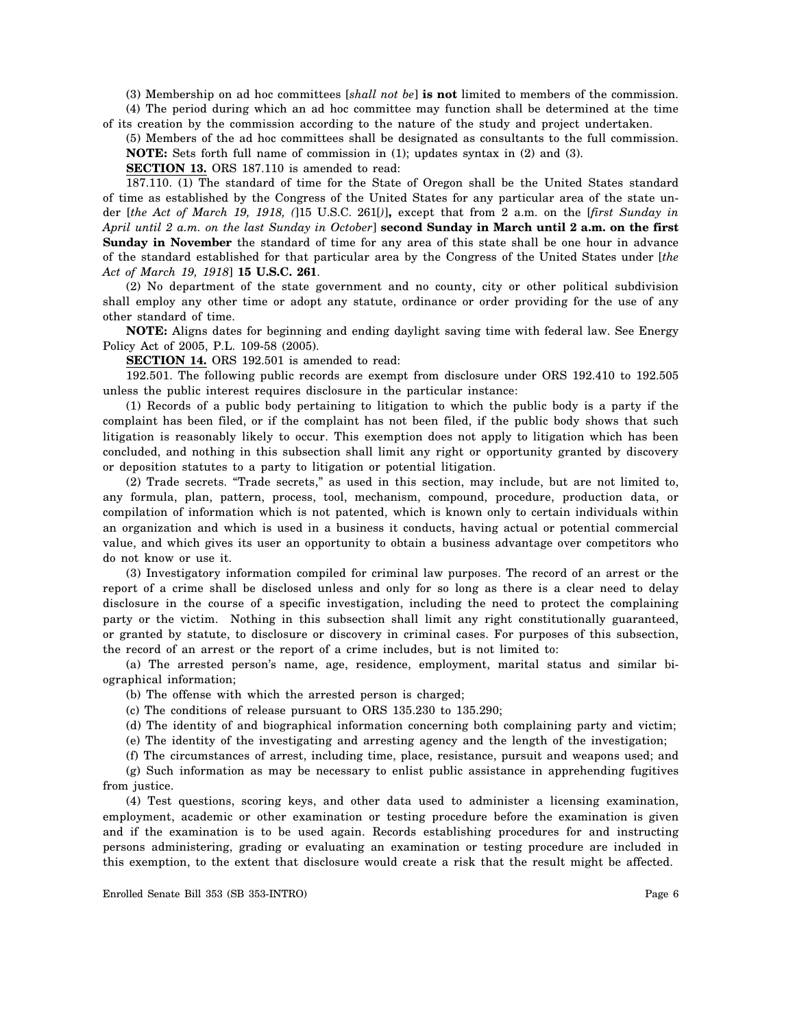(3) Membership on ad hoc committees [*shall not be*] **is not** limited to members of the commission.

(4) The period during which an ad hoc committee may function shall be determined at the time of its creation by the commission according to the nature of the study and project undertaken.

(5) Members of the ad hoc committees shall be designated as consultants to the full commission.

**NOTE:** Sets forth full name of commission in (1); updates syntax in (2) and (3).

**SECTION 13.** ORS 187.110 is amended to read:

187.110. (1) The standard of time for the State of Oregon shall be the United States standard of time as established by the Congress of the United States for any particular area of the state under [*the Act of March 19, 1918, (*]15 U.S.C. 261[*)*]**,** except that from 2 a.m. on the [*first Sunday in April until 2 a.m. on the last Sunday in October*] **second Sunday in March until 2 a.m. on the first Sunday in November** the standard of time for any area of this state shall be one hour in advance of the standard established for that particular area by the Congress of the United States under [*the Act of March 19, 1918*] **15 U.S.C. 261**.

(2) No department of the state government and no county, city or other political subdivision shall employ any other time or adopt any statute, ordinance or order providing for the use of any other standard of time.

**NOTE:** Aligns dates for beginning and ending daylight saving time with federal law. See Energy Policy Act of 2005, P.L. 109-58 (2005).

**SECTION 14.** ORS 192.501 is amended to read:

192.501. The following public records are exempt from disclosure under ORS 192.410 to 192.505 unless the public interest requires disclosure in the particular instance:

(1) Records of a public body pertaining to litigation to which the public body is a party if the complaint has been filed, or if the complaint has not been filed, if the public body shows that such litigation is reasonably likely to occur. This exemption does not apply to litigation which has been concluded, and nothing in this subsection shall limit any right or opportunity granted by discovery or deposition statutes to a party to litigation or potential litigation.

(2) Trade secrets. "Trade secrets," as used in this section, may include, but are not limited to, any formula, plan, pattern, process, tool, mechanism, compound, procedure, production data, or compilation of information which is not patented, which is known only to certain individuals within an organization and which is used in a business it conducts, having actual or potential commercial value, and which gives its user an opportunity to obtain a business advantage over competitors who do not know or use it.

(3) Investigatory information compiled for criminal law purposes. The record of an arrest or the report of a crime shall be disclosed unless and only for so long as there is a clear need to delay disclosure in the course of a specific investigation, including the need to protect the complaining party or the victim. Nothing in this subsection shall limit any right constitutionally guaranteed, or granted by statute, to disclosure or discovery in criminal cases. For purposes of this subsection, the record of an arrest or the report of a crime includes, but is not limited to:

(a) The arrested person's name, age, residence, employment, marital status and similar biographical information;

(b) The offense with which the arrested person is charged;

(c) The conditions of release pursuant to ORS 135.230 to 135.290;

(d) The identity of and biographical information concerning both complaining party and victim;

(e) The identity of the investigating and arresting agency and the length of the investigation;

(f) The circumstances of arrest, including time, place, resistance, pursuit and weapons used; and

(g) Such information as may be necessary to enlist public assistance in apprehending fugitives from justice.

(4) Test questions, scoring keys, and other data used to administer a licensing examination, employment, academic or other examination or testing procedure before the examination is given and if the examination is to be used again. Records establishing procedures for and instructing persons administering, grading or evaluating an examination or testing procedure are included in this exemption, to the extent that disclosure would create a risk that the result might be affected.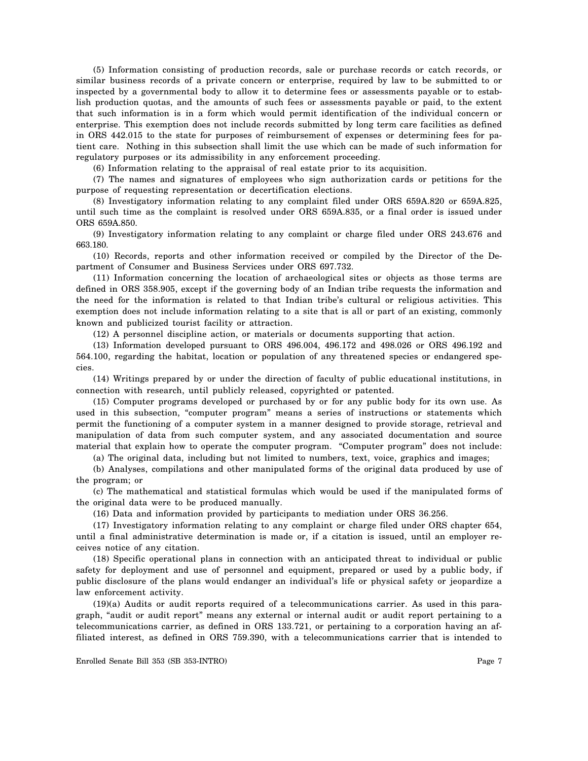(5) Information consisting of production records, sale or purchase records or catch records, or similar business records of a private concern or enterprise, required by law to be submitted to or inspected by a governmental body to allow it to determine fees or assessments payable or to establish production quotas, and the amounts of such fees or assessments payable or paid, to the extent that such information is in a form which would permit identification of the individual concern or enterprise. This exemption does not include records submitted by long term care facilities as defined in ORS 442.015 to the state for purposes of reimbursement of expenses or determining fees for patient care. Nothing in this subsection shall limit the use which can be made of such information for regulatory purposes or its admissibility in any enforcement proceeding.

(6) Information relating to the appraisal of real estate prior to its acquisition.

(7) The names and signatures of employees who sign authorization cards or petitions for the purpose of requesting representation or decertification elections.

(8) Investigatory information relating to any complaint filed under ORS 659A.820 or 659A.825, until such time as the complaint is resolved under ORS 659A.835, or a final order is issued under ORS 659A.850.

(9) Investigatory information relating to any complaint or charge filed under ORS 243.676 and 663.180.

(10) Records, reports and other information received or compiled by the Director of the Department of Consumer and Business Services under ORS 697.732.

(11) Information concerning the location of archaeological sites or objects as those terms are defined in ORS 358.905, except if the governing body of an Indian tribe requests the information and the need for the information is related to that Indian tribe's cultural or religious activities. This exemption does not include information relating to a site that is all or part of an existing, commonly known and publicized tourist facility or attraction.

(12) A personnel discipline action, or materials or documents supporting that action.

(13) Information developed pursuant to ORS 496.004, 496.172 and 498.026 or ORS 496.192 and 564.100, regarding the habitat, location or population of any threatened species or endangered species.

(14) Writings prepared by or under the direction of faculty of public educational institutions, in connection with research, until publicly released, copyrighted or patented.

(15) Computer programs developed or purchased by or for any public body for its own use. As used in this subsection, "computer program" means a series of instructions or statements which permit the functioning of a computer system in a manner designed to provide storage, retrieval and manipulation of data from such computer system, and any associated documentation and source material that explain how to operate the computer program. "Computer program" does not include:

(a) The original data, including but not limited to numbers, text, voice, graphics and images;

(b) Analyses, compilations and other manipulated forms of the original data produced by use of the program; or

(c) The mathematical and statistical formulas which would be used if the manipulated forms of the original data were to be produced manually.

(16) Data and information provided by participants to mediation under ORS 36.256.

(17) Investigatory information relating to any complaint or charge filed under ORS chapter 654, until a final administrative determination is made or, if a citation is issued, until an employer receives notice of any citation.

(18) Specific operational plans in connection with an anticipated threat to individual or public safety for deployment and use of personnel and equipment, prepared or used by a public body, if public disclosure of the plans would endanger an individual's life or physical safety or jeopardize a law enforcement activity.

(19)(a) Audits or audit reports required of a telecommunications carrier. As used in this paragraph, "audit or audit report" means any external or internal audit or audit report pertaining to a telecommunications carrier, as defined in ORS 133.721, or pertaining to a corporation having an affiliated interest, as defined in ORS 759.390, with a telecommunications carrier that is intended to

Enrolled Senate Bill 353 (SB 353-INTRO)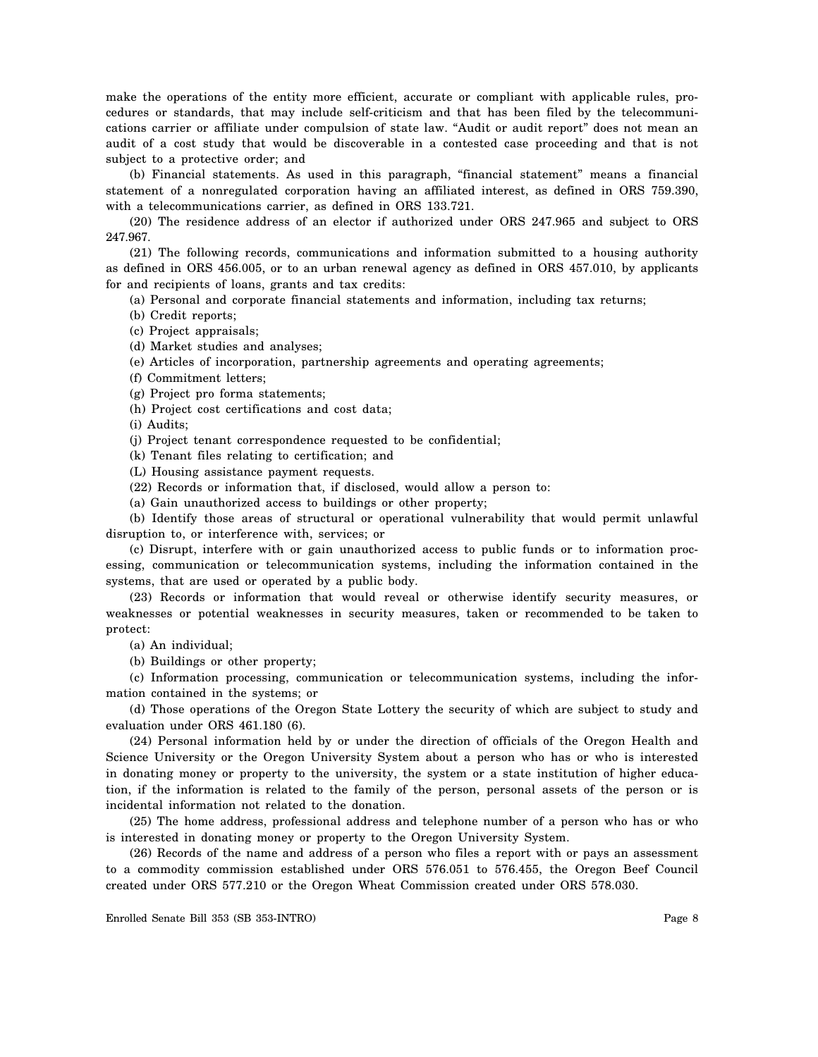make the operations of the entity more efficient, accurate or compliant with applicable rules, procedures or standards, that may include self-criticism and that has been filed by the telecommunications carrier or affiliate under compulsion of state law. "Audit or audit report" does not mean an audit of a cost study that would be discoverable in a contested case proceeding and that is not subject to a protective order; and

(b) Financial statements. As used in this paragraph, "financial statement" means a financial statement of a nonregulated corporation having an affiliated interest, as defined in ORS 759.390, with a telecommunications carrier, as defined in ORS 133.721.

(20) The residence address of an elector if authorized under ORS 247.965 and subject to ORS 247.967.

(21) The following records, communications and information submitted to a housing authority as defined in ORS 456.005, or to an urban renewal agency as defined in ORS 457.010, by applicants for and recipients of loans, grants and tax credits:

(a) Personal and corporate financial statements and information, including tax returns;

(b) Credit reports;

(c) Project appraisals;

(d) Market studies and analyses;

(e) Articles of incorporation, partnership agreements and operating agreements;

(f) Commitment letters;

(g) Project pro forma statements;

(h) Project cost certifications and cost data;

(i) Audits;

(j) Project tenant correspondence requested to be confidential;

(k) Tenant files relating to certification; and

(L) Housing assistance payment requests.

(22) Records or information that, if disclosed, would allow a person to:

(a) Gain unauthorized access to buildings or other property;

(b) Identify those areas of structural or operational vulnerability that would permit unlawful disruption to, or interference with, services; or

(c) Disrupt, interfere with or gain unauthorized access to public funds or to information processing, communication or telecommunication systems, including the information contained in the systems, that are used or operated by a public body.

(23) Records or information that would reveal or otherwise identify security measures, or weaknesses or potential weaknesses in security measures, taken or recommended to be taken to protect:

(a) An individual;

(b) Buildings or other property;

(c) Information processing, communication or telecommunication systems, including the information contained in the systems; or

(d) Those operations of the Oregon State Lottery the security of which are subject to study and evaluation under ORS 461.180 (6).

(24) Personal information held by or under the direction of officials of the Oregon Health and Science University or the Oregon University System about a person who has or who is interested in donating money or property to the university, the system or a state institution of higher education, if the information is related to the family of the person, personal assets of the person or is incidental information not related to the donation.

(25) The home address, professional address and telephone number of a person who has or who is interested in donating money or property to the Oregon University System.

(26) Records of the name and address of a person who files a report with or pays an assessment to a commodity commission established under ORS 576.051 to 576.455, the Oregon Beef Council created under ORS 577.210 or the Oregon Wheat Commission created under ORS 578.030.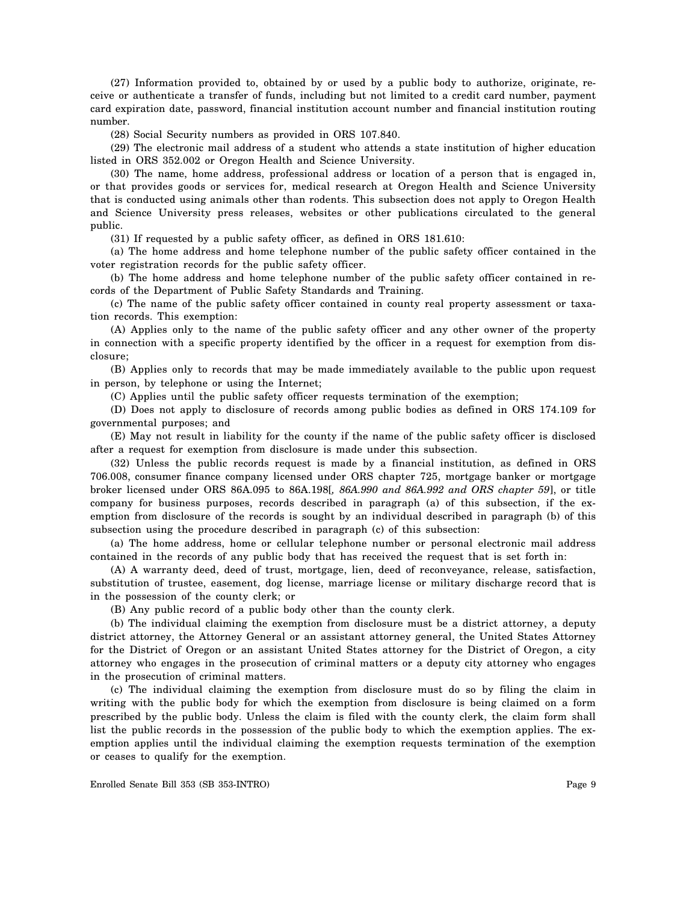(27) Information provided to, obtained by or used by a public body to authorize, originate, receive or authenticate a transfer of funds, including but not limited to a credit card number, payment card expiration date, password, financial institution account number and financial institution routing number.

(28) Social Security numbers as provided in ORS 107.840.

(29) The electronic mail address of a student who attends a state institution of higher education listed in ORS 352.002 or Oregon Health and Science University.

(30) The name, home address, professional address or location of a person that is engaged in, or that provides goods or services for, medical research at Oregon Health and Science University that is conducted using animals other than rodents. This subsection does not apply to Oregon Health and Science University press releases, websites or other publications circulated to the general public.

(31) If requested by a public safety officer, as defined in ORS 181.610:

(a) The home address and home telephone number of the public safety officer contained in the voter registration records for the public safety officer.

(b) The home address and home telephone number of the public safety officer contained in records of the Department of Public Safety Standards and Training.

(c) The name of the public safety officer contained in county real property assessment or taxation records. This exemption:

(A) Applies only to the name of the public safety officer and any other owner of the property in connection with a specific property identified by the officer in a request for exemption from disclosure;

(B) Applies only to records that may be made immediately available to the public upon request in person, by telephone or using the Internet;

(C) Applies until the public safety officer requests termination of the exemption;

(D) Does not apply to disclosure of records among public bodies as defined in ORS 174.109 for governmental purposes; and

(E) May not result in liability for the county if the name of the public safety officer is disclosed after a request for exemption from disclosure is made under this subsection.

(32) Unless the public records request is made by a financial institution, as defined in ORS 706.008, consumer finance company licensed under ORS chapter 725, mortgage banker or mortgage broker licensed under ORS 86A.095 to 86A.198[*, 86A.990 and 86A.992 and ORS chapter 59*], or title company for business purposes, records described in paragraph (a) of this subsection, if the exemption from disclosure of the records is sought by an individual described in paragraph (b) of this subsection using the procedure described in paragraph (c) of this subsection:

(a) The home address, home or cellular telephone number or personal electronic mail address contained in the records of any public body that has received the request that is set forth in:

(A) A warranty deed, deed of trust, mortgage, lien, deed of reconveyance, release, satisfaction, substitution of trustee, easement, dog license, marriage license or military discharge record that is in the possession of the county clerk; or

(B) Any public record of a public body other than the county clerk.

(b) The individual claiming the exemption from disclosure must be a district attorney, a deputy district attorney, the Attorney General or an assistant attorney general, the United States Attorney for the District of Oregon or an assistant United States attorney for the District of Oregon, a city attorney who engages in the prosecution of criminal matters or a deputy city attorney who engages in the prosecution of criminal matters.

(c) The individual claiming the exemption from disclosure must do so by filing the claim in writing with the public body for which the exemption from disclosure is being claimed on a form prescribed by the public body. Unless the claim is filed with the county clerk, the claim form shall list the public records in the possession of the public body to which the exemption applies. The exemption applies until the individual claiming the exemption requests termination of the exemption or ceases to qualify for the exemption.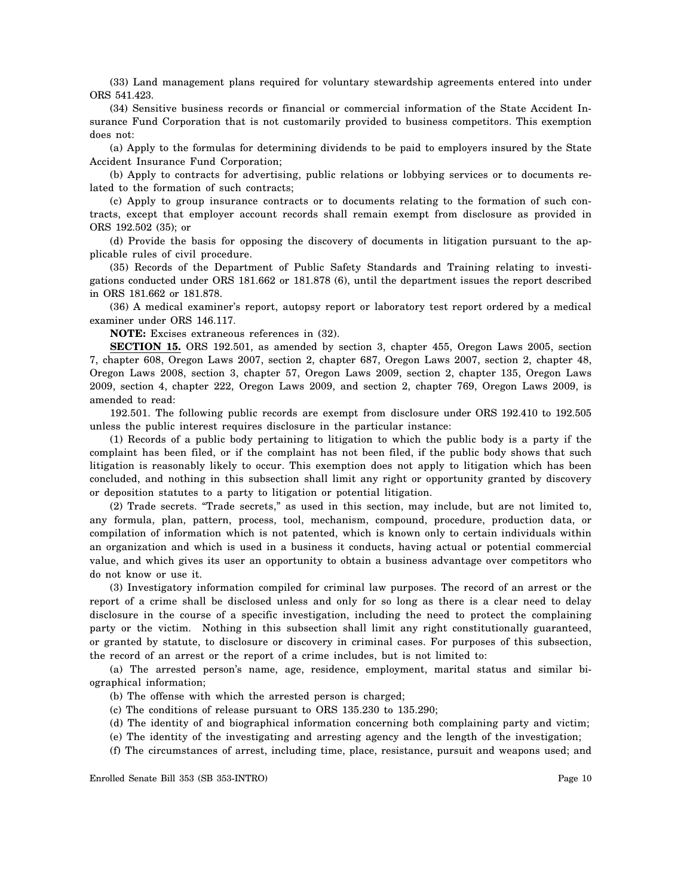(33) Land management plans required for voluntary stewardship agreements entered into under ORS 541.423.

(34) Sensitive business records or financial or commercial information of the State Accident Insurance Fund Corporation that is not customarily provided to business competitors. This exemption does not:

(a) Apply to the formulas for determining dividends to be paid to employers insured by the State Accident Insurance Fund Corporation;

(b) Apply to contracts for advertising, public relations or lobbying services or to documents related to the formation of such contracts;

(c) Apply to group insurance contracts or to documents relating to the formation of such contracts, except that employer account records shall remain exempt from disclosure as provided in ORS 192.502 (35); or

(d) Provide the basis for opposing the discovery of documents in litigation pursuant to the applicable rules of civil procedure.

(35) Records of the Department of Public Safety Standards and Training relating to investigations conducted under ORS 181.662 or 181.878 (6), until the department issues the report described in ORS 181.662 or 181.878.

(36) A medical examiner's report, autopsy report or laboratory test report ordered by a medical examiner under ORS 146.117.

**NOTE:** Excises extraneous references in (32).

**SECTION 15.** ORS 192.501, as amended by section 3, chapter 455, Oregon Laws 2005, section 7, chapter 608, Oregon Laws 2007, section 2, chapter 687, Oregon Laws 2007, section 2, chapter 48, Oregon Laws 2008, section 3, chapter 57, Oregon Laws 2009, section 2, chapter 135, Oregon Laws 2009, section 4, chapter 222, Oregon Laws 2009, and section 2, chapter 769, Oregon Laws 2009, is amended to read:

192.501. The following public records are exempt from disclosure under ORS 192.410 to 192.505 unless the public interest requires disclosure in the particular instance:

(1) Records of a public body pertaining to litigation to which the public body is a party if the complaint has been filed, or if the complaint has not been filed, if the public body shows that such litigation is reasonably likely to occur. This exemption does not apply to litigation which has been concluded, and nothing in this subsection shall limit any right or opportunity granted by discovery or deposition statutes to a party to litigation or potential litigation.

(2) Trade secrets. "Trade secrets," as used in this section, may include, but are not limited to, any formula, plan, pattern, process, tool, mechanism, compound, procedure, production data, or compilation of information which is not patented, which is known only to certain individuals within an organization and which is used in a business it conducts, having actual or potential commercial value, and which gives its user an opportunity to obtain a business advantage over competitors who do not know or use it.

(3) Investigatory information compiled for criminal law purposes. The record of an arrest or the report of a crime shall be disclosed unless and only for so long as there is a clear need to delay disclosure in the course of a specific investigation, including the need to protect the complaining party or the victim. Nothing in this subsection shall limit any right constitutionally guaranteed, or granted by statute, to disclosure or discovery in criminal cases. For purposes of this subsection, the record of an arrest or the report of a crime includes, but is not limited to:

(a) The arrested person's name, age, residence, employment, marital status and similar biographical information;

(b) The offense with which the arrested person is charged;

(c) The conditions of release pursuant to ORS 135.230 to 135.290;

(d) The identity of and biographical information concerning both complaining party and victim;

(e) The identity of the investigating and arresting agency and the length of the investigation;

(f) The circumstances of arrest, including time, place, resistance, pursuit and weapons used; and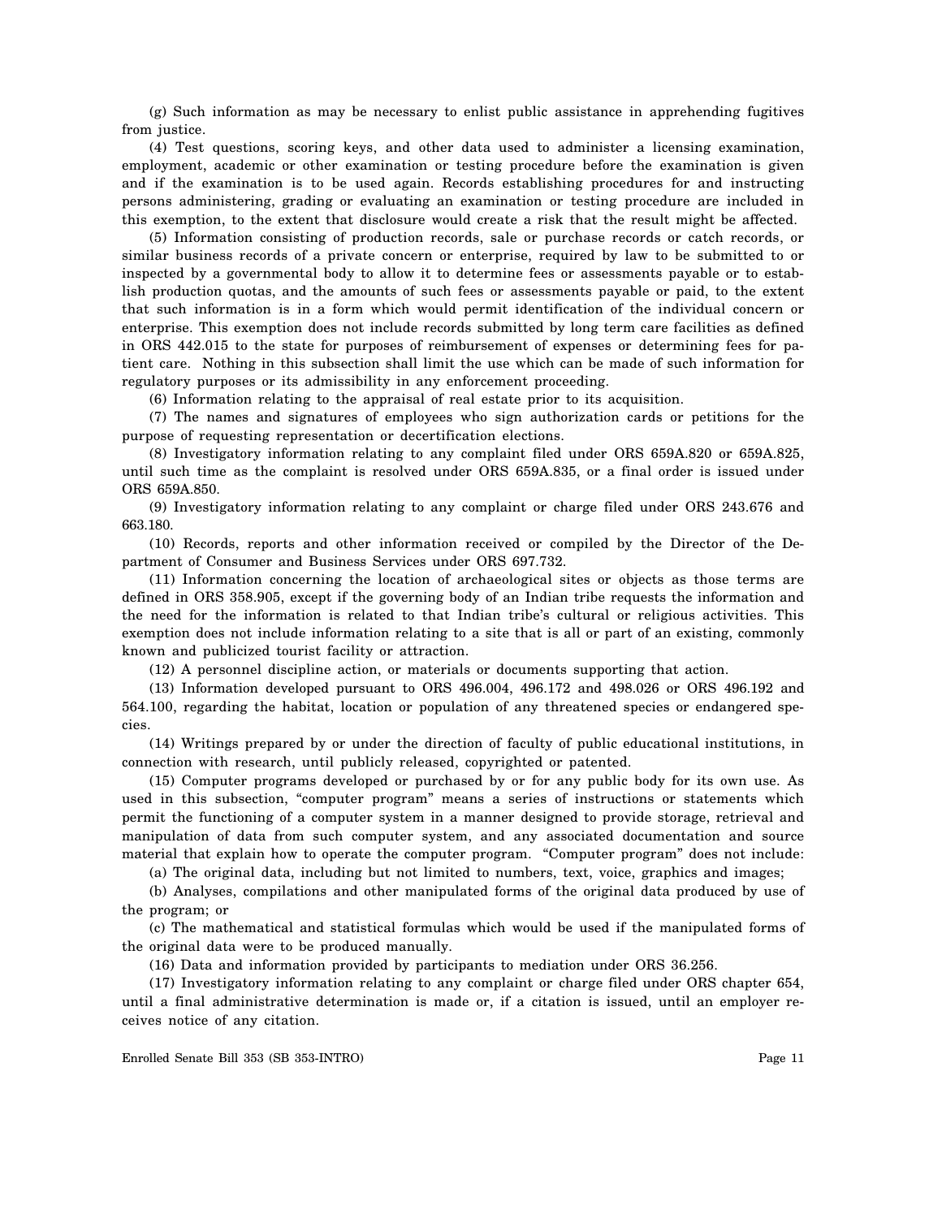(g) Such information as may be necessary to enlist public assistance in apprehending fugitives from justice.

(4) Test questions, scoring keys, and other data used to administer a licensing examination, employment, academic or other examination or testing procedure before the examination is given and if the examination is to be used again. Records establishing procedures for and instructing persons administering, grading or evaluating an examination or testing procedure are included in this exemption, to the extent that disclosure would create a risk that the result might be affected.

(5) Information consisting of production records, sale or purchase records or catch records, or similar business records of a private concern or enterprise, required by law to be submitted to or inspected by a governmental body to allow it to determine fees or assessments payable or to establish production quotas, and the amounts of such fees or assessments payable or paid, to the extent that such information is in a form which would permit identification of the individual concern or enterprise. This exemption does not include records submitted by long term care facilities as defined in ORS 442.015 to the state for purposes of reimbursement of expenses or determining fees for patient care. Nothing in this subsection shall limit the use which can be made of such information for regulatory purposes or its admissibility in any enforcement proceeding.

(6) Information relating to the appraisal of real estate prior to its acquisition.

(7) The names and signatures of employees who sign authorization cards or petitions for the purpose of requesting representation or decertification elections.

(8) Investigatory information relating to any complaint filed under ORS 659A.820 or 659A.825, until such time as the complaint is resolved under ORS 659A.835, or a final order is issued under ORS 659A.850.

(9) Investigatory information relating to any complaint or charge filed under ORS 243.676 and 663.180.

(10) Records, reports and other information received or compiled by the Director of the Department of Consumer and Business Services under ORS 697.732.

(11) Information concerning the location of archaeological sites or objects as those terms are defined in ORS 358.905, except if the governing body of an Indian tribe requests the information and the need for the information is related to that Indian tribe's cultural or religious activities. This exemption does not include information relating to a site that is all or part of an existing, commonly known and publicized tourist facility or attraction.

(12) A personnel discipline action, or materials or documents supporting that action.

(13) Information developed pursuant to ORS 496.004, 496.172 and 498.026 or ORS 496.192 and 564.100, regarding the habitat, location or population of any threatened species or endangered species.

(14) Writings prepared by or under the direction of faculty of public educational institutions, in connection with research, until publicly released, copyrighted or patented.

(15) Computer programs developed or purchased by or for any public body for its own use. As used in this subsection, "computer program" means a series of instructions or statements which permit the functioning of a computer system in a manner designed to provide storage, retrieval and manipulation of data from such computer system, and any associated documentation and source material that explain how to operate the computer program. "Computer program" does not include:

(a) The original data, including but not limited to numbers, text, voice, graphics and images;

(b) Analyses, compilations and other manipulated forms of the original data produced by use of the program; or

(c) The mathematical and statistical formulas which would be used if the manipulated forms of the original data were to be produced manually.

(16) Data and information provided by participants to mediation under ORS 36.256.

(17) Investigatory information relating to any complaint or charge filed under ORS chapter 654, until a final administrative determination is made or, if a citation is issued, until an employer receives notice of any citation.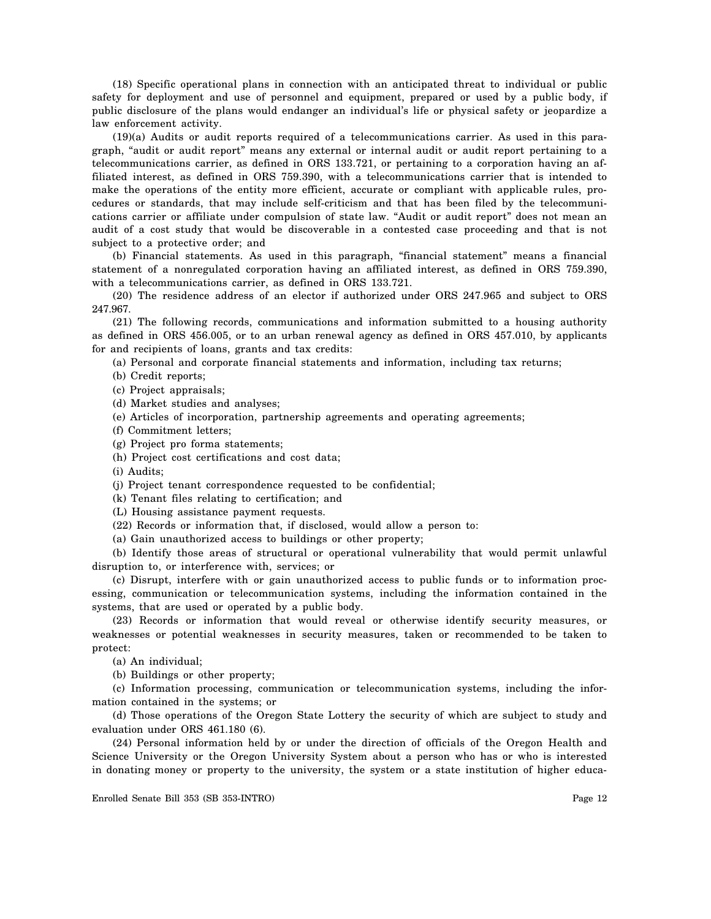(18) Specific operational plans in connection with an anticipated threat to individual or public safety for deployment and use of personnel and equipment, prepared or used by a public body, if public disclosure of the plans would endanger an individual's life or physical safety or jeopardize a law enforcement activity.

(19)(a) Audits or audit reports required of a telecommunications carrier. As used in this paragraph, "audit or audit report" means any external or internal audit or audit report pertaining to a telecommunications carrier, as defined in ORS 133.721, or pertaining to a corporation having an affiliated interest, as defined in ORS 759.390, with a telecommunications carrier that is intended to make the operations of the entity more efficient, accurate or compliant with applicable rules, procedures or standards, that may include self-criticism and that has been filed by the telecommunications carrier or affiliate under compulsion of state law. "Audit or audit report" does not mean an audit of a cost study that would be discoverable in a contested case proceeding and that is not subject to a protective order; and

(b) Financial statements. As used in this paragraph, "financial statement" means a financial statement of a nonregulated corporation having an affiliated interest, as defined in ORS 759.390, with a telecommunications carrier, as defined in ORS 133.721.

(20) The residence address of an elector if authorized under ORS 247.965 and subject to ORS 247.967.

(21) The following records, communications and information submitted to a housing authority as defined in ORS 456.005, or to an urban renewal agency as defined in ORS 457.010, by applicants for and recipients of loans, grants and tax credits:

(a) Personal and corporate financial statements and information, including tax returns;

(b) Credit reports;

(c) Project appraisals;

(d) Market studies and analyses;

(e) Articles of incorporation, partnership agreements and operating agreements;

(f) Commitment letters;

(g) Project pro forma statements;

(h) Project cost certifications and cost data;

(i) Audits;

(j) Project tenant correspondence requested to be confidential;

(k) Tenant files relating to certification; and

(L) Housing assistance payment requests.

(22) Records or information that, if disclosed, would allow a person to:

(a) Gain unauthorized access to buildings or other property;

(b) Identify those areas of structural or operational vulnerability that would permit unlawful disruption to, or interference with, services; or

(c) Disrupt, interfere with or gain unauthorized access to public funds or to information processing, communication or telecommunication systems, including the information contained in the systems, that are used or operated by a public body.

(23) Records or information that would reveal or otherwise identify security measures, or weaknesses or potential weaknesses in security measures, taken or recommended to be taken to protect:

(a) An individual;

(b) Buildings or other property;

(c) Information processing, communication or telecommunication systems, including the information contained in the systems; or

(d) Those operations of the Oregon State Lottery the security of which are subject to study and evaluation under ORS 461.180 (6).

(24) Personal information held by or under the direction of officials of the Oregon Health and Science University or the Oregon University System about a person who has or who is interested in donating money or property to the university, the system or a state institution of higher educa-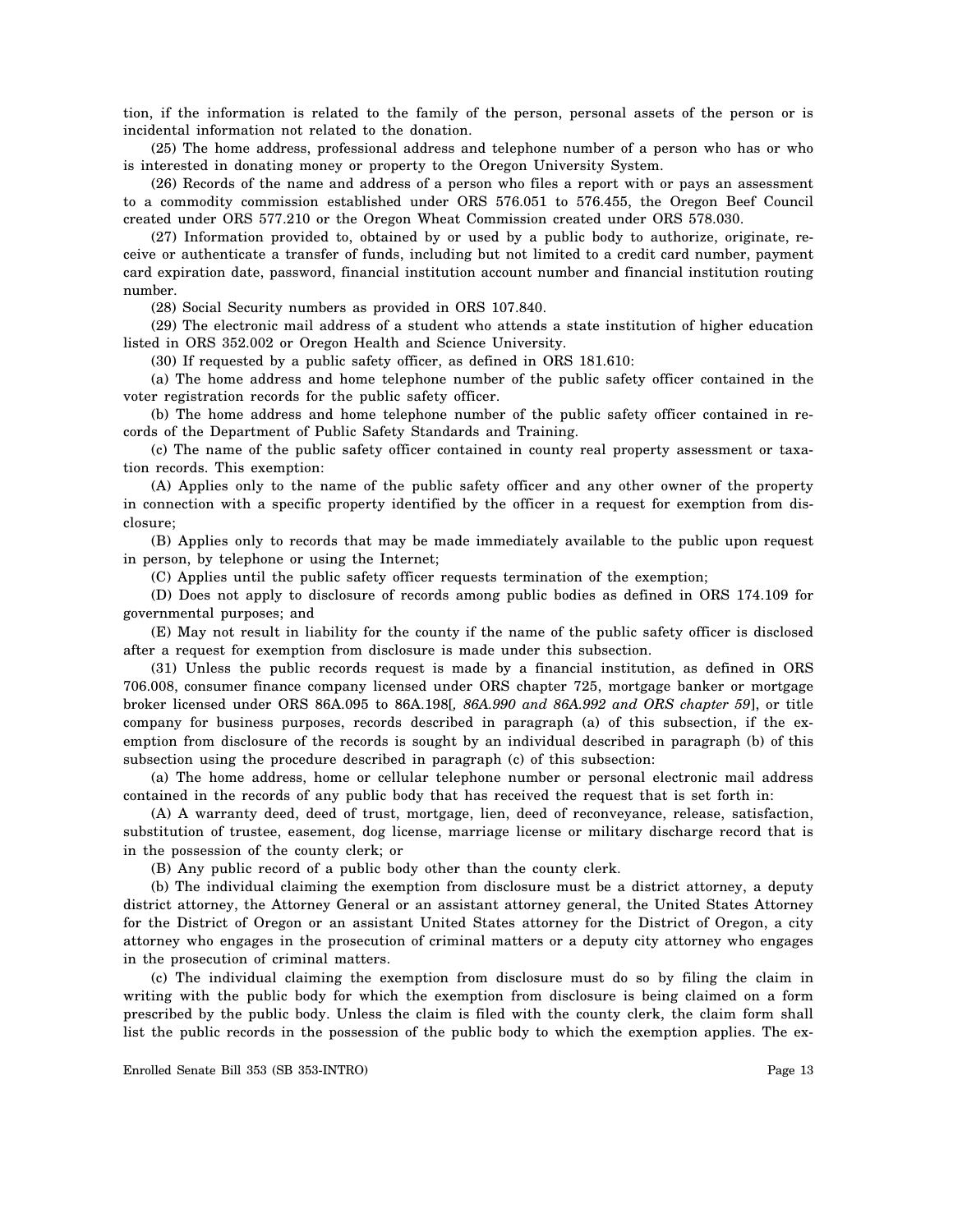tion, if the information is related to the family of the person, personal assets of the person or is incidental information not related to the donation.

(25) The home address, professional address and telephone number of a person who has or who is interested in donating money or property to the Oregon University System.

(26) Records of the name and address of a person who files a report with or pays an assessment to a commodity commission established under ORS 576.051 to 576.455, the Oregon Beef Council created under ORS 577.210 or the Oregon Wheat Commission created under ORS 578.030.

(27) Information provided to, obtained by or used by a public body to authorize, originate, receive or authenticate a transfer of funds, including but not limited to a credit card number, payment card expiration date, password, financial institution account number and financial institution routing number.

(28) Social Security numbers as provided in ORS 107.840.

(29) The electronic mail address of a student who attends a state institution of higher education listed in ORS 352.002 or Oregon Health and Science University.

(30) If requested by a public safety officer, as defined in ORS 181.610:

(a) The home address and home telephone number of the public safety officer contained in the voter registration records for the public safety officer.

(b) The home address and home telephone number of the public safety officer contained in records of the Department of Public Safety Standards and Training.

(c) The name of the public safety officer contained in county real property assessment or taxation records. This exemption:

(A) Applies only to the name of the public safety officer and any other owner of the property in connection with a specific property identified by the officer in a request for exemption from disclosure;

(B) Applies only to records that may be made immediately available to the public upon request in person, by telephone or using the Internet;

(C) Applies until the public safety officer requests termination of the exemption;

(D) Does not apply to disclosure of records among public bodies as defined in ORS 174.109 for governmental purposes; and

(E) May not result in liability for the county if the name of the public safety officer is disclosed after a request for exemption from disclosure is made under this subsection.

(31) Unless the public records request is made by a financial institution, as defined in ORS 706.008, consumer finance company licensed under ORS chapter 725, mortgage banker or mortgage broker licensed under ORS 86A.095 to 86A.198[*, 86A.990 and 86A.992 and ORS chapter 59*], or title company for business purposes, records described in paragraph (a) of this subsection, if the exemption from disclosure of the records is sought by an individual described in paragraph (b) of this subsection using the procedure described in paragraph (c) of this subsection:

(a) The home address, home or cellular telephone number or personal electronic mail address contained in the records of any public body that has received the request that is set forth in:

(A) A warranty deed, deed of trust, mortgage, lien, deed of reconveyance, release, satisfaction, substitution of trustee, easement, dog license, marriage license or military discharge record that is in the possession of the county clerk; or

(B) Any public record of a public body other than the county clerk.

(b) The individual claiming the exemption from disclosure must be a district attorney, a deputy district attorney, the Attorney General or an assistant attorney general, the United States Attorney for the District of Oregon or an assistant United States attorney for the District of Oregon, a city attorney who engages in the prosecution of criminal matters or a deputy city attorney who engages in the prosecution of criminal matters.

(c) The individual claiming the exemption from disclosure must do so by filing the claim in writing with the public body for which the exemption from disclosure is being claimed on a form prescribed by the public body. Unless the claim is filed with the county clerk, the claim form shall list the public records in the possession of the public body to which the exemption applies. The ex-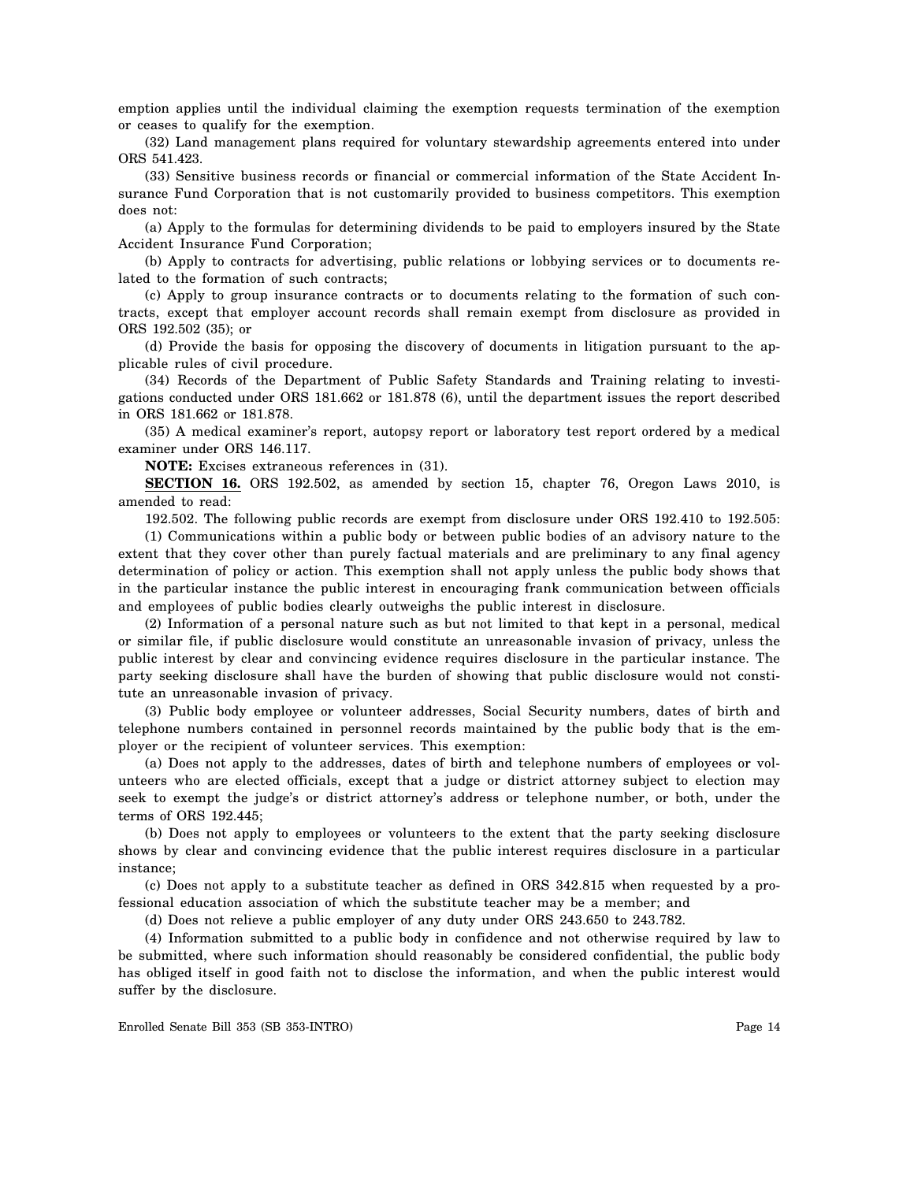emption applies until the individual claiming the exemption requests termination of the exemption or ceases to qualify for the exemption.

(32) Land management plans required for voluntary stewardship agreements entered into under ORS 541.423.

(33) Sensitive business records or financial or commercial information of the State Accident Insurance Fund Corporation that is not customarily provided to business competitors. This exemption does not:

(a) Apply to the formulas for determining dividends to be paid to employers insured by the State Accident Insurance Fund Corporation;

(b) Apply to contracts for advertising, public relations or lobbying services or to documents related to the formation of such contracts;

(c) Apply to group insurance contracts or to documents relating to the formation of such contracts, except that employer account records shall remain exempt from disclosure as provided in ORS 192.502 (35); or

(d) Provide the basis for opposing the discovery of documents in litigation pursuant to the applicable rules of civil procedure.

(34) Records of the Department of Public Safety Standards and Training relating to investigations conducted under ORS 181.662 or 181.878 (6), until the department issues the report described in ORS 181.662 or 181.878.

(35) A medical examiner's report, autopsy report or laboratory test report ordered by a medical examiner under ORS 146.117.

**NOTE:** Excises extraneous references in (31).

**SECTION 16.** ORS 192.502, as amended by section 15, chapter 76, Oregon Laws 2010, is amended to read:

192.502. The following public records are exempt from disclosure under ORS 192.410 to 192.505:

(1) Communications within a public body or between public bodies of an advisory nature to the extent that they cover other than purely factual materials and are preliminary to any final agency determination of policy or action. This exemption shall not apply unless the public body shows that in the particular instance the public interest in encouraging frank communication between officials and employees of public bodies clearly outweighs the public interest in disclosure.

(2) Information of a personal nature such as but not limited to that kept in a personal, medical or similar file, if public disclosure would constitute an unreasonable invasion of privacy, unless the public interest by clear and convincing evidence requires disclosure in the particular instance. The party seeking disclosure shall have the burden of showing that public disclosure would not constitute an unreasonable invasion of privacy.

(3) Public body employee or volunteer addresses, Social Security numbers, dates of birth and telephone numbers contained in personnel records maintained by the public body that is the employer or the recipient of volunteer services. This exemption:

(a) Does not apply to the addresses, dates of birth and telephone numbers of employees or volunteers who are elected officials, except that a judge or district attorney subject to election may seek to exempt the judge's or district attorney's address or telephone number, or both, under the terms of ORS 192.445;

(b) Does not apply to employees or volunteers to the extent that the party seeking disclosure shows by clear and convincing evidence that the public interest requires disclosure in a particular instance;

(c) Does not apply to a substitute teacher as defined in ORS 342.815 when requested by a professional education association of which the substitute teacher may be a member; and

(d) Does not relieve a public employer of any duty under ORS 243.650 to 243.782.

(4) Information submitted to a public body in confidence and not otherwise required by law to be submitted, where such information should reasonably be considered confidential, the public body has obliged itself in good faith not to disclose the information, and when the public interest would suffer by the disclosure.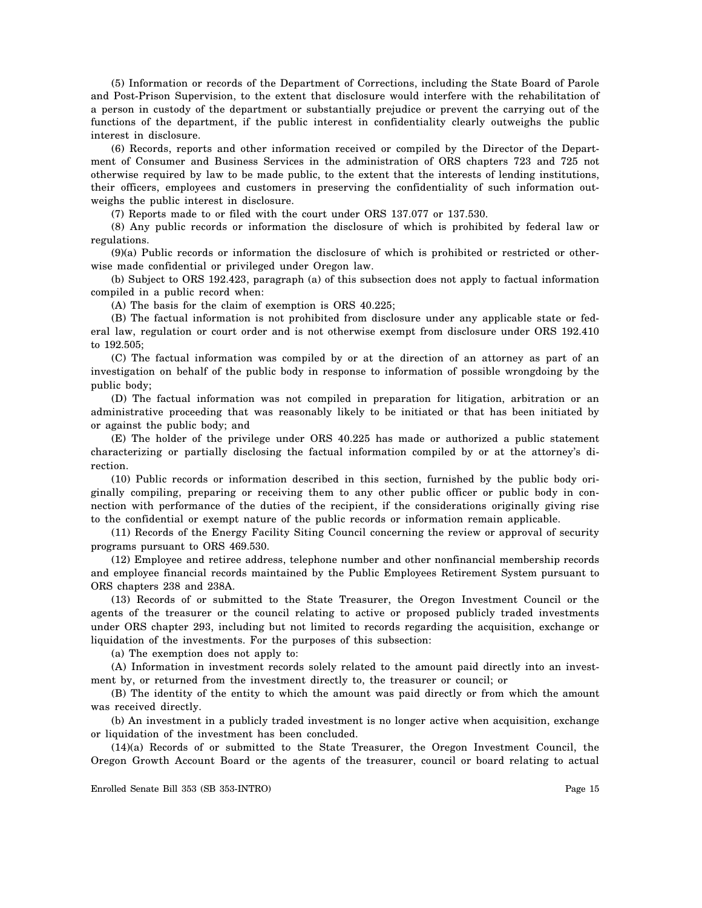(5) Information or records of the Department of Corrections, including the State Board of Parole and Post-Prison Supervision, to the extent that disclosure would interfere with the rehabilitation of a person in custody of the department or substantially prejudice or prevent the carrying out of the functions of the department, if the public interest in confidentiality clearly outweighs the public interest in disclosure.

(6) Records, reports and other information received or compiled by the Director of the Department of Consumer and Business Services in the administration of ORS chapters 723 and 725 not otherwise required by law to be made public, to the extent that the interests of lending institutions, their officers, employees and customers in preserving the confidentiality of such information outweighs the public interest in disclosure.

(7) Reports made to or filed with the court under ORS 137.077 or 137.530.

(8) Any public records or information the disclosure of which is prohibited by federal law or regulations.

(9)(a) Public records or information the disclosure of which is prohibited or restricted or otherwise made confidential or privileged under Oregon law.

(b) Subject to ORS 192.423, paragraph (a) of this subsection does not apply to factual information compiled in a public record when:

(A) The basis for the claim of exemption is ORS 40.225;

(B) The factual information is not prohibited from disclosure under any applicable state or federal law, regulation or court order and is not otherwise exempt from disclosure under ORS 192.410 to 192.505;

(C) The factual information was compiled by or at the direction of an attorney as part of an investigation on behalf of the public body in response to information of possible wrongdoing by the public body;

(D) The factual information was not compiled in preparation for litigation, arbitration or an administrative proceeding that was reasonably likely to be initiated or that has been initiated by or against the public body; and

(E) The holder of the privilege under ORS 40.225 has made or authorized a public statement characterizing or partially disclosing the factual information compiled by or at the attorney's direction.

(10) Public records or information described in this section, furnished by the public body originally compiling, preparing or receiving them to any other public officer or public body in connection with performance of the duties of the recipient, if the considerations originally giving rise to the confidential or exempt nature of the public records or information remain applicable.

(11) Records of the Energy Facility Siting Council concerning the review or approval of security programs pursuant to ORS 469.530.

(12) Employee and retiree address, telephone number and other nonfinancial membership records and employee financial records maintained by the Public Employees Retirement System pursuant to ORS chapters 238 and 238A.

(13) Records of or submitted to the State Treasurer, the Oregon Investment Council or the agents of the treasurer or the council relating to active or proposed publicly traded investments under ORS chapter 293, including but not limited to records regarding the acquisition, exchange or liquidation of the investments. For the purposes of this subsection:

(a) The exemption does not apply to:

(A) Information in investment records solely related to the amount paid directly into an investment by, or returned from the investment directly to, the treasurer or council; or

(B) The identity of the entity to which the amount was paid directly or from which the amount was received directly.

(b) An investment in a publicly traded investment is no longer active when acquisition, exchange or liquidation of the investment has been concluded.

(14)(a) Records of or submitted to the State Treasurer, the Oregon Investment Council, the Oregon Growth Account Board or the agents of the treasurer, council or board relating to actual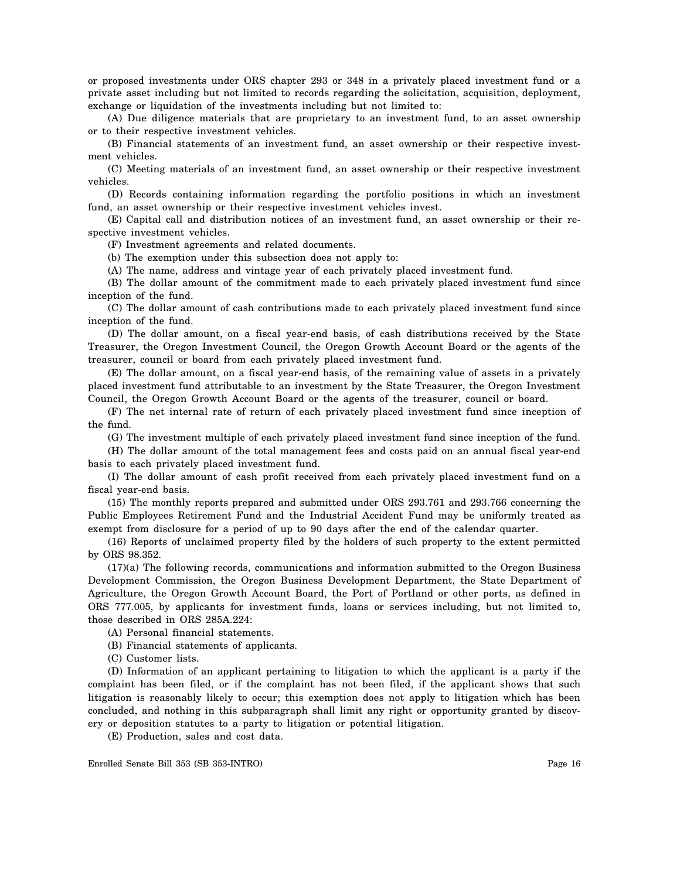or proposed investments under ORS chapter 293 or 348 in a privately placed investment fund or a private asset including but not limited to records regarding the solicitation, acquisition, deployment, exchange or liquidation of the investments including but not limited to:

(A) Due diligence materials that are proprietary to an investment fund, to an asset ownership or to their respective investment vehicles.

(B) Financial statements of an investment fund, an asset ownership or their respective investment vehicles.

(C) Meeting materials of an investment fund, an asset ownership or their respective investment vehicles.

(D) Records containing information regarding the portfolio positions in which an investment fund, an asset ownership or their respective investment vehicles invest.

(E) Capital call and distribution notices of an investment fund, an asset ownership or their respective investment vehicles.

(F) Investment agreements and related documents.

(b) The exemption under this subsection does not apply to:

(A) The name, address and vintage year of each privately placed investment fund.

(B) The dollar amount of the commitment made to each privately placed investment fund since inception of the fund.

(C) The dollar amount of cash contributions made to each privately placed investment fund since inception of the fund.

(D) The dollar amount, on a fiscal year-end basis, of cash distributions received by the State Treasurer, the Oregon Investment Council, the Oregon Growth Account Board or the agents of the treasurer, council or board from each privately placed investment fund.

(E) The dollar amount, on a fiscal year-end basis, of the remaining value of assets in a privately placed investment fund attributable to an investment by the State Treasurer, the Oregon Investment Council, the Oregon Growth Account Board or the agents of the treasurer, council or board.

(F) The net internal rate of return of each privately placed investment fund since inception of the fund.

(G) The investment multiple of each privately placed investment fund since inception of the fund.

(H) The dollar amount of the total management fees and costs paid on an annual fiscal year-end basis to each privately placed investment fund.

(I) The dollar amount of cash profit received from each privately placed investment fund on a fiscal year-end basis.

(15) The monthly reports prepared and submitted under ORS 293.761 and 293.766 concerning the Public Employees Retirement Fund and the Industrial Accident Fund may be uniformly treated as exempt from disclosure for a period of up to 90 days after the end of the calendar quarter.

(16) Reports of unclaimed property filed by the holders of such property to the extent permitted by ORS 98.352.

(17)(a) The following records, communications and information submitted to the Oregon Business Development Commission, the Oregon Business Development Department, the State Department of Agriculture, the Oregon Growth Account Board, the Port of Portland or other ports, as defined in ORS 777.005, by applicants for investment funds, loans or services including, but not limited to, those described in ORS 285A.224:

(A) Personal financial statements.

(B) Financial statements of applicants.

(C) Customer lists.

(D) Information of an applicant pertaining to litigation to which the applicant is a party if the complaint has been filed, or if the complaint has not been filed, if the applicant shows that such litigation is reasonably likely to occur; this exemption does not apply to litigation which has been concluded, and nothing in this subparagraph shall limit any right or opportunity granted by discovery or deposition statutes to a party to litigation or potential litigation.

(E) Production, sales and cost data.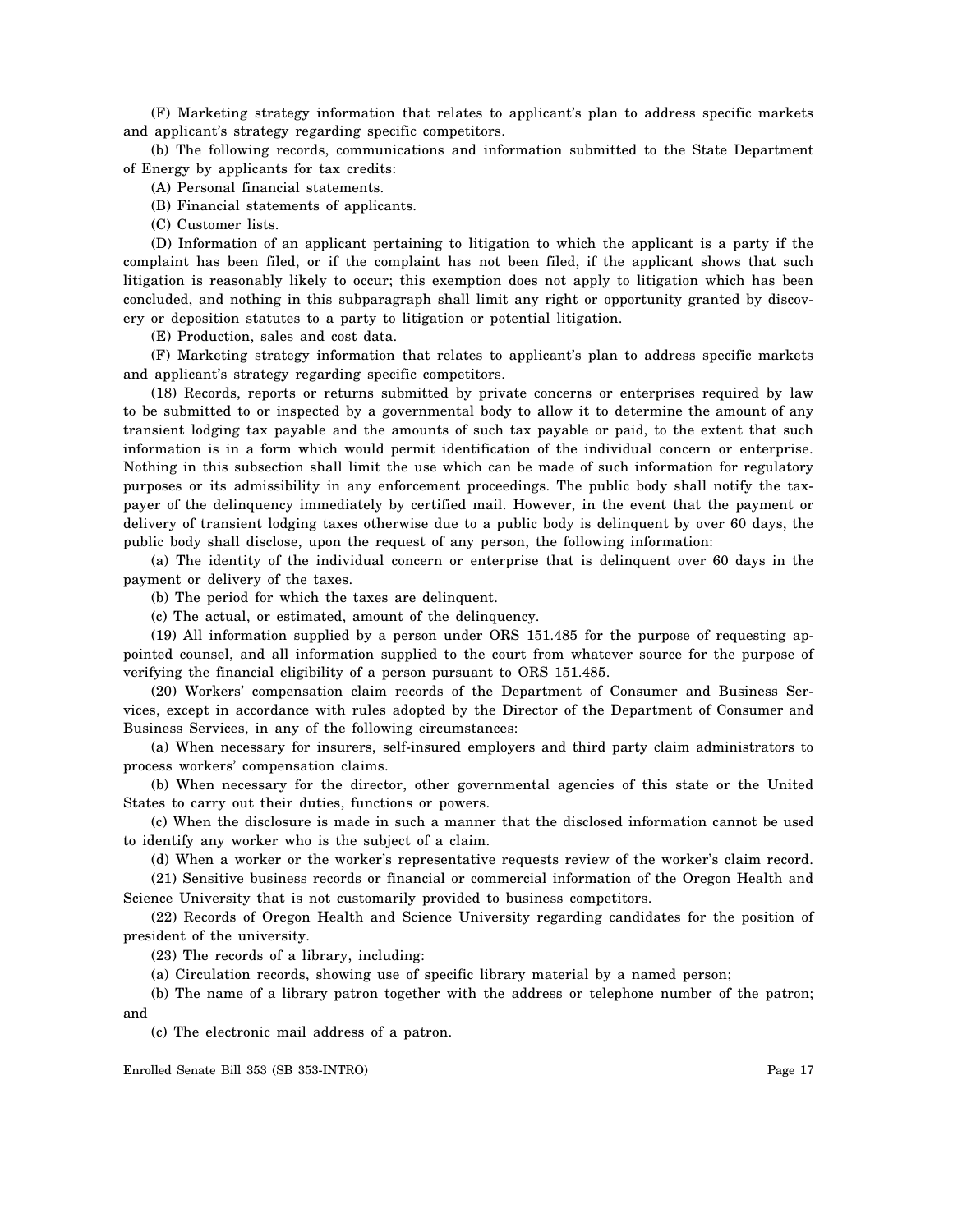(F) Marketing strategy information that relates to applicant's plan to address specific markets and applicant's strategy regarding specific competitors.

(b) The following records, communications and information submitted to the State Department of Energy by applicants for tax credits:

(A) Personal financial statements.

(B) Financial statements of applicants.

(C) Customer lists.

(D) Information of an applicant pertaining to litigation to which the applicant is a party if the complaint has been filed, or if the complaint has not been filed, if the applicant shows that such litigation is reasonably likely to occur; this exemption does not apply to litigation which has been concluded, and nothing in this subparagraph shall limit any right or opportunity granted by discovery or deposition statutes to a party to litigation or potential litigation.

(E) Production, sales and cost data.

(F) Marketing strategy information that relates to applicant's plan to address specific markets and applicant's strategy regarding specific competitors.

(18) Records, reports or returns submitted by private concerns or enterprises required by law to be submitted to or inspected by a governmental body to allow it to determine the amount of any transient lodging tax payable and the amounts of such tax payable or paid, to the extent that such information is in a form which would permit identification of the individual concern or enterprise. Nothing in this subsection shall limit the use which can be made of such information for regulatory purposes or its admissibility in any enforcement proceedings. The public body shall notify the taxpayer of the delinquency immediately by certified mail. However, in the event that the payment or delivery of transient lodging taxes otherwise due to a public body is delinquent by over 60 days, the public body shall disclose, upon the request of any person, the following information:

(a) The identity of the individual concern or enterprise that is delinquent over 60 days in the payment or delivery of the taxes.

(b) The period for which the taxes are delinquent.

(c) The actual, or estimated, amount of the delinquency.

(19) All information supplied by a person under ORS 151.485 for the purpose of requesting appointed counsel, and all information supplied to the court from whatever source for the purpose of verifying the financial eligibility of a person pursuant to ORS 151.485.

(20) Workers' compensation claim records of the Department of Consumer and Business Services, except in accordance with rules adopted by the Director of the Department of Consumer and Business Services, in any of the following circumstances:

(a) When necessary for insurers, self-insured employers and third party claim administrators to process workers' compensation claims.

(b) When necessary for the director, other governmental agencies of this state or the United States to carry out their duties, functions or powers.

(c) When the disclosure is made in such a manner that the disclosed information cannot be used to identify any worker who is the subject of a claim.

(d) When a worker or the worker's representative requests review of the worker's claim record.

(21) Sensitive business records or financial or commercial information of the Oregon Health and Science University that is not customarily provided to business competitors.

(22) Records of Oregon Health and Science University regarding candidates for the position of president of the university.

(23) The records of a library, including:

(a) Circulation records, showing use of specific library material by a named person;

(b) The name of a library patron together with the address or telephone number of the patron; and

(c) The electronic mail address of a patron.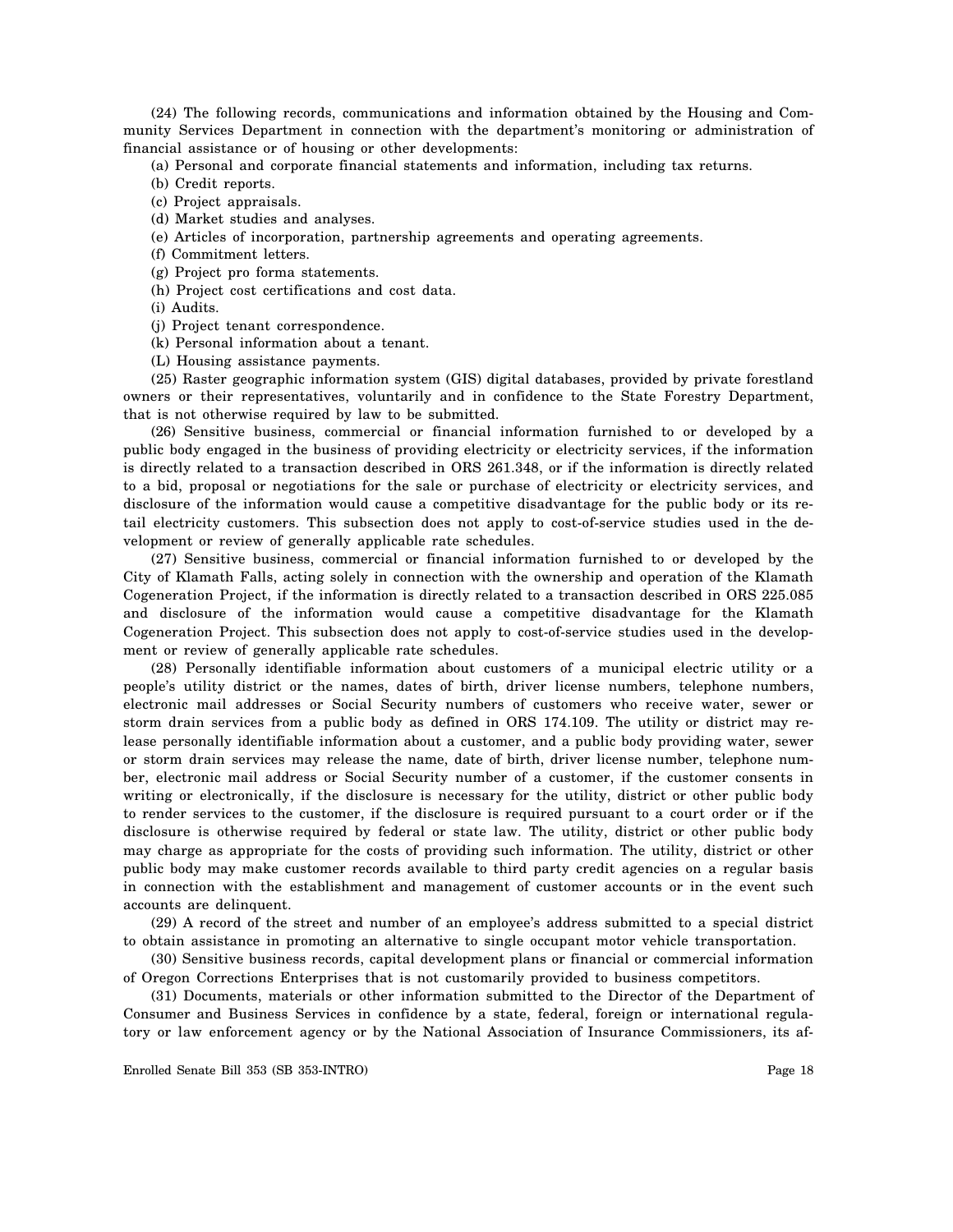(24) The following records, communications and information obtained by the Housing and Community Services Department in connection with the department's monitoring or administration of financial assistance or of housing or other developments:

(a) Personal and corporate financial statements and information, including tax returns.

(b) Credit reports.

(c) Project appraisals.

(d) Market studies and analyses.

(e) Articles of incorporation, partnership agreements and operating agreements.

(f) Commitment letters.

(g) Project pro forma statements.

(h) Project cost certifications and cost data.

(i) Audits.

(j) Project tenant correspondence.

(k) Personal information about a tenant.

(L) Housing assistance payments.

(25) Raster geographic information system (GIS) digital databases, provided by private forestland owners or their representatives, voluntarily and in confidence to the State Forestry Department, that is not otherwise required by law to be submitted.

(26) Sensitive business, commercial or financial information furnished to or developed by a public body engaged in the business of providing electricity or electricity services, if the information is directly related to a transaction described in ORS 261.348, or if the information is directly related to a bid, proposal or negotiations for the sale or purchase of electricity or electricity services, and disclosure of the information would cause a competitive disadvantage for the public body or its retail electricity customers. This subsection does not apply to cost-of-service studies used in the development or review of generally applicable rate schedules.

(27) Sensitive business, commercial or financial information furnished to or developed by the City of Klamath Falls, acting solely in connection with the ownership and operation of the Klamath Cogeneration Project, if the information is directly related to a transaction described in ORS 225.085 and disclosure of the information would cause a competitive disadvantage for the Klamath Cogeneration Project. This subsection does not apply to cost-of-service studies used in the development or review of generally applicable rate schedules.

(28) Personally identifiable information about customers of a municipal electric utility or a people's utility district or the names, dates of birth, driver license numbers, telephone numbers, electronic mail addresses or Social Security numbers of customers who receive water, sewer or storm drain services from a public body as defined in ORS 174.109. The utility or district may release personally identifiable information about a customer, and a public body providing water, sewer or storm drain services may release the name, date of birth, driver license number, telephone number, electronic mail address or Social Security number of a customer, if the customer consents in writing or electronically, if the disclosure is necessary for the utility, district or other public body to render services to the customer, if the disclosure is required pursuant to a court order or if the disclosure is otherwise required by federal or state law. The utility, district or other public body may charge as appropriate for the costs of providing such information. The utility, district or other public body may make customer records available to third party credit agencies on a regular basis in connection with the establishment and management of customer accounts or in the event such accounts are delinquent.

(29) A record of the street and number of an employee's address submitted to a special district to obtain assistance in promoting an alternative to single occupant motor vehicle transportation.

(30) Sensitive business records, capital development plans or financial or commercial information of Oregon Corrections Enterprises that is not customarily provided to business competitors.

(31) Documents, materials or other information submitted to the Director of the Department of Consumer and Business Services in confidence by a state, federal, foreign or international regulatory or law enforcement agency or by the National Association of Insurance Commissioners, its af-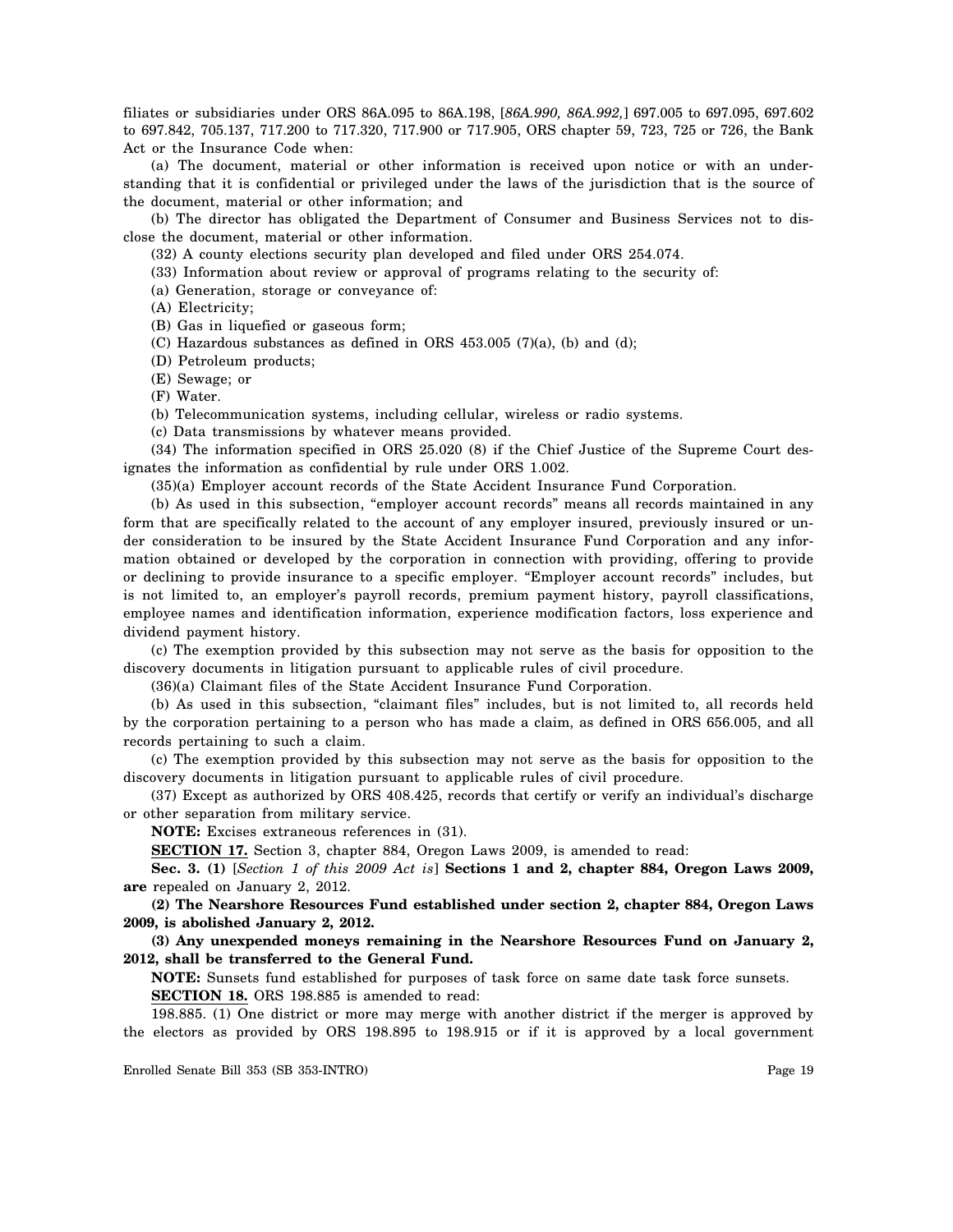filiates or subsidiaries under ORS 86A.095 to 86A.198, [*86A.990, 86A.992,*] 697.005 to 697.095, 697.602 to 697.842, 705.137, 717.200 to 717.320, 717.900 or 717.905, ORS chapter 59, 723, 725 or 726, the Bank Act or the Insurance Code when:

(a) The document, material or other information is received upon notice or with an understanding that it is confidential or privileged under the laws of the jurisdiction that is the source of the document, material or other information; and

(b) The director has obligated the Department of Consumer and Business Services not to disclose the document, material or other information.

(32) A county elections security plan developed and filed under ORS 254.074.

(33) Information about review or approval of programs relating to the security of:

(a) Generation, storage or conveyance of:

(A) Electricity;

(B) Gas in liquefied or gaseous form;

(C) Hazardous substances as defined in ORS 453.005 (7)(a), (b) and (d);

(D) Petroleum products;

(E) Sewage; or

(F) Water.

(b) Telecommunication systems, including cellular, wireless or radio systems.

(c) Data transmissions by whatever means provided.

(34) The information specified in ORS 25.020 (8) if the Chief Justice of the Supreme Court designates the information as confidential by rule under ORS 1.002.

(35)(a) Employer account records of the State Accident Insurance Fund Corporation.

(b) As used in this subsection, "employer account records" means all records maintained in any form that are specifically related to the account of any employer insured, previously insured or under consideration to be insured by the State Accident Insurance Fund Corporation and any information obtained or developed by the corporation in connection with providing, offering to provide or declining to provide insurance to a specific employer. "Employer account records" includes, but is not limited to, an employer's payroll records, premium payment history, payroll classifications, employee names and identification information, experience modification factors, loss experience and dividend payment history.

(c) The exemption provided by this subsection may not serve as the basis for opposition to the discovery documents in litigation pursuant to applicable rules of civil procedure.

(36)(a) Claimant files of the State Accident Insurance Fund Corporation.

(b) As used in this subsection, "claimant files" includes, but is not limited to, all records held by the corporation pertaining to a person who has made a claim, as defined in ORS 656.005, and all records pertaining to such a claim.

(c) The exemption provided by this subsection may not serve as the basis for opposition to the discovery documents in litigation pursuant to applicable rules of civil procedure.

(37) Except as authorized by ORS 408.425, records that certify or verify an individual's discharge or other separation from military service.

**NOTE:** Excises extraneous references in (31).

**SECTION 17.** Section 3, chapter 884, Oregon Laws 2009, is amended to read:

**Sec. 3. (1)** [*Section 1 of this 2009 Act is*] **Sections 1 and 2, chapter 884, Oregon Laws 2009, are** repealed on January 2, 2012.

**(2) The Nearshore Resources Fund established under section 2, chapter 884, Oregon Laws 2009, is abolished January 2, 2012.**

**(3) Any unexpended moneys remaining in the Nearshore Resources Fund on January 2, 2012, shall be transferred to the General Fund.**

**NOTE:** Sunsets fund established for purposes of task force on same date task force sunsets.

**SECTION 18.** ORS 198.885 is amended to read:

198.885. (1) One district or more may merge with another district if the merger is approved by the electors as provided by ORS 198.895 to 198.915 or if it is approved by a local government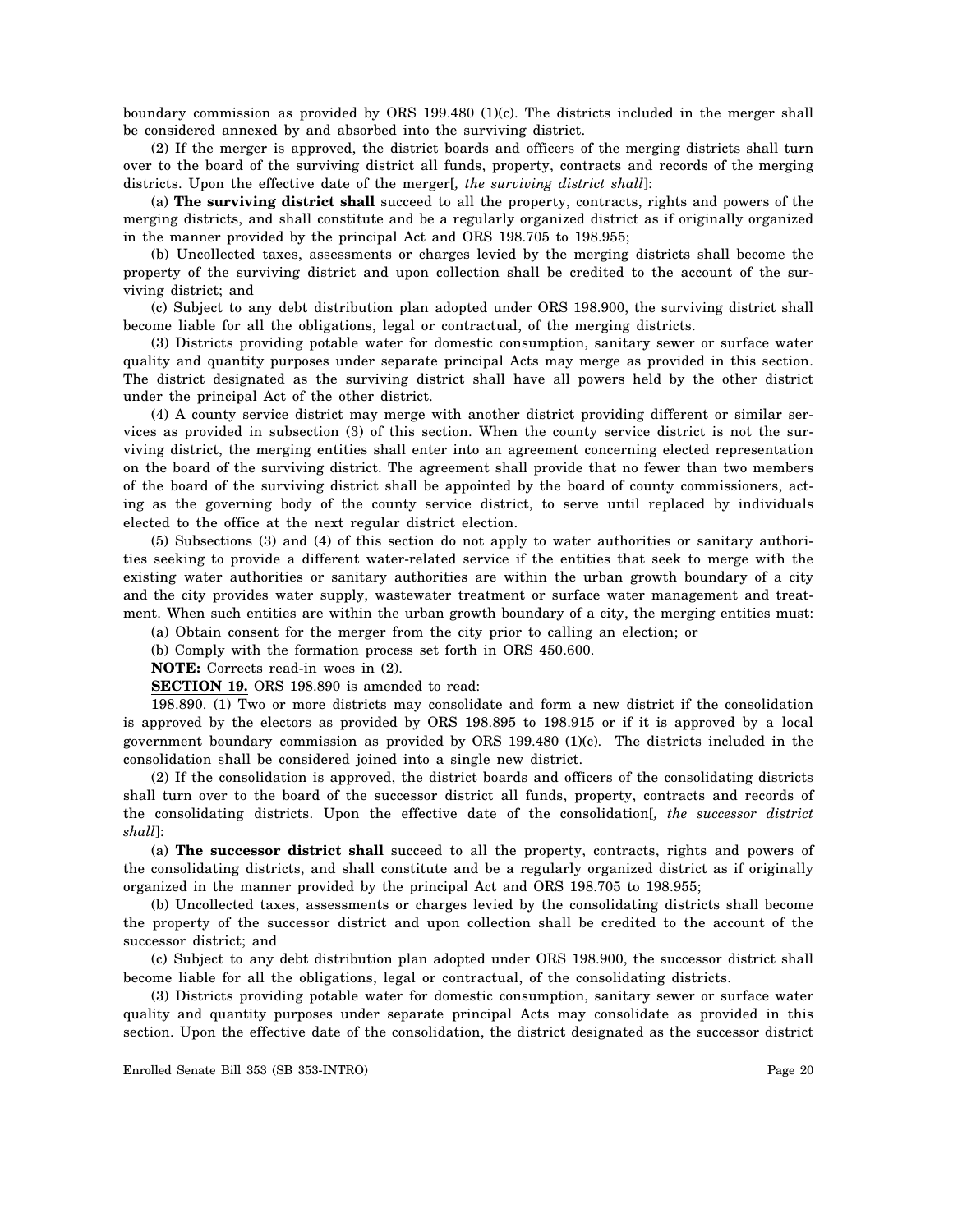boundary commission as provided by ORS 199.480 (1)(c). The districts included in the merger shall be considered annexed by and absorbed into the surviving district.

(2) If the merger is approved, the district boards and officers of the merging districts shall turn over to the board of the surviving district all funds, property, contracts and records of the merging districts. Upon the effective date of the merger[*, the surviving district shall*]:

(a) **The surviving district shall** succeed to all the property, contracts, rights and powers of the merging districts, and shall constitute and be a regularly organized district as if originally organized in the manner provided by the principal Act and ORS 198.705 to 198.955;

(b) Uncollected taxes, assessments or charges levied by the merging districts shall become the property of the surviving district and upon collection shall be credited to the account of the surviving district; and

(c) Subject to any debt distribution plan adopted under ORS 198.900, the surviving district shall become liable for all the obligations, legal or contractual, of the merging districts.

(3) Districts providing potable water for domestic consumption, sanitary sewer or surface water quality and quantity purposes under separate principal Acts may merge as provided in this section. The district designated as the surviving district shall have all powers held by the other district under the principal Act of the other district.

(4) A county service district may merge with another district providing different or similar services as provided in subsection (3) of this section. When the county service district is not the surviving district, the merging entities shall enter into an agreement concerning elected representation on the board of the surviving district. The agreement shall provide that no fewer than two members of the board of the surviving district shall be appointed by the board of county commissioners, acting as the governing body of the county service district, to serve until replaced by individuals elected to the office at the next regular district election.

(5) Subsections (3) and (4) of this section do not apply to water authorities or sanitary authorities seeking to provide a different water-related service if the entities that seek to merge with the existing water authorities or sanitary authorities are within the urban growth boundary of a city and the city provides water supply, wastewater treatment or surface water management and treatment. When such entities are within the urban growth boundary of a city, the merging entities must:

(a) Obtain consent for the merger from the city prior to calling an election; or

(b) Comply with the formation process set forth in ORS 450.600.

**NOTE:** Corrects read-in woes in (2).

**SECTION 19.** ORS 198.890 is amended to read:

198.890. (1) Two or more districts may consolidate and form a new district if the consolidation is approved by the electors as provided by ORS 198.895 to 198.915 or if it is approved by a local government boundary commission as provided by ORS 199.480 (1)(c). The districts included in the consolidation shall be considered joined into a single new district.

(2) If the consolidation is approved, the district boards and officers of the consolidating districts shall turn over to the board of the successor district all funds, property, contracts and records of the consolidating districts. Upon the effective date of the consolidation[*, the successor district shall*]:

(a) **The successor district shall** succeed to all the property, contracts, rights and powers of the consolidating districts, and shall constitute and be a regularly organized district as if originally organized in the manner provided by the principal Act and ORS 198.705 to 198.955;

(b) Uncollected taxes, assessments or charges levied by the consolidating districts shall become the property of the successor district and upon collection shall be credited to the account of the successor district; and

(c) Subject to any debt distribution plan adopted under ORS 198.900, the successor district shall become liable for all the obligations, legal or contractual, of the consolidating districts.

(3) Districts providing potable water for domestic consumption, sanitary sewer or surface water quality and quantity purposes under separate principal Acts may consolidate as provided in this section. Upon the effective date of the consolidation, the district designated as the successor district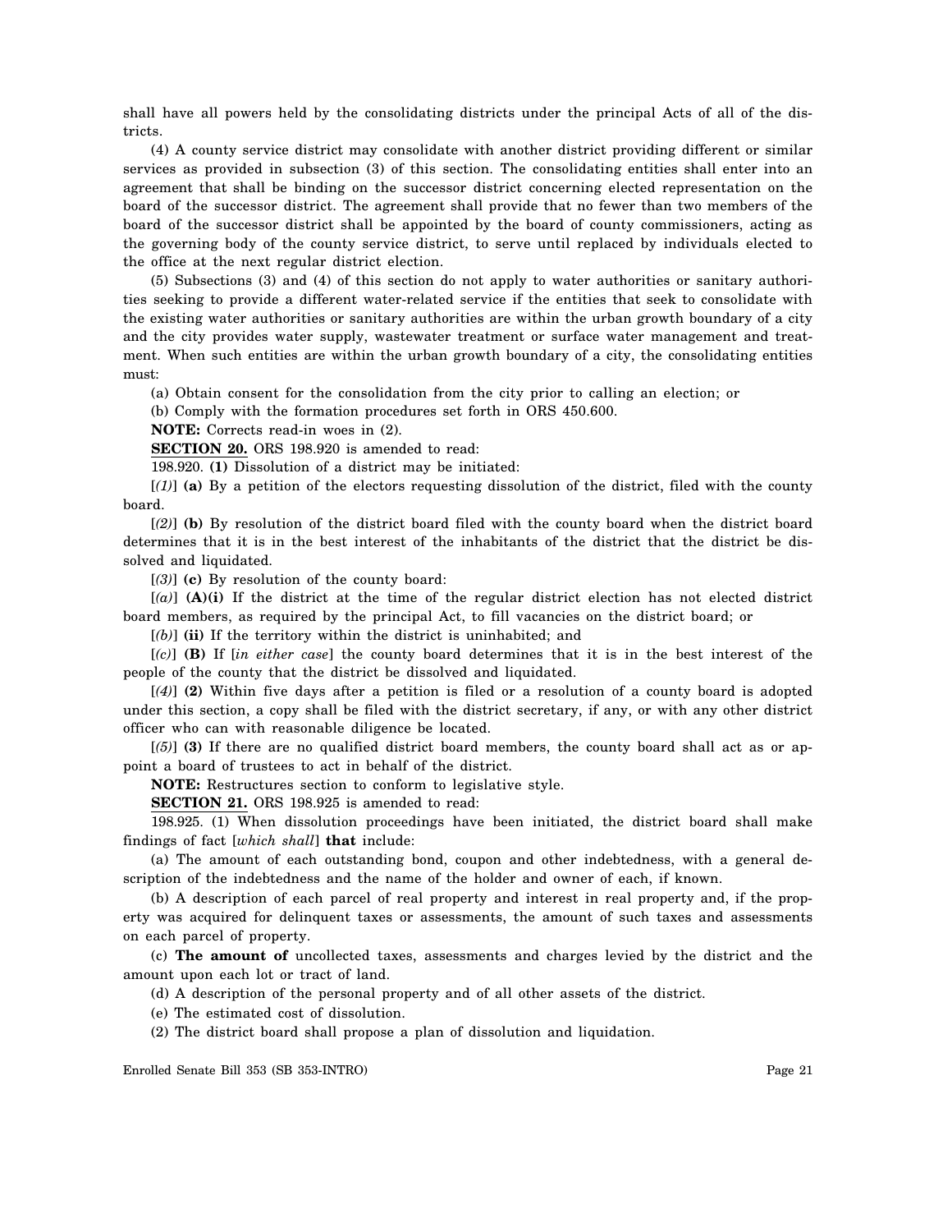shall have all powers held by the consolidating districts under the principal Acts of all of the districts.

(4) A county service district may consolidate with another district providing different or similar services as provided in subsection (3) of this section. The consolidating entities shall enter into an agreement that shall be binding on the successor district concerning elected representation on the board of the successor district. The agreement shall provide that no fewer than two members of the board of the successor district shall be appointed by the board of county commissioners, acting as the governing body of the county service district, to serve until replaced by individuals elected to the office at the next regular district election.

(5) Subsections (3) and (4) of this section do not apply to water authorities or sanitary authorities seeking to provide a different water-related service if the entities that seek to consolidate with the existing water authorities or sanitary authorities are within the urban growth boundary of a city and the city provides water supply, wastewater treatment or surface water management and treatment. When such entities are within the urban growth boundary of a city, the consolidating entities must:

(a) Obtain consent for the consolidation from the city prior to calling an election; or

(b) Comply with the formation procedures set forth in ORS 450.600.

**NOTE:** Corrects read-in woes in (2).

**SECTION 20.** ORS 198.920 is amended to read:

198.920. **(1)** Dissolution of a district may be initiated:

[*(1)*] **(a)** By a petition of the electors requesting dissolution of the district, filed with the county board.

[*(2)*] **(b)** By resolution of the district board filed with the county board when the district board determines that it is in the best interest of the inhabitants of the district that the district be dissolved and liquidated.

[*(3)*] **(c)** By resolution of the county board:

[*(a)*] **(A)(i)** If the district at the time of the regular district election has not elected district board members, as required by the principal Act, to fill vacancies on the district board; or

[*(b)*] **(ii)** If the territory within the district is uninhabited; and

[*(c)*] **(B)** If [*in either case*] the county board determines that it is in the best interest of the people of the county that the district be dissolved and liquidated.

[*(4)*] **(2)** Within five days after a petition is filed or a resolution of a county board is adopted under this section, a copy shall be filed with the district secretary, if any, or with any other district officer who can with reasonable diligence be located.

[*(5)*] **(3)** If there are no qualified district board members, the county board shall act as or appoint a board of trustees to act in behalf of the district.

**NOTE:** Restructures section to conform to legislative style.

**SECTION 21.** ORS 198.925 is amended to read:

198.925. (1) When dissolution proceedings have been initiated, the district board shall make findings of fact [*which shall*] **that** include:

(a) The amount of each outstanding bond, coupon and other indebtedness, with a general description of the indebtedness and the name of the holder and owner of each, if known.

(b) A description of each parcel of real property and interest in real property and, if the property was acquired for delinquent taxes or assessments, the amount of such taxes and assessments on each parcel of property.

(c) **The amount of** uncollected taxes, assessments and charges levied by the district and the amount upon each lot or tract of land.

(d) A description of the personal property and of all other assets of the district.

(e) The estimated cost of dissolution.

(2) The district board shall propose a plan of dissolution and liquidation.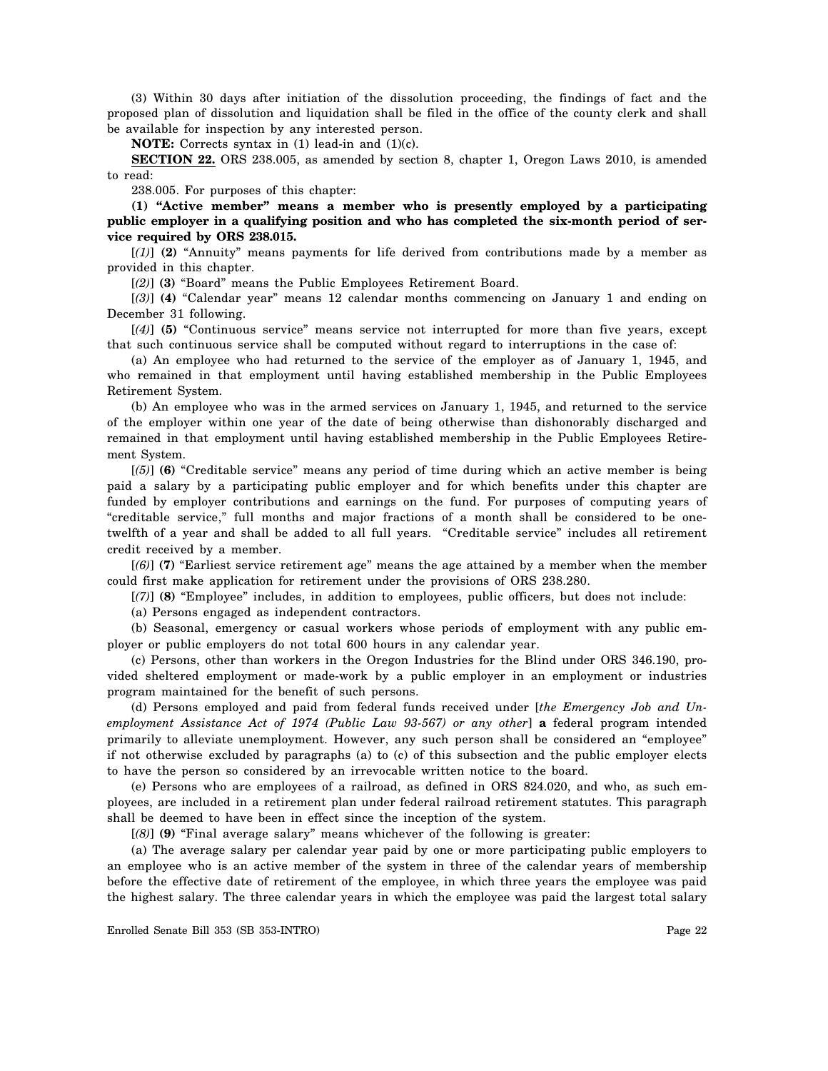(3) Within 30 days after initiation of the dissolution proceeding, the findings of fact and the proposed plan of dissolution and liquidation shall be filed in the office of the county clerk and shall be available for inspection by any interested person.

**NOTE:** Corrects syntax in (1) lead-in and (1)(c).

**SECTION 22.** ORS 238.005, as amended by section 8, chapter 1, Oregon Laws 2010, is amended to read:

238.005. For purposes of this chapter:

**(1) "Active member" means a member who is presently employed by a participating public employer in a qualifying position and who has completed the six-month period of service required by ORS 238.015.**

[*(1)*] **(2)** "Annuity" means payments for life derived from contributions made by a member as provided in this chapter.

[*(2)*] **(3)** "Board" means the Public Employees Retirement Board.

[*(3)*] **(4)** "Calendar year" means 12 calendar months commencing on January 1 and ending on December 31 following.

[*(4)*] **(5)** "Continuous service" means service not interrupted for more than five years, except that such continuous service shall be computed without regard to interruptions in the case of:

(a) An employee who had returned to the service of the employer as of January 1, 1945, and who remained in that employment until having established membership in the Public Employees Retirement System.

(b) An employee who was in the armed services on January 1, 1945, and returned to the service of the employer within one year of the date of being otherwise than dishonorably discharged and remained in that employment until having established membership in the Public Employees Retirement System.

[*(5)*] **(6)** "Creditable service" means any period of time during which an active member is being paid a salary by a participating public employer and for which benefits under this chapter are funded by employer contributions and earnings on the fund. For purposes of computing years of "creditable service," full months and major fractions of a month shall be considered to be one-twelfth of a year and shall be added to all full years. "Creditable service" includes all retirement credit received by a member.

[*(6)*] **(7)** "Earliest service retirement age" means the age attained by a member when the member could first make application for retirement under the provisions of ORS 238.280.

[*(7)*] **(8)** "Employee" includes, in addition to employees, public officers, but does not include:

(a) Persons engaged as independent contractors.

(b) Seasonal, emergency or casual workers whose periods of employment with any public employer or public employers do not total 600 hours in any calendar year.

(c) Persons, other than workers in the Oregon Industries for the Blind under ORS 346.190, provided sheltered employment or made-work by a public employer in an employment or industries program maintained for the benefit of such persons.

(d) Persons employed and paid from federal funds received under [*the Emergency Job and Unemployment Assistance Act of 1974 (Public Law 93-567) or any other*] **a** federal program intended primarily to alleviate unemployment. However, any such person shall be considered an "employee" if not otherwise excluded by paragraphs (a) to (c) of this subsection and the public employer elects to have the person so considered by an irrevocable written notice to the board.

(e) Persons who are employees of a railroad, as defined in ORS 824.020, and who, as such employees, are included in a retirement plan under federal railroad retirement statutes. This paragraph shall be deemed to have been in effect since the inception of the system.

[*(8)*] **(9)** "Final average salary" means whichever of the following is greater:

(a) The average salary per calendar year paid by one or more participating public employers to an employee who is an active member of the system in three of the calendar years of membership before the effective date of retirement of the employee, in which three years the employee was paid the highest salary. The three calendar years in which the employee was paid the largest total salary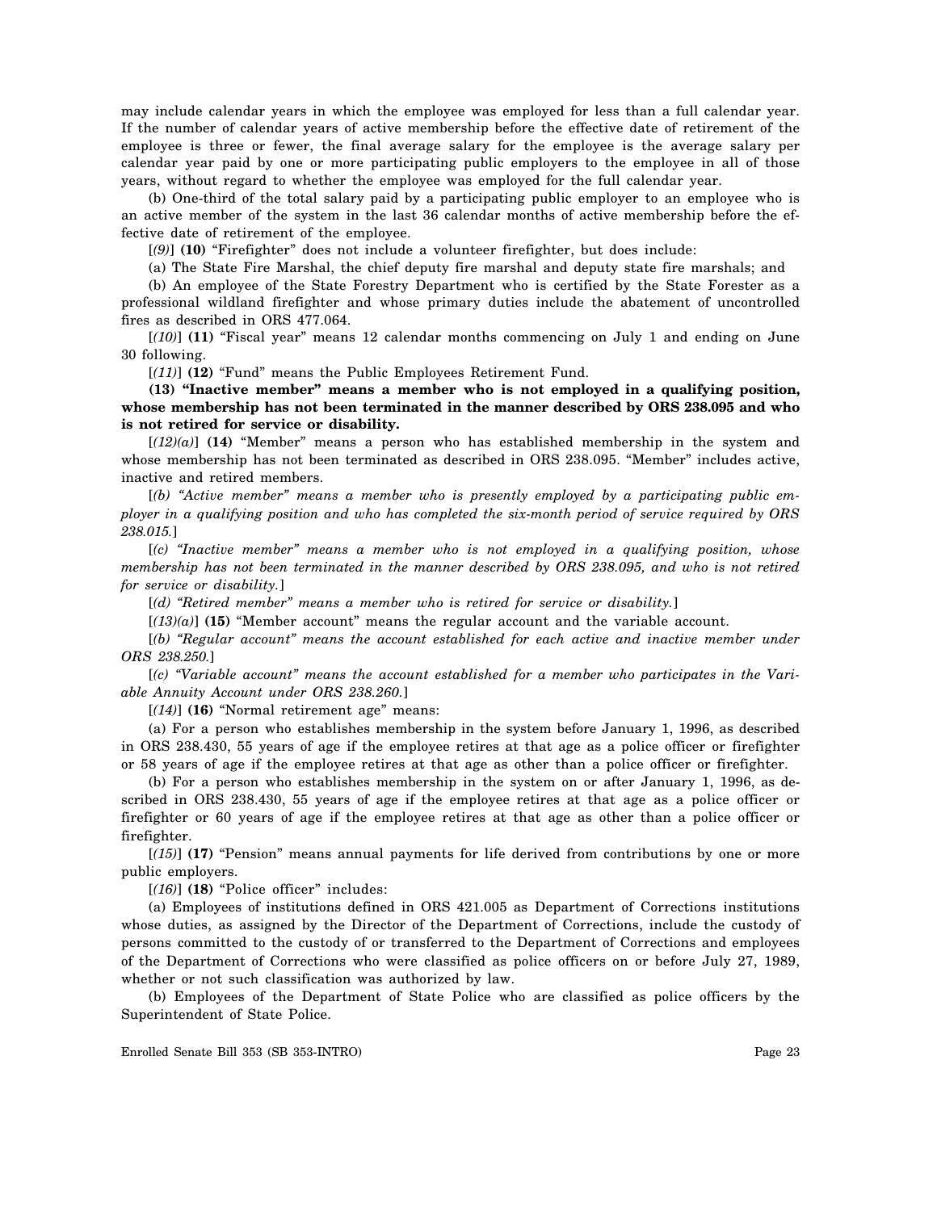may include calendar years in which the employee was employed for less than a full calendar year. If the number of calendar years of active membership before the effective date of retirement of the employee is three or fewer, the final average salary for the employee is the average salary per calendar year paid by one or more participating public employers to the employee in all of those years, without regard to whether the employee was employed for the full calendar year.

(b) One-third of the total salary paid by a participating public employer to an employee who is an active member of the system in the last 36 calendar months of active membership before the effective date of retirement of the employee.

[*(9)*] **(10)** "Firefighter" does not include a volunteer firefighter, but does include:

(a) The State Fire Marshal, the chief deputy fire marshal and deputy state fire marshals; and

(b) An employee of the State Forestry Department who is certified by the State Forester as a professional wildland firefighter and whose primary duties include the abatement of uncontrolled fires as described in ORS 477.064.

[*(10)*] **(11)** "Fiscal year" means 12 calendar months commencing on July 1 and ending on June 30 following.

[*(11)*] **(12)** "Fund" means the Public Employees Retirement Fund.

**(13) "Inactive member" means a member who is not employed in a qualifying position, whose membership has not been terminated in the manner described by ORS 238.095 and who is not retired for service or disability.**

[*(12)(a)*] **(14)** "Member" means a person who has established membership in the system and whose membership has not been terminated as described in ORS 238.095. "Member" includes active, inactive and retired members.

[*(b) "Active member" means a member who is presently employed by a participating public employer in a qualifying position and who has completed the six-month period of service required by ORS 238.015.*]

[*(c) "Inactive member" means a member who is not employed in a qualifying position, whose membership has not been terminated in the manner described by ORS 238.095, and who is not retired for service or disability.*]

[*(d) "Retired member" means a member who is retired for service or disability.*]

[*(13)(a)*] **(15)** "Member account" means the regular account and the variable account.

[*(b) "Regular account" means the account established for each active and inactive member under ORS 238.250.*]

[*(c) "Variable account" means the account established for a member who participates in the Variable Annuity Account under ORS 238.260.*]

[*(14)*] **(16)** "Normal retirement age" means:

(a) For a person who establishes membership in the system before January 1, 1996, as described in ORS 238.430, 55 years of age if the employee retires at that age as a police officer or firefighter or 58 years of age if the employee retires at that age as other than a police officer or firefighter.

(b) For a person who establishes membership in the system on or after January 1, 1996, as described in ORS 238.430, 55 years of age if the employee retires at that age as a police officer or firefighter or 60 years of age if the employee retires at that age as other than a police officer or firefighter.

[*(15)*] **(17)** "Pension" means annual payments for life derived from contributions by one or more public employers.

[*(16)*] **(18)** "Police officer" includes:

(a) Employees of institutions defined in ORS 421.005 as Department of Corrections institutions whose duties, as assigned by the Director of the Department of Corrections, include the custody of persons committed to the custody of or transferred to the Department of Corrections and employees of the Department of Corrections who were classified as police officers on or before July 27, 1989, whether or not such classification was authorized by law.

(b) Employees of the Department of State Police who are classified as police officers by the Superintendent of State Police.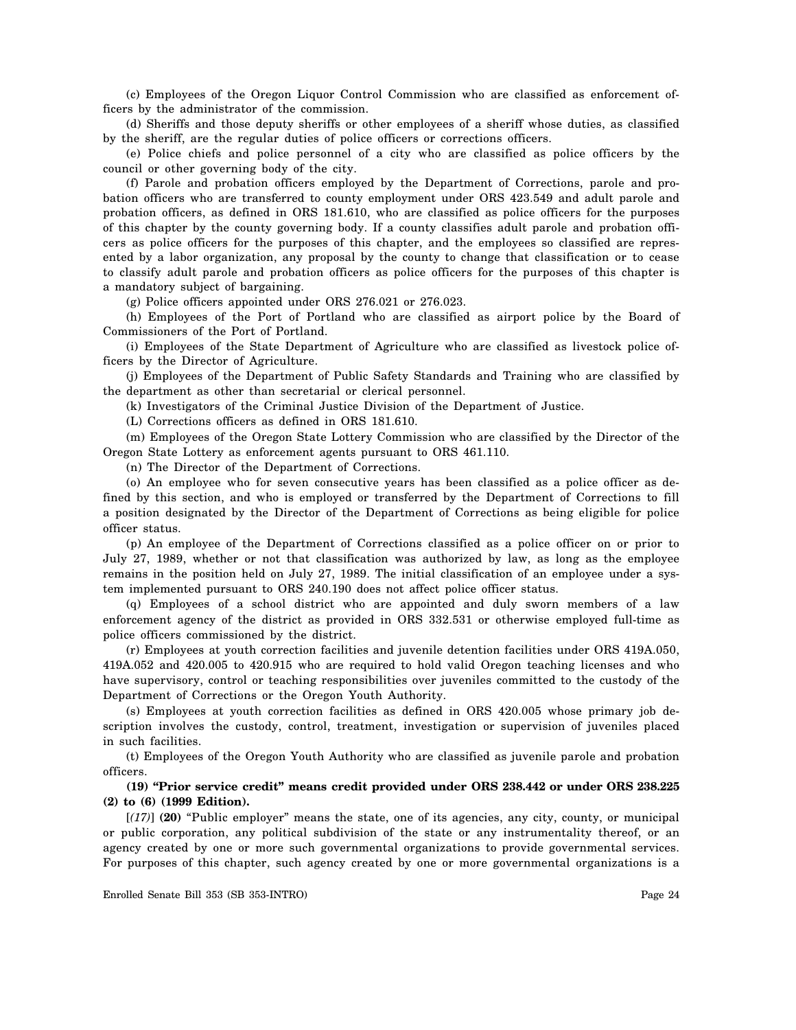(c) Employees of the Oregon Liquor Control Commission who are classified as enforcement officers by the administrator of the commission.

(d) Sheriffs and those deputy sheriffs or other employees of a sheriff whose duties, as classified by the sheriff, are the regular duties of police officers or corrections officers.

(e) Police chiefs and police personnel of a city who are classified as police officers by the council or other governing body of the city.

(f) Parole and probation officers employed by the Department of Corrections, parole and probation officers who are transferred to county employment under ORS 423.549 and adult parole and probation officers, as defined in ORS 181.610, who are classified as police officers for the purposes of this chapter by the county governing body. If a county classifies adult parole and probation officers as police officers for the purposes of this chapter, and the employees so classified are represented by a labor organization, any proposal by the county to change that classification or to cease to classify adult parole and probation officers as police officers for the purposes of this chapter is a mandatory subject of bargaining.

(g) Police officers appointed under ORS 276.021 or 276.023.

(h) Employees of the Port of Portland who are classified as airport police by the Board of Commissioners of the Port of Portland.

(i) Employees of the State Department of Agriculture who are classified as livestock police officers by the Director of Agriculture.

(j) Employees of the Department of Public Safety Standards and Training who are classified by the department as other than secretarial or clerical personnel.

(k) Investigators of the Criminal Justice Division of the Department of Justice.

(L) Corrections officers as defined in ORS 181.610.

(m) Employees of the Oregon State Lottery Commission who are classified by the Director of the Oregon State Lottery as enforcement agents pursuant to ORS 461.110.

(n) The Director of the Department of Corrections.

(o) An employee who for seven consecutive years has been classified as a police officer as defined by this section, and who is employed or transferred by the Department of Corrections to fill a position designated by the Director of the Department of Corrections as being eligible for police officer status.

(p) An employee of the Department of Corrections classified as a police officer on or prior to July 27, 1989, whether or not that classification was authorized by law, as long as the employee remains in the position held on July 27, 1989. The initial classification of an employee under a system implemented pursuant to ORS 240.190 does not affect police officer status.

(q) Employees of a school district who are appointed and duly sworn members of a law enforcement agency of the district as provided in ORS 332.531 or otherwise employed full-time as police officers commissioned by the district.

(r) Employees at youth correction facilities and juvenile detention facilities under ORS 419A.050, 419A.052 and 420.005 to 420.915 who are required to hold valid Oregon teaching licenses and who have supervisory, control or teaching responsibilities over juveniles committed to the custody of the Department of Corrections or the Oregon Youth Authority.

(s) Employees at youth correction facilities as defined in ORS 420.005 whose primary job description involves the custody, control, treatment, investigation or supervision of juveniles placed in such facilities.

(t) Employees of the Oregon Youth Authority who are classified as juvenile parole and probation officers.

**(19) "Prior service credit" means credit provided under ORS 238.442 or under ORS 238.225 (2) to (6) (1999 Edition).**

[*(17)*] **(20)** "Public employer" means the state, one of its agencies, any city, county, or municipal or public corporation, any political subdivision of the state or any instrumentality thereof, or an agency created by one or more such governmental organizations to provide governmental services. For purposes of this chapter, such agency created by one or more governmental organizations is a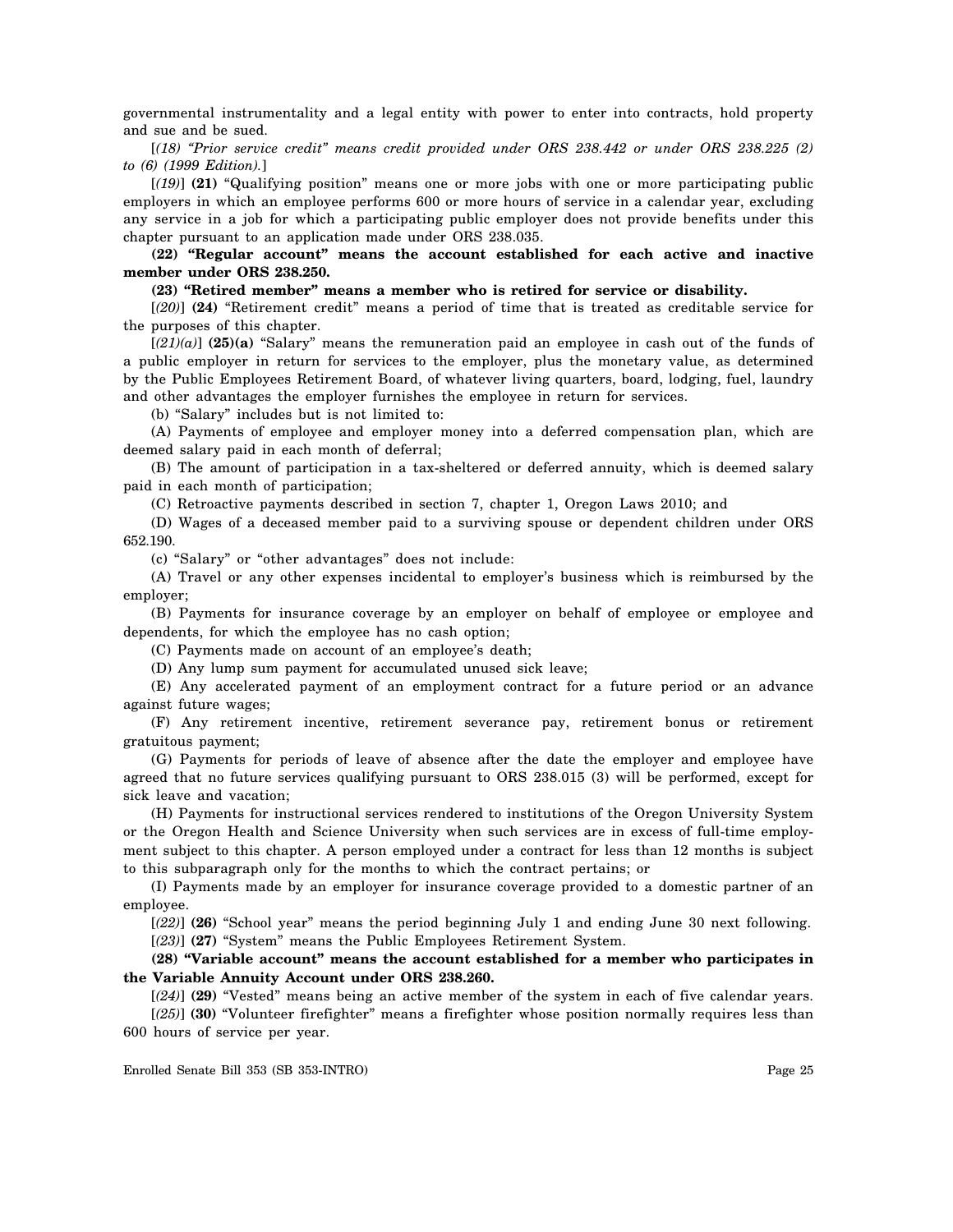governmental instrumentality and a legal entity with power to enter into contracts, hold property and sue and be sued.

[*(18) "Prior service credit" means credit provided under ORS 238.442 or under ORS 238.225 (2) to (6) (1999 Edition).*]

[*(19)*] **(21)** "Qualifying position" means one or more jobs with one or more participating public employers in which an employee performs 600 or more hours of service in a calendar year, excluding any service in a job for which a participating public employer does not provide benefits under this chapter pursuant to an application made under ORS 238.035.

**(22) "Regular account" means the account established for each active and inactive member under ORS 238.250.**

**(23) "Retired member" means a member who is retired for service or disability.**

[*(20)*] **(24)** "Retirement credit" means a period of time that is treated as creditable service for the purposes of this chapter.

[*(21)(a)*] **(25)(a)** "Salary" means the remuneration paid an employee in cash out of the funds of a public employer in return for services to the employer, plus the monetary value, as determined by the Public Employees Retirement Board, of whatever living quarters, board, lodging, fuel, laundry and other advantages the employer furnishes the employee in return for services.

(b) "Salary" includes but is not limited to:

(A) Payments of employee and employer money into a deferred compensation plan, which are deemed salary paid in each month of deferral;

(B) The amount of participation in a tax-sheltered or deferred annuity, which is deemed salary paid in each month of participation;

(C) Retroactive payments described in section 7, chapter 1, Oregon Laws 2010; and

(D) Wages of a deceased member paid to a surviving spouse or dependent children under ORS 652.190.

(c) "Salary" or "other advantages" does not include:

(A) Travel or any other expenses incidental to employer's business which is reimbursed by the employer;

(B) Payments for insurance coverage by an employer on behalf of employee or employee and dependents, for which the employee has no cash option;

(C) Payments made on account of an employee's death;

(D) Any lump sum payment for accumulated unused sick leave;

(E) Any accelerated payment of an employment contract for a future period or an advance against future wages;

(F) Any retirement incentive, retirement severance pay, retirement bonus or retirement gratuitous payment;

(G) Payments for periods of leave of absence after the date the employer and employee have agreed that no future services qualifying pursuant to ORS 238.015 (3) will be performed, except for sick leave and vacation;

(H) Payments for instructional services rendered to institutions of the Oregon University System or the Oregon Health and Science University when such services are in excess of full-time employment subject to this chapter. A person employed under a contract for less than 12 months is subject to this subparagraph only for the months to which the contract pertains; or

(I) Payments made by an employer for insurance coverage provided to a domestic partner of an employee.

[*(22)*] **(26)** "School year" means the period beginning July 1 and ending June 30 next following.

[*(23)*] **(27)** "System" means the Public Employees Retirement System.

**(28) "Variable account" means the account established for a member who participates in the Variable Annuity Account under ORS 238.260.**

[*(24)*] **(29)** "Vested" means being an active member of the system in each of five calendar years.

[*(25)*] **(30)** "Volunteer firefighter" means a firefighter whose position normally requires less than 600 hours of service per year.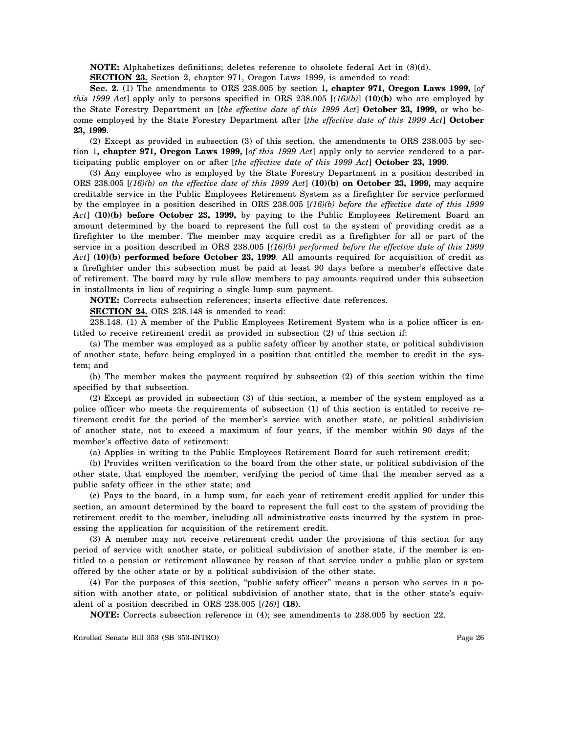**NOTE:** Alphabetizes definitions; deletes reference to obsolete federal Act in (8)(d).

**SECTION 23.** Section 2, chapter 971, Oregon Laws 1999, is amended to read:

**Sec. 2.** (1) The amendments to ORS 238.005 by section 1**, chapter 971, Oregon Laws 1999,** [*of this 1999 Act*] apply only to persons specified in ORS 238.005 [*(16)(b)*] **(10)(b)** who are employed by the State Forestry Department on [*the effective date of this 1999 Act*] **October 23, 1999,** or who become employed by the State Forestry Department after [*the effective date of this 1999 Act*] **October 23, 1999**.

(2) Except as provided in subsection (3) of this section, the amendments to ORS 238.005 by section 1**, chapter 971, Oregon Laws 1999,** [*of this 1999 Act*] apply only to service rendered to a participating public employer on or after [*the effective date of this 1999 Act*] **October 23, 1999**.

(3) Any employee who is employed by the State Forestry Department in a position described in ORS 238.005 [*(16)(b) on the effective date of this 1999 Act*] **(10)(b) on October 23, 1999,** may acquire creditable service in the Public Employees Retirement System as a firefighter for service performed by the employee in a position described in ORS 238.005 [*(16)(b) before the effective date of this 1999 Act*] **(10)(b) before October 23, 1999,** by paying to the Public Employees Retirement Board an amount determined by the board to represent the full cost to the system of providing credit as a firefighter to the member. The member may acquire credit as a firefighter for all or part of the service in a position described in ORS 238.005 [*(16)(b) performed before the effective date of this 1999 Act*] **(10)(b) performed before October 23, 1999**. All amounts required for acquisition of credit as a firefighter under this subsection must be paid at least 90 days before a member's effective date of retirement. The board may by rule allow members to pay amounts required under this subsection in installments in lieu of requiring a single lump sum payment.

**NOTE:** Corrects subsection references; inserts effective date references.

**SECTION 24.** ORS 238.148 is amended to read:

238.148. (1) A member of the Public Employees Retirement System who is a police officer is entitled to receive retirement credit as provided in subsection (2) of this section if:

(a) The member was employed as a public safety officer by another state, or political subdivision of another state, before being employed in a position that entitled the member to credit in the system; and

(b) The member makes the payment required by subsection (2) of this section within the time specified by that subsection.

(2) Except as provided in subsection (3) of this section, a member of the system employed as a police officer who meets the requirements of subsection (1) of this section is entitled to receive retirement credit for the period of the member's service with another state, or political subdivision of another state, not to exceed a maximum of four years, if the member within 90 days of the member's effective date of retirement:

(a) Applies in writing to the Public Employees Retirement Board for such retirement credit;

(b) Provides written verification to the board from the other state, or political subdivision of the other state, that employed the member, verifying the period of time that the member served as a public safety officer in the other state; and

(c) Pays to the board, in a lump sum, for each year of retirement credit applied for under this section, an amount determined by the board to represent the full cost to the system of providing the retirement credit to the member, including all administrative costs incurred by the system in processing the application for acquisition of the retirement credit.

(3) A member may not receive retirement credit under the provisions of this section for any period of service with another state, or political subdivision of another state, if the member is entitled to a pension or retirement allowance by reason of that service under a public plan or system offered by the other state or by a political subdivision of the other state.

(4) For the purposes of this section, "public safety officer" means a person who serves in a position with another state, or political subdivision of another state, that is the other state's equivalent of a position described in ORS 238.005 [*(16)*] **(18)**.

**NOTE:** Corrects subsection reference in (4); see amendments to 238.005 by section 22.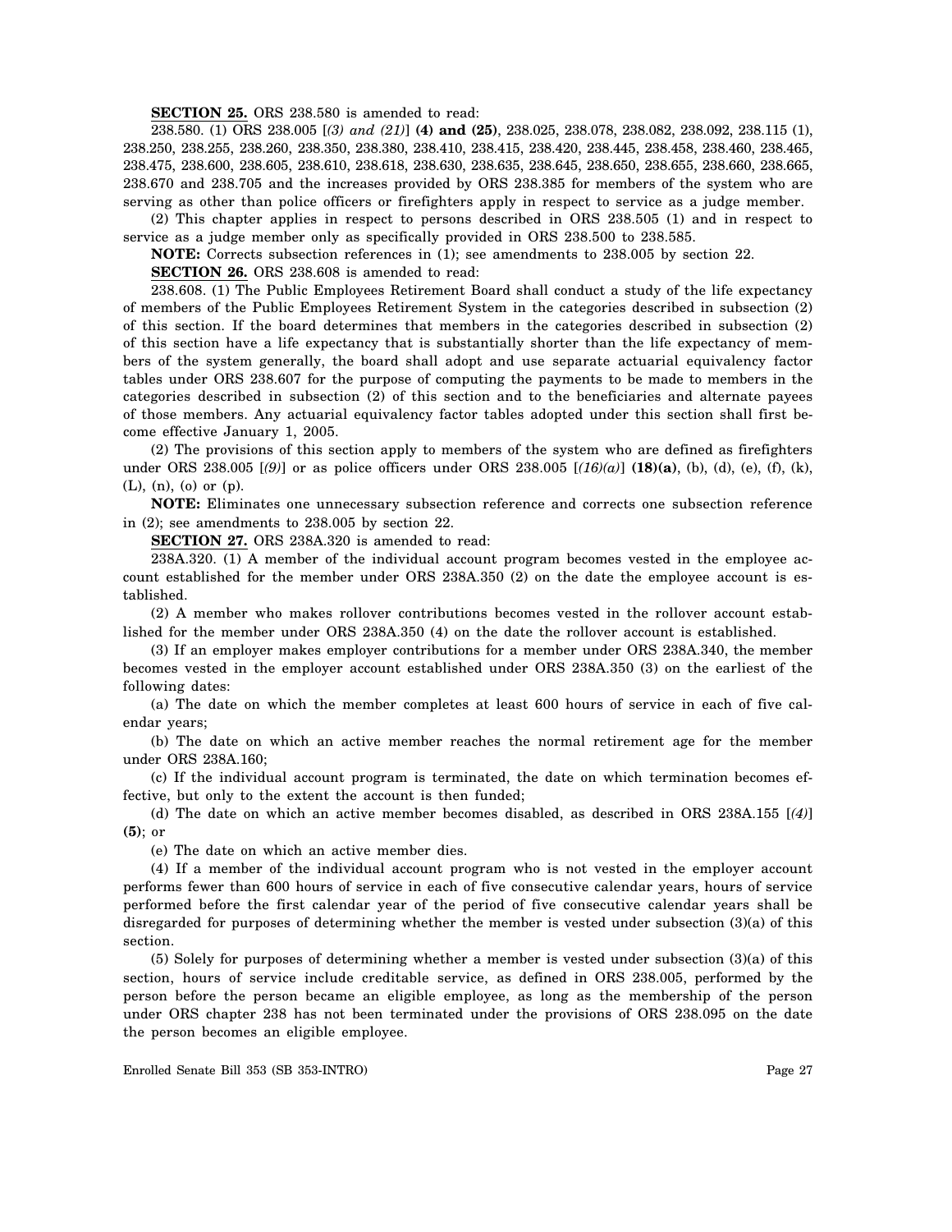**SECTION 25.** ORS 238.580 is amended to read:

238.580. (1) ORS 238.005 [*(3) and (21)*] **(4) and (25)**, 238.025, 238.078, 238.082, 238.092, 238.115 (1), 238.250, 238.255, 238.260, 238.350, 238.380, 238.410, 238.415, 238.420, 238.445, 238.458, 238.460, 238.465, 238.475, 238.600, 238.605, 238.610, 238.618, 238.630, 238.635, 238.645, 238.650, 238.655, 238.660, 238.665, 238.670 and 238.705 and the increases provided by ORS 238.385 for members of the system who are serving as other than police officers or firefighters apply in respect to service as a judge member.

(2) This chapter applies in respect to persons described in ORS 238.505 (1) and in respect to service as a judge member only as specifically provided in ORS 238.500 to 238.585.

**NOTE:** Corrects subsection references in (1); see amendments to 238.005 by section 22.

**SECTION 26.** ORS 238.608 is amended to read:

238.608. (1) The Public Employees Retirement Board shall conduct a study of the life expectancy of members of the Public Employees Retirement System in the categories described in subsection (2) of this section. If the board determines that members in the categories described in subsection (2) of this section have a life expectancy that is substantially shorter than the life expectancy of members of the system generally, the board shall adopt and use separate actuarial equivalency factor tables under ORS 238.607 for the purpose of computing the payments to be made to members in the categories described in subsection (2) of this section and to the beneficiaries and alternate payees of those members. Any actuarial equivalency factor tables adopted under this section shall first become effective January 1, 2005.

(2) The provisions of this section apply to members of the system who are defined as firefighters under ORS 238.005 [*(9)*] or as police officers under ORS 238.005 [*(16)(a)*] **(18)(a)**, (b), (d), (e), (f), (k), (L), (n), (o) or (p).

**NOTE:** Eliminates one unnecessary subsection reference and corrects one subsection reference in (2); see amendments to 238.005 by section 22.

**SECTION 27.** ORS 238A.320 is amended to read:

238A.320. (1) A member of the individual account program becomes vested in the employee account established for the member under ORS 238A.350 (2) on the date the employee account is established.

(2) A member who makes rollover contributions becomes vested in the rollover account established for the member under ORS 238A.350 (4) on the date the rollover account is established.

(3) If an employer makes employer contributions for a member under ORS 238A.340, the member becomes vested in the employer account established under ORS 238A.350 (3) on the earliest of the following dates:

(a) The date on which the member completes at least 600 hours of service in each of five calendar years;

(b) The date on which an active member reaches the normal retirement age for the member under ORS 238A.160;

(c) If the individual account program is terminated, the date on which termination becomes effective, but only to the extent the account is then funded;

(d) The date on which an active member becomes disabled, as described in ORS 238A.155 [*(4)*] **(5)**; or

(e) The date on which an active member dies.

(4) If a member of the individual account program who is not vested in the employer account performs fewer than 600 hours of service in each of five consecutive calendar years, hours of service performed before the first calendar year of the period of five consecutive calendar years shall be disregarded for purposes of determining whether the member is vested under subsection (3)(a) of this section.

(5) Solely for purposes of determining whether a member is vested under subsection (3)(a) of this section, hours of service include creditable service, as defined in ORS 238.005, performed by the person before the person became an eligible employee, as long as the membership of the person under ORS chapter 238 has not been terminated under the provisions of ORS 238.095 on the date the person becomes an eligible employee.

Enrolled Senate Bill 353 (SB 353-INTRO)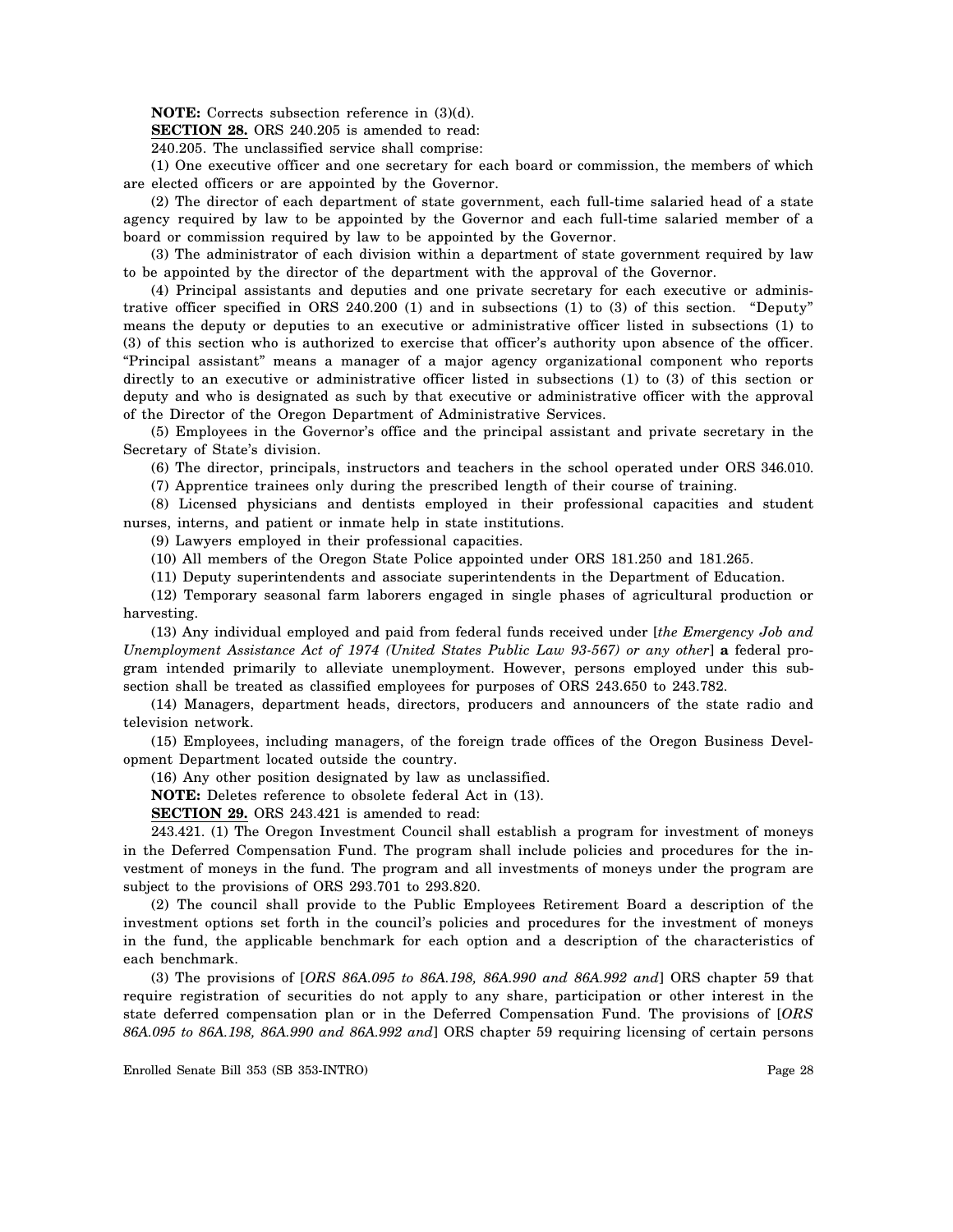**NOTE:** Corrects subsection reference in (3)(d).

**SECTION 28.** ORS 240.205 is amended to read:

240.205. The unclassified service shall comprise:

(1) One executive officer and one secretary for each board or commission, the members of which are elected officers or are appointed by the Governor.

(2) The director of each department of state government, each full-time salaried head of a state agency required by law to be appointed by the Governor and each full-time salaried member of a board or commission required by law to be appointed by the Governor.

(3) The administrator of each division within a department of state government required by law to be appointed by the director of the department with the approval of the Governor.

(4) Principal assistants and deputies and one private secretary for each executive or administrative officer specified in ORS 240.200 (1) and in subsections (1) to (3) of this section. "Deputy" means the deputy or deputies to an executive or administrative officer listed in subsections (1) to (3) of this section who is authorized to exercise that officer's authority upon absence of the officer. "Principal assistant" means a manager of a major agency organizational component who reports directly to an executive or administrative officer listed in subsections (1) to (3) of this section or deputy and who is designated as such by that executive or administrative officer with the approval of the Director of the Oregon Department of Administrative Services.

(5) Employees in the Governor's office and the principal assistant and private secretary in the Secretary of State's division.

(6) The director, principals, instructors and teachers in the school operated under ORS 346.010.

(7) Apprentice trainees only during the prescribed length of their course of training.

(8) Licensed physicians and dentists employed in their professional capacities and student nurses, interns, and patient or inmate help in state institutions.

(9) Lawyers employed in their professional capacities.

(10) All members of the Oregon State Police appointed under ORS 181.250 and 181.265.

(11) Deputy superintendents and associate superintendents in the Department of Education.

(12) Temporary seasonal farm laborers engaged in single phases of agricultural production or harvesting.

(13) Any individual employed and paid from federal funds received under [*the Emergency Job and Unemployment Assistance Act of 1974 (United States Public Law 93-567) or any other*] **a** federal program intended primarily to alleviate unemployment. However, persons employed under this subsection shall be treated as classified employees for purposes of ORS 243.650 to 243.782.

(14) Managers, department heads, directors, producers and announcers of the state radio and television network.

(15) Employees, including managers, of the foreign trade offices of the Oregon Business Development Department located outside the country.

(16) Any other position designated by law as unclassified.

**NOTE:** Deletes reference to obsolete federal Act in (13).

**SECTION 29.** ORS 243.421 is amended to read:

243.421. (1) The Oregon Investment Council shall establish a program for investment of moneys in the Deferred Compensation Fund. The program shall include policies and procedures for the investment of moneys in the fund. The program and all investments of moneys under the program are subject to the provisions of ORS 293.701 to 293.820.

(2) The council shall provide to the Public Employees Retirement Board a description of the investment options set forth in the council's policies and procedures for the investment of moneys in the fund, the applicable benchmark for each option and a description of the characteristics of each benchmark.

(3) The provisions of [*ORS 86A.095 to 86A.198, 86A.990 and 86A.992 and*] ORS chapter 59 that require registration of securities do not apply to any share, participation or other interest in the state deferred compensation plan or in the Deferred Compensation Fund. The provisions of [*ORS 86A.095 to 86A.198, 86A.990 and 86A.992 and*] ORS chapter 59 requiring licensing of certain persons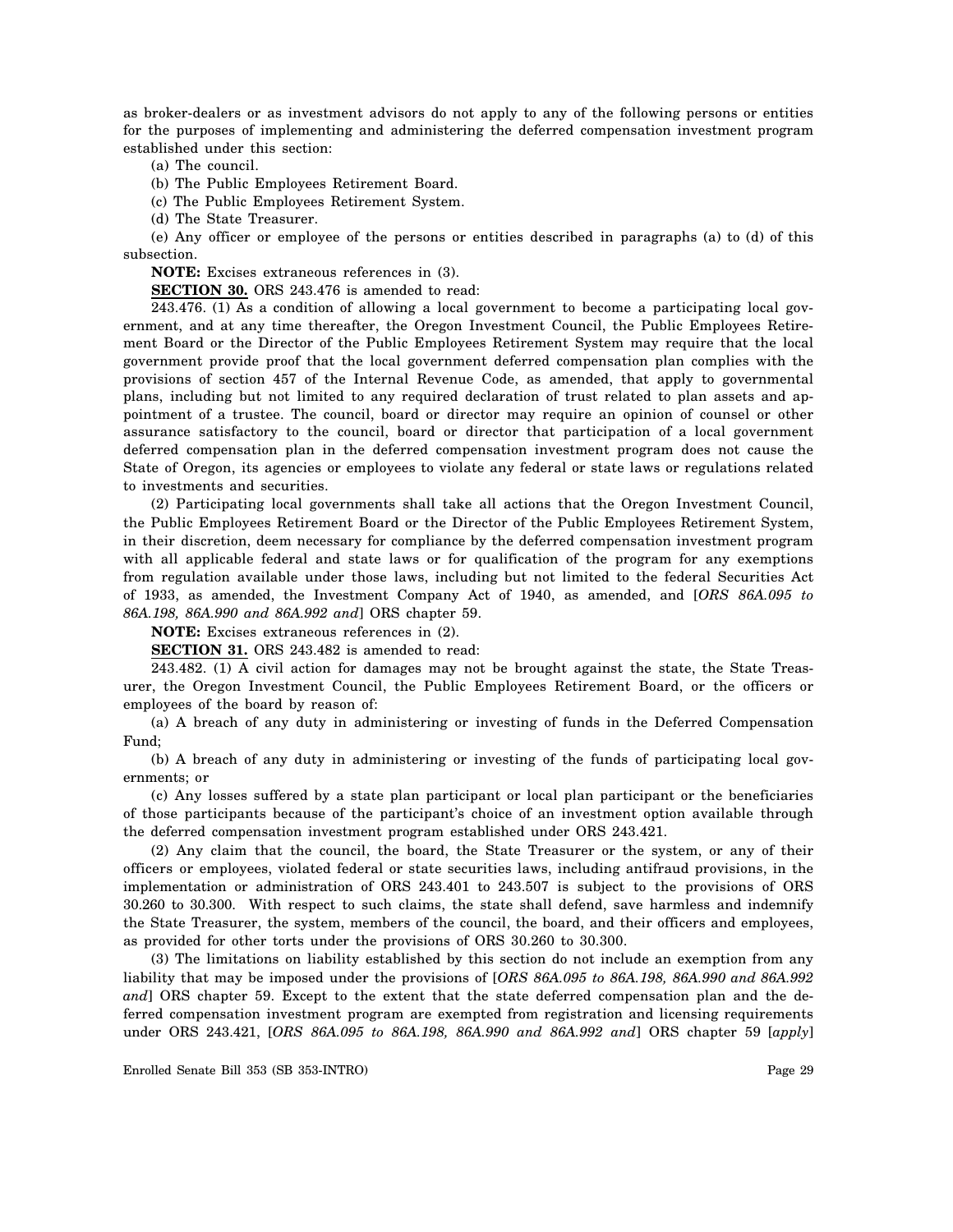as broker-dealers or as investment advisors do not apply to any of the following persons or entities for the purposes of implementing and administering the deferred compensation investment program established under this section:

(a) The council.

(b) The Public Employees Retirement Board.

(c) The Public Employees Retirement System.

(d) The State Treasurer.

(e) Any officer or employee of the persons or entities described in paragraphs (a) to (d) of this subsection.

**NOTE:** Excises extraneous references in (3).

**SECTION 30.** ORS 243.476 is amended to read:

243.476. (1) As a condition of allowing a local government to become a participating local government, and at any time thereafter, the Oregon Investment Council, the Public Employees Retirement Board or the Director of the Public Employees Retirement System may require that the local government provide proof that the local government deferred compensation plan complies with the provisions of section 457 of the Internal Revenue Code, as amended, that apply to governmental plans, including but not limited to any required declaration of trust related to plan assets and appointment of a trustee. The council, board or director may require an opinion of counsel or other assurance satisfactory to the council, board or director that participation of a local government deferred compensation plan in the deferred compensation investment program does not cause the State of Oregon, its agencies or employees to violate any federal or state laws or regulations related to investments and securities.

(2) Participating local governments shall take all actions that the Oregon Investment Council, the Public Employees Retirement Board or the Director of the Public Employees Retirement System, in their discretion, deem necessary for compliance by the deferred compensation investment program with all applicable federal and state laws or for qualification of the program for any exemptions from regulation available under those laws, including but not limited to the federal Securities Act of 1933, as amended, the Investment Company Act of 1940, as amended, and [*ORS 86A.095 to 86A.198, 86A.990 and 86A.992 and*] ORS chapter 59.

**NOTE:** Excises extraneous references in (2).

**SECTION 31.** ORS 243.482 is amended to read:

243.482. (1) A civil action for damages may not be brought against the state, the State Treasurer, the Oregon Investment Council, the Public Employees Retirement Board, or the officers or employees of the board by reason of:

(a) A breach of any duty in administering or investing of funds in the Deferred Compensation Fund;

(b) A breach of any duty in administering or investing of the funds of participating local governments; or

(c) Any losses suffered by a state plan participant or local plan participant or the beneficiaries of those participants because of the participant's choice of an investment option available through the deferred compensation investment program established under ORS 243.421.

(2) Any claim that the council, the board, the State Treasurer or the system, or any of their officers or employees, violated federal or state securities laws, including antifraud provisions, in the implementation or administration of ORS 243.401 to 243.507 is subject to the provisions of ORS 30.260 to 30.300. With respect to such claims, the state shall defend, save harmless and indemnify the State Treasurer, the system, members of the council, the board, and their officers and employees, as provided for other torts under the provisions of ORS 30.260 to 30.300.

(3) The limitations on liability established by this section do not include an exemption from any liability that may be imposed under the provisions of [*ORS 86A.095 to 86A.198, 86A.990 and 86A.992 and*] ORS chapter 59. Except to the extent that the state deferred compensation plan and the deferred compensation investment program are exempted from registration and licensing requirements under ORS 243.421, [*ORS 86A.095 to 86A.198, 86A.990 and 86A.992 and*] ORS chapter 59 [*apply*]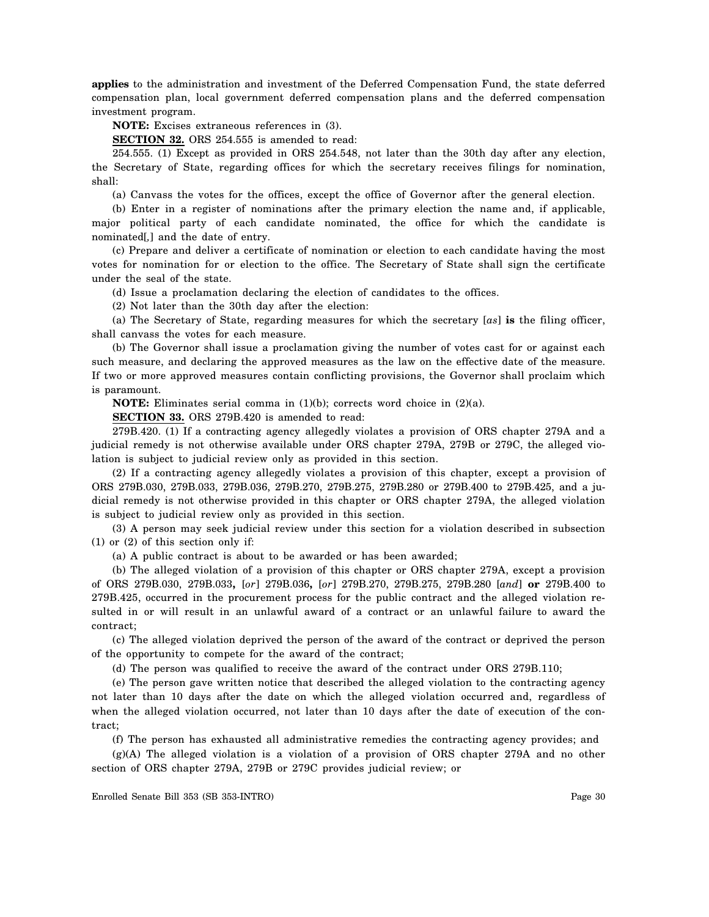**applies** to the administration and investment of the Deferred Compensation Fund, the state deferred compensation plan, local government deferred compensation plans and the deferred compensation investment program.

**NOTE:** Excises extraneous references in (3).

**SECTION 32.** ORS 254.555 is amended to read:

254.555. (1) Except as provided in ORS 254.548, not later than the 30th day after any election, the Secretary of State, regarding offices for which the secretary receives filings for nomination, shall:

(a) Canvass the votes for the offices, except the office of Governor after the general election.

(b) Enter in a register of nominations after the primary election the name and, if applicable, major political party of each candidate nominated, the office for which the candidate is nominated[,] and the date of entry.

(c) Prepare and deliver a certificate of nomination or election to each candidate having the most votes for nomination for or election to the office. The Secretary of State shall sign the certificate under the seal of the state.

(d) Issue a proclamation declaring the election of candidates to the offices.

(2) Not later than the 30th day after the election:

(a) The Secretary of State, regarding measures for which the secretary [*as*] **is** the filing officer, shall canvass the votes for each measure.

(b) The Governor shall issue a proclamation giving the number of votes cast for or against each such measure, and declaring the approved measures as the law on the effective date of the measure. If two or more approved measures contain conflicting provisions, the Governor shall proclaim which is paramount.

**NOTE:** Eliminates serial comma in (1)(b); corrects word choice in (2)(a).

**SECTION 33.** ORS 279B.420 is amended to read:

279B.420. (1) If a contracting agency allegedly violates a provision of ORS chapter 279A and a judicial remedy is not otherwise available under ORS chapter 279A, 279B or 279C, the alleged violation is subject to judicial review only as provided in this section.

(2) If a contracting agency allegedly violates a provision of this chapter, except a provision of ORS 279B.030, 279B.033, 279B.036, 279B.270, 279B.275, 279B.280 or 279B.400 to 279B.425, and a judicial remedy is not otherwise provided in this chapter or ORS chapter 279A, the alleged violation is subject to judicial review only as provided in this section.

(3) A person may seek judicial review under this section for a violation described in subsection (1) or (2) of this section only if:

(a) A public contract is about to be awarded or has been awarded;

(b) The alleged violation of a provision of this chapter or ORS chapter 279A, except a provision of ORS 279B.030, 279B.033**,** [*or*] 279B.036**,** [*or*] 279B.270, 279B.275, 279B.280 [*and*] **or** 279B.400 to 279B.425, occurred in the procurement process for the public contract and the alleged violation resulted in or will result in an unlawful award of a contract or an unlawful failure to award the contract;

(c) The alleged violation deprived the person of the award of the contract or deprived the person of the opportunity to compete for the award of the contract;

(d) The person was qualified to receive the award of the contract under ORS 279B.110;

(e) The person gave written notice that described the alleged violation to the contracting agency not later than 10 days after the date on which the alleged violation occurred and, regardless of when the alleged violation occurred, not later than 10 days after the date of execution of the contract;

(f) The person has exhausted all administrative remedies the contracting agency provides; and

(g)(A) The alleged violation is a violation of a provision of ORS chapter 279A and no other section of ORS chapter 279A, 279B or 279C provides judicial review; or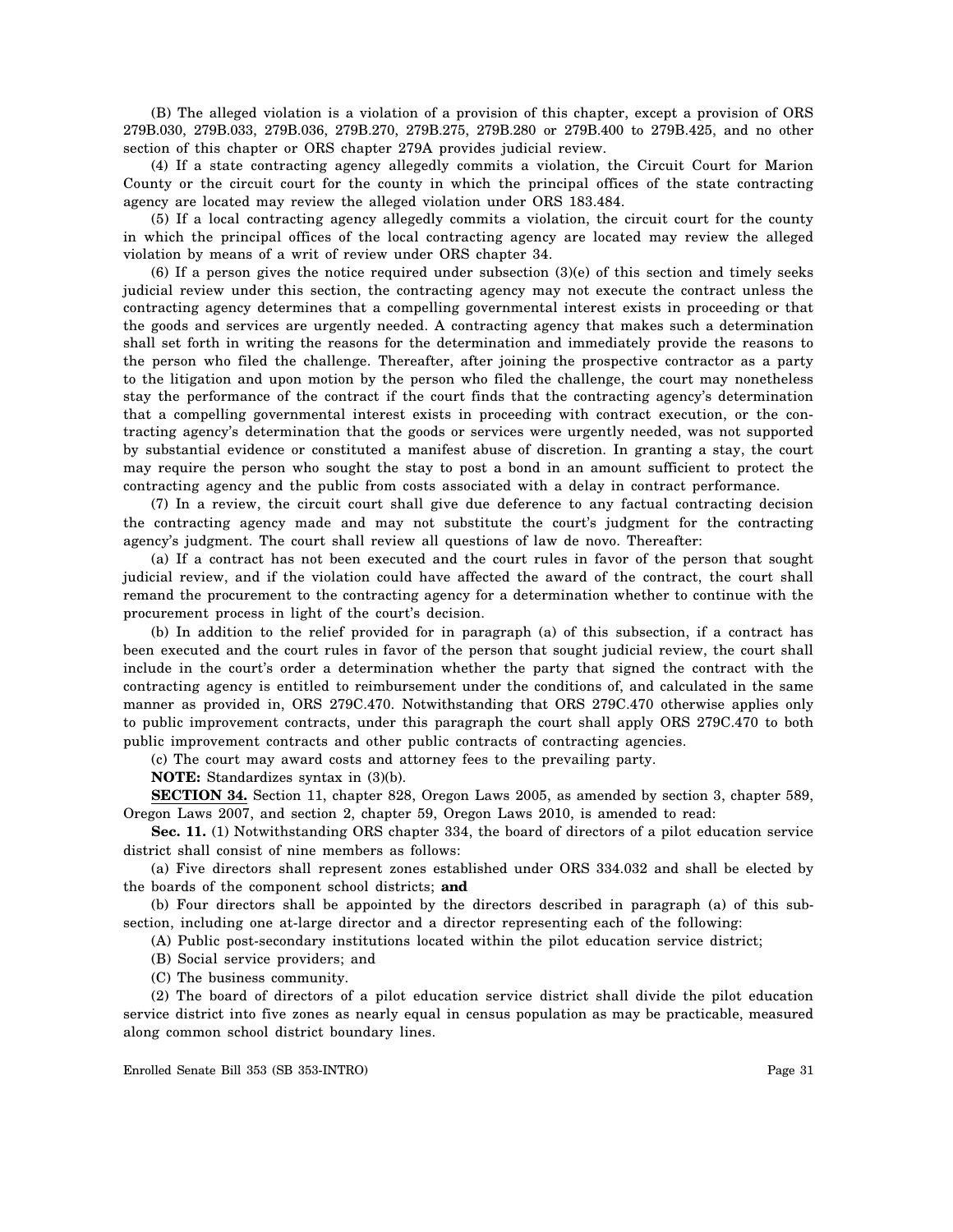(B) The alleged violation is a violation of a provision of this chapter, except a provision of ORS 279B.030, 279B.033, 279B.036, 279B.270, 279B.275, 279B.280 or 279B.400 to 279B.425, and no other section of this chapter or ORS chapter 279A provides judicial review.

(4) If a state contracting agency allegedly commits a violation, the Circuit Court for Marion County or the circuit court for the county in which the principal offices of the state contracting agency are located may review the alleged violation under ORS 183.484.

(5) If a local contracting agency allegedly commits a violation, the circuit court for the county in which the principal offices of the local contracting agency are located may review the alleged violation by means of a writ of review under ORS chapter 34.

(6) If a person gives the notice required under subsection (3)(e) of this section and timely seeks judicial review under this section, the contracting agency may not execute the contract unless the contracting agency determines that a compelling governmental interest exists in proceeding or that the goods and services are urgently needed. A contracting agency that makes such a determination shall set forth in writing the reasons for the determination and immediately provide the reasons to the person who filed the challenge. Thereafter, after joining the prospective contractor as a party to the litigation and upon motion by the person who filed the challenge, the court may nonetheless stay the performance of the contract if the court finds that the contracting agency's determination that a compelling governmental interest exists in proceeding with contract execution, or the contracting agency's determination that the goods or services were urgently needed, was not supported by substantial evidence or constituted a manifest abuse of discretion. In granting a stay, the court may require the person who sought the stay to post a bond in an amount sufficient to protect the contracting agency and the public from costs associated with a delay in contract performance.

(7) In a review, the circuit court shall give due deference to any factual contracting decision the contracting agency made and may not substitute the court's judgment for the contracting agency's judgment. The court shall review all questions of law de novo. Thereafter:

(a) If a contract has not been executed and the court rules in favor of the person that sought judicial review, and if the violation could have affected the award of the contract, the court shall remand the procurement to the contracting agency for a determination whether to continue with the procurement process in light of the court's decision.

(b) In addition to the relief provided for in paragraph (a) of this subsection, if a contract has been executed and the court rules in favor of the person that sought judicial review, the court shall include in the court's order a determination whether the party that signed the contract with the contracting agency is entitled to reimbursement under the conditions of, and calculated in the same manner as provided in, ORS 279C.470. Notwithstanding that ORS 279C.470 otherwise applies only to public improvement contracts, under this paragraph the court shall apply ORS 279C.470 to both public improvement contracts and other public contracts of contracting agencies.

(c) The court may award costs and attorney fees to the prevailing party.

**NOTE:** Standardizes syntax in (3)(b).

**SECTION 34.** Section 11, chapter 828, Oregon Laws 2005, as amended by section 3, chapter 589, Oregon Laws 2007, and section 2, chapter 59, Oregon Laws 2010, is amended to read:

**Sec. 11.** (1) Notwithstanding ORS chapter 334, the board of directors of a pilot education service district shall consist of nine members as follows:

(a) Five directors shall represent zones established under ORS 334.032 and shall be elected by the boards of the component school districts; **and**

(b) Four directors shall be appointed by the directors described in paragraph (a) of this subsection, including one at-large director and a director representing each of the following:

(A) Public post-secondary institutions located within the pilot education service district;

(B) Social service providers; and

(C) The business community.

(2) The board of directors of a pilot education service district shall divide the pilot education service district into five zones as nearly equal in census population as may be practicable, measured along common school district boundary lines.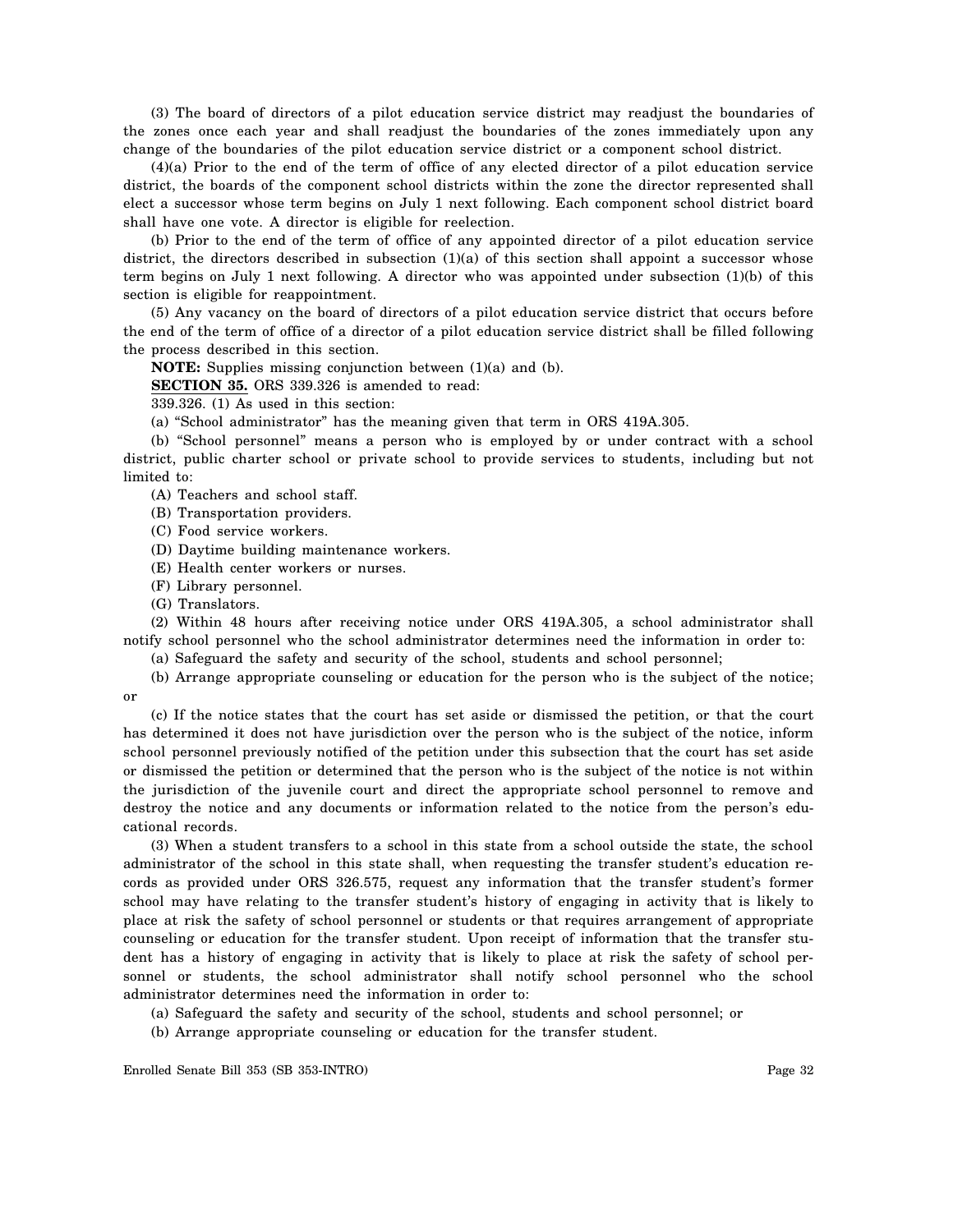(3) The board of directors of a pilot education service district may readjust the boundaries of the zones once each year and shall readjust the boundaries of the zones immediately upon any change of the boundaries of the pilot education service district or a component school district.

(4)(a) Prior to the end of the term of office of any elected director of a pilot education service district, the boards of the component school districts within the zone the director represented shall elect a successor whose term begins on July 1 next following. Each component school district board shall have one vote. A director is eligible for reelection.

(b) Prior to the end of the term of office of any appointed director of a pilot education service district, the directors described in subsection (1)(a) of this section shall appoint a successor whose term begins on July 1 next following. A director who was appointed under subsection (1)(b) of this section is eligible for reappointment.

(5) Any vacancy on the board of directors of a pilot education service district that occurs before the end of the term of office of a director of a pilot education service district shall be filled following the process described in this section.

**NOTE:** Supplies missing conjunction between (1)(a) and (b).

**SECTION 35.** ORS 339.326 is amended to read:

339.326. (1) As used in this section:

(a) "School administrator" has the meaning given that term in ORS 419A.305.

(b) "School personnel" means a person who is employed by or under contract with a school district, public charter school or private school to provide services to students, including but not limited to:

(A) Teachers and school staff.

(B) Transportation providers.

(C) Food service workers.

(D) Daytime building maintenance workers.

(E) Health center workers or nurses.

(F) Library personnel.

(G) Translators.

(2) Within 48 hours after receiving notice under ORS 419A.305, a school administrator shall notify school personnel who the school administrator determines need the information in order to:

(a) Safeguard the safety and security of the school, students and school personnel;

(b) Arrange appropriate counseling or education for the person who is the subject of the notice; or

(c) If the notice states that the court has set aside or dismissed the petition, or that the court has determined it does not have jurisdiction over the person who is the subject of the notice, inform school personnel previously notified of the petition under this subsection that the court has set aside or dismissed the petition or determined that the person who is the subject of the notice is not within the jurisdiction of the juvenile court and direct the appropriate school personnel to remove and destroy the notice and any documents or information related to the notice from the person's educational records.

(3) When a student transfers to a school in this state from a school outside the state, the school administrator of the school in this state shall, when requesting the transfer student's education records as provided under ORS 326.575, request any information that the transfer student's former school may have relating to the transfer student's history of engaging in activity that is likely to place at risk the safety of school personnel or students or that requires arrangement of appropriate counseling or education for the transfer student. Upon receipt of information that the transfer student has a history of engaging in activity that is likely to place at risk the safety of school personnel or students, the school administrator shall notify school personnel who the school administrator determines need the information in order to:

(a) Safeguard the safety and security of the school, students and school personnel; or

(b) Arrange appropriate counseling or education for the transfer student.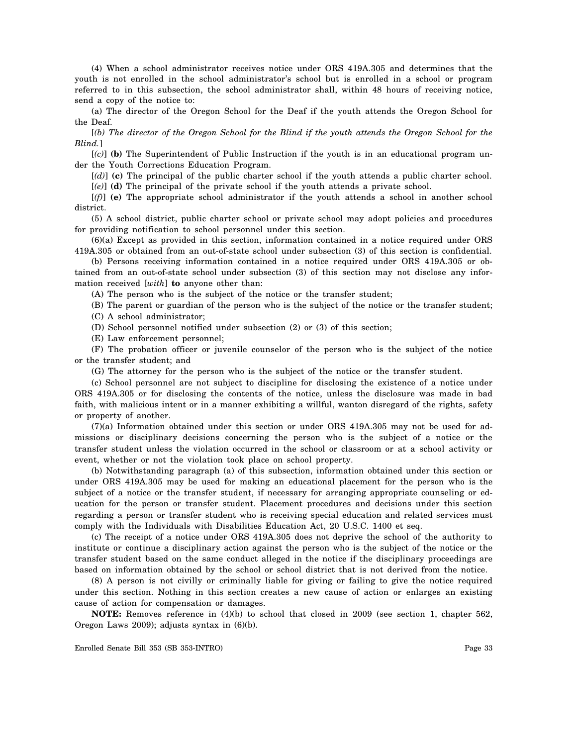(4) When a school administrator receives notice under ORS 419A.305 and determines that the youth is not enrolled in the school administrator's school but is enrolled in a school or program referred to in this subsection, the school administrator shall, within 48 hours of receiving notice, send a copy of the notice to:

(a) The director of the Oregon School for the Deaf if the youth attends the Oregon School for the Deaf.

[*(b) The director of the Oregon School for the Blind if the youth attends the Oregon School for the Blind.*]

[*(c)*] **(b)** The Superintendent of Public Instruction if the youth is in an educational program under the Youth Corrections Education Program.

[*(d)*] **(c)** The principal of the public charter school if the youth attends a public charter school.

[*(e)*] **(d)** The principal of the private school if the youth attends a private school.

[*(f)*] **(e)** The appropriate school administrator if the youth attends a school in another school district.

(5) A school district, public charter school or private school may adopt policies and procedures for providing notification to school personnel under this section.

(6)(a) Except as provided in this section, information contained in a notice required under ORS 419A.305 or obtained from an out-of-state school under subsection (3) of this section is confidential.

(b) Persons receiving information contained in a notice required under ORS 419A.305 or obtained from an out-of-state school under subsection (3) of this section may not disclose any information received [*with*] **to** anyone other than:

(A) The person who is the subject of the notice or the transfer student;

(B) The parent or guardian of the person who is the subject of the notice or the transfer student;

(C) A school administrator;

(D) School personnel notified under subsection (2) or (3) of this section;

(E) Law enforcement personnel;

(F) The probation officer or juvenile counselor of the person who is the subject of the notice or the transfer student; and

(G) The attorney for the person who is the subject of the notice or the transfer student.

(c) School personnel are not subject to discipline for disclosing the existence of a notice under ORS 419A.305 or for disclosing the contents of the notice, unless the disclosure was made in bad faith, with malicious intent or in a manner exhibiting a willful, wanton disregard of the rights, safety or property of another.

(7)(a) Information obtained under this section or under ORS 419A.305 may not be used for admissions or disciplinary decisions concerning the person who is the subject of a notice or the transfer student unless the violation occurred in the school or classroom or at a school activity or event, whether or not the violation took place on school property.

(b) Notwithstanding paragraph (a) of this subsection, information obtained under this section or under ORS 419A.305 may be used for making an educational placement for the person who is the subject of a notice or the transfer student, if necessary for arranging appropriate counseling or education for the person or transfer student. Placement procedures and decisions under this section regarding a person or transfer student who is receiving special education and related services must comply with the Individuals with Disabilities Education Act, 20 U.S.C. 1400 et seq.

(c) The receipt of a notice under ORS 419A.305 does not deprive the school of the authority to institute or continue a disciplinary action against the person who is the subject of the notice or the transfer student based on the same conduct alleged in the notice if the disciplinary proceedings are based on information obtained by the school or school district that is not derived from the notice.

(8) A person is not civilly or criminally liable for giving or failing to give the notice required under this section. Nothing in this section creates a new cause of action or enlarges an existing cause of action for compensation or damages.

**NOTE:** Removes reference in (4)(b) to school that closed in 2009 (see section 1, chapter 562, Oregon Laws 2009); adjusts syntax in (6)(b).

Enrolled Senate Bill 353 (SB 353-INTRO)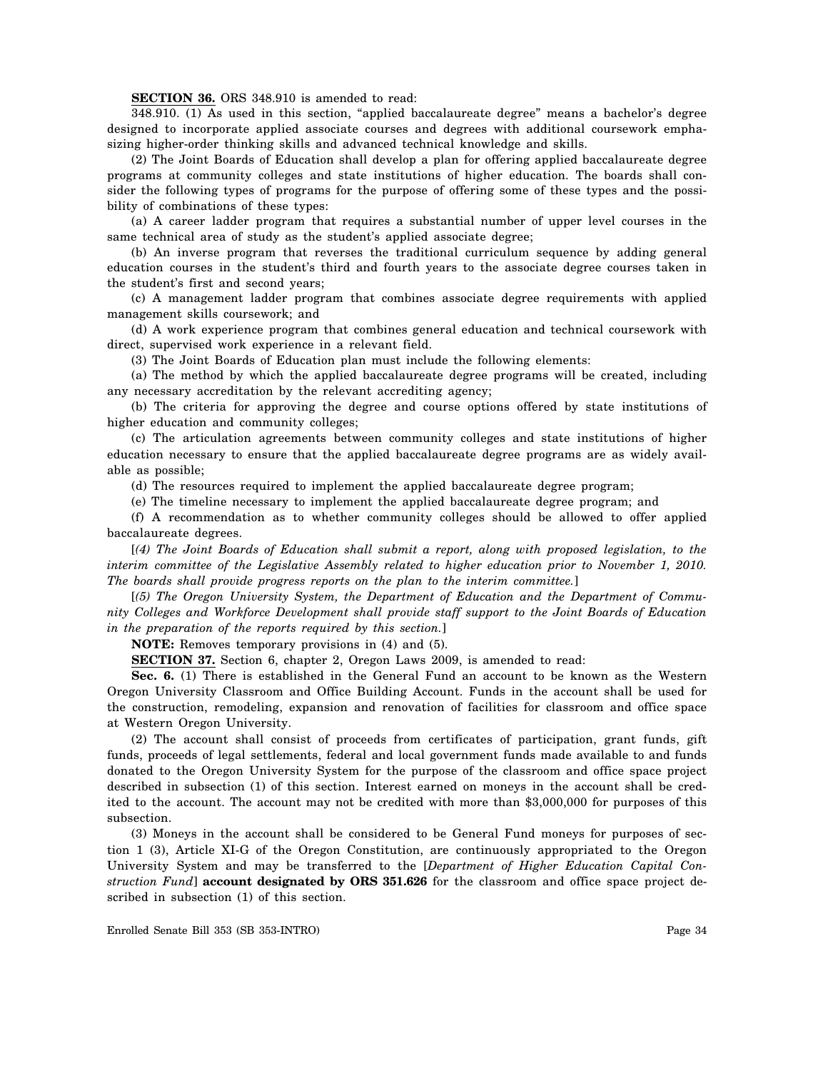**SECTION 36.** ORS 348.910 is amended to read:

348.910. (1) As used in this section, "applied baccalaureate degree" means a bachelor's degree designed to incorporate applied associate courses and degrees with additional coursework emphasizing higher-order thinking skills and advanced technical knowledge and skills.

(2) The Joint Boards of Education shall develop a plan for offering applied baccalaureate degree programs at community colleges and state institutions of higher education. The boards shall consider the following types of programs for the purpose of offering some of these types and the possibility of combinations of these types:

(a) A career ladder program that requires a substantial number of upper level courses in the same technical area of study as the student's applied associate degree;

(b) An inverse program that reverses the traditional curriculum sequence by adding general education courses in the student's third and fourth years to the associate degree courses taken in the student's first and second years;

(c) A management ladder program that combines associate degree requirements with applied management skills coursework; and

(d) A work experience program that combines general education and technical coursework with direct, supervised work experience in a relevant field.

(3) The Joint Boards of Education plan must include the following elements:

(a) The method by which the applied baccalaureate degree programs will be created, including any necessary accreditation by the relevant accrediting agency;

(b) The criteria for approving the degree and course options offered by state institutions of higher education and community colleges;

(c) The articulation agreements between community colleges and state institutions of higher education necessary to ensure that the applied baccalaureate degree programs are as widely available as possible;

(d) The resources required to implement the applied baccalaureate degree program;

(e) The timeline necessary to implement the applied baccalaureate degree program; and

(f) A recommendation as to whether community colleges should be allowed to offer applied baccalaureate degrees.

[*(4) The Joint Boards of Education shall submit a report, along with proposed legislation, to the interim committee of the Legislative Assembly related to higher education prior to November 1, 2010. The boards shall provide progress reports on the plan to the interim committee.*]

[*(5) The Oregon University System, the Department of Education and the Department of Community Colleges and Workforce Development shall provide staff support to the Joint Boards of Education in the preparation of the reports required by this section.*]

**NOTE:** Removes temporary provisions in (4) and (5).

**SECTION 37.** Section 6, chapter 2, Oregon Laws 2009, is amended to read:

**Sec. 6.** (1) There is established in the General Fund an account to be known as the Western Oregon University Classroom and Office Building Account. Funds in the account shall be used for the construction, remodeling, expansion and renovation of facilities for classroom and office space at Western Oregon University.

(2) The account shall consist of proceeds from certificates of participation, grant funds, gift funds, proceeds of legal settlements, federal and local government funds made available to and funds donated to the Oregon University System for the purpose of the classroom and office space project described in subsection (1) of this section. Interest earned on moneys in the account shall be credited to the account. The account may not be credited with more than $3,000,000 for purposes of this subsection.

(3) Moneys in the account shall be considered to be General Fund moneys for purposes of section 1 (3), Article XI-G of the Oregon Constitution, are continuously appropriated to the Oregon University System and may be transferred to the [*Department of Higher Education Capital Construction Fund*] **account designated by ORS 351.626** for the classroom and office space project described in subsection (1) of this section.

Enrolled Senate Bill 353 (SB 353-INTRO)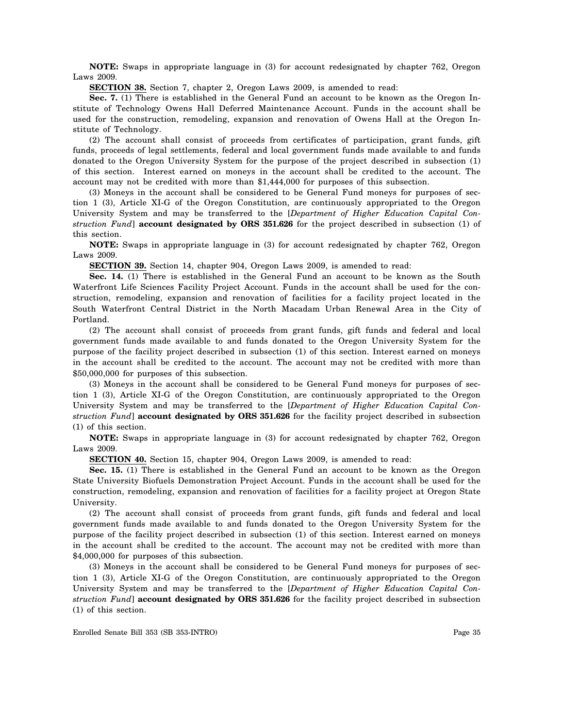**NOTE:** Swaps in appropriate language in (3) for account redesignated by chapter 762, Oregon Laws 2009.

**SECTION 38.** Section 7, chapter 2, Oregon Laws 2009, is amended to read:

**Sec. 7.** (1) There is established in the General Fund an account to be known as the Oregon Institute of Technology Owens Hall Deferred Maintenance Account. Funds in the account shall be used for the construction, remodeling, expansion and renovation of Owens Hall at the Oregon Institute of Technology.

(2) The account shall consist of proceeds from certificates of participation, grant funds, gift funds, proceeds of legal settlements, federal and local government funds made available to and funds donated to the Oregon University System for the purpose of the project described in subsection (1) of this section. Interest earned on moneys in the account shall be credited to the account. The account may not be credited with more than $1,444,000 for purposes of this subsection.

(3) Moneys in the account shall be considered to be General Fund moneys for purposes of section 1 (3), Article XI-G of the Oregon Constitution, are continuously appropriated to the Oregon University System and may be transferred to the [*Department of Higher Education Capital Construction Fund*] **account designated by ORS 351.626** for the project described in subsection (1) of this section.

**NOTE:** Swaps in appropriate language in (3) for account redesignated by chapter 762, Oregon Laws 2009.

**SECTION 39.** Section 14, chapter 904, Oregon Laws 2009, is amended to read:

**Sec. 14.** (1) There is established in the General Fund an account to be known as the South Waterfront Life Sciences Facility Project Account. Funds in the account shall be used for the construction, remodeling, expansion and renovation of facilities for a facility project located in the South Waterfront Central District in the North Macadam Urban Renewal Area in the City of Portland.

(2) The account shall consist of proceeds from grant funds, gift funds and federal and local government funds made available to and funds donated to the Oregon University System for the purpose of the facility project described in subsection (1) of this section. Interest earned on moneys in the account shall be credited to the account. The account may not be credited with more than $50,000,000 for purposes of this subsection.

(3) Moneys in the account shall be considered to be General Fund moneys for purposes of section 1 (3), Article XI-G of the Oregon Constitution, are continuously appropriated to the Oregon University System and may be transferred to the [*Department of Higher Education Capital Construction Fund*] **account designated by ORS 351.626** for the facility project described in subsection (1) of this section.

**NOTE:** Swaps in appropriate language in (3) for account redesignated by chapter 762, Oregon Laws 2009.

**SECTION 40.** Section 15, chapter 904, Oregon Laws 2009, is amended to read:

**Sec. 15.** (1) There is established in the General Fund an account to be known as the Oregon State University Biofuels Demonstration Project Account. Funds in the account shall be used for the construction, remodeling, expansion and renovation of facilities for a facility project at Oregon State University.

(2) The account shall consist of proceeds from grant funds, gift funds and federal and local government funds made available to and funds donated to the Oregon University System for the purpose of the facility project described in subsection (1) of this section. Interest earned on moneys in the account shall be credited to the account. The account may not be credited with more than $4,000,000 for purposes of this subsection.

(3) Moneys in the account shall be considered to be General Fund moneys for purposes of section 1 (3), Article XI-G of the Oregon Constitution, are continuously appropriated to the Oregon University System and may be transferred to the [*Department of Higher Education Capital Construction Fund*] **account designated by ORS 351.626** for the facility project described in subsection (1) of this section.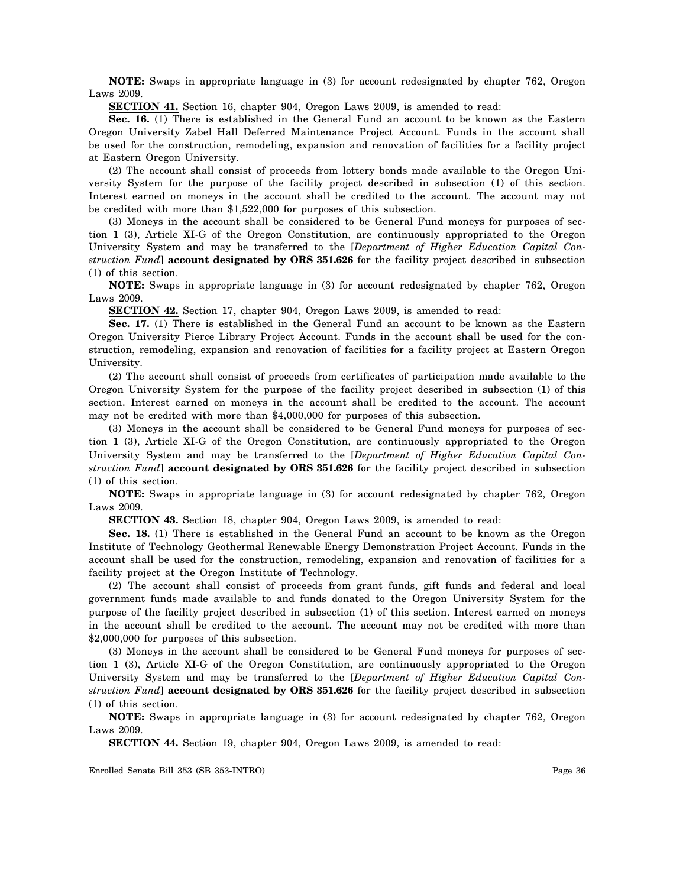**NOTE:** Swaps in appropriate language in (3) for account redesignated by chapter 762, Oregon Laws 2009.

**SECTION 41.** Section 16, chapter 904, Oregon Laws 2009, is amended to read:

**Sec. 16.** (1) There is established in the General Fund an account to be known as the Eastern Oregon University Zabel Hall Deferred Maintenance Project Account. Funds in the account shall be used for the construction, remodeling, expansion and renovation of facilities for a facility project at Eastern Oregon University.

(2) The account shall consist of proceeds from lottery bonds made available to the Oregon University System for the purpose of the facility project described in subsection (1) of this section. Interest earned on moneys in the account shall be credited to the account. The account may not be credited with more than $1,522,000 for purposes of this subsection.

(3) Moneys in the account shall be considered to be General Fund moneys for purposes of section 1 (3), Article XI-G of the Oregon Constitution, are continuously appropriated to the Oregon University System and may be transferred to the [*Department of Higher Education Capital Construction Fund*] **account designated by ORS 351.626** for the facility project described in subsection (1) of this section.

**NOTE:** Swaps in appropriate language in (3) for account redesignated by chapter 762, Oregon Laws 2009.

**SECTION 42.** Section 17, chapter 904, Oregon Laws 2009, is amended to read:

**Sec. 17.** (1) There is established in the General Fund an account to be known as the Eastern Oregon University Pierce Library Project Account. Funds in the account shall be used for the construction, remodeling, expansion and renovation of facilities for a facility project at Eastern Oregon University.

(2) The account shall consist of proceeds from certificates of participation made available to the Oregon University System for the purpose of the facility project described in subsection (1) of this section. Interest earned on moneys in the account shall be credited to the account. The account may not be credited with more than $4,000,000 for purposes of this subsection.

(3) Moneys in the account shall be considered to be General Fund moneys for purposes of section 1 (3), Article XI-G of the Oregon Constitution, are continuously appropriated to the Oregon University System and may be transferred to the [*Department of Higher Education Capital Construction Fund*] **account designated by ORS 351.626** for the facility project described in subsection (1) of this section.

**NOTE:** Swaps in appropriate language in (3) for account redesignated by chapter 762, Oregon Laws 2009.

**SECTION 43.** Section 18, chapter 904, Oregon Laws 2009, is amended to read:

**Sec. 18.** (1) There is established in the General Fund an account to be known as the Oregon Institute of Technology Geothermal Renewable Energy Demonstration Project Account. Funds in the account shall be used for the construction, remodeling, expansion and renovation of facilities for a facility project at the Oregon Institute of Technology.

(2) The account shall consist of proceeds from grant funds, gift funds and federal and local government funds made available to and funds donated to the Oregon University System for the purpose of the facility project described in subsection (1) of this section. Interest earned on moneys in the account shall be credited to the account. The account may not be credited with more than $2,000,000 for purposes of this subsection.

(3) Moneys in the account shall be considered to be General Fund moneys for purposes of section 1 (3), Article XI-G of the Oregon Constitution, are continuously appropriated to the Oregon University System and may be transferred to the [*Department of Higher Education Capital Construction Fund*] **account designated by ORS 351.626** for the facility project described in subsection (1) of this section.

**NOTE:** Swaps in appropriate language in (3) for account redesignated by chapter 762, Oregon Laws 2009.

**SECTION 44.** Section 19, chapter 904, Oregon Laws 2009, is amended to read: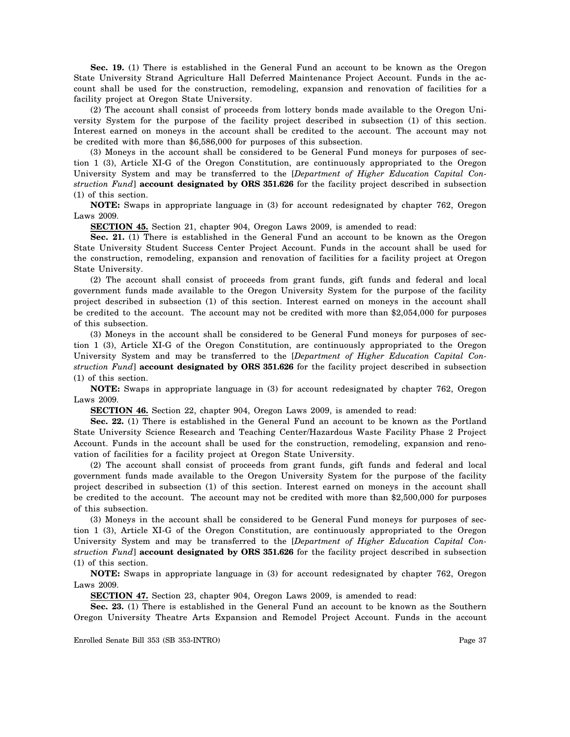**Sec. 19.** (1) There is established in the General Fund an account to be known as the Oregon State University Strand Agriculture Hall Deferred Maintenance Project Account. Funds in the account shall be used for the construction, remodeling, expansion and renovation of facilities for a facility project at Oregon State University.

(2) The account shall consist of proceeds from lottery bonds made available to the Oregon University System for the purpose of the facility project described in subsection (1) of this section. Interest earned on moneys in the account shall be credited to the account. The account may not be credited with more than $6,586,000 for purposes of this subsection.

(3) Moneys in the account shall be considered to be General Fund moneys for purposes of section 1 (3), Article XI-G of the Oregon Constitution, are continuously appropriated to the Oregon University System and may be transferred to the [*Department of Higher Education Capital Construction Fund*] **account designated by ORS 351.626** for the facility project described in subsection (1) of this section.

**NOTE:** Swaps in appropriate language in (3) for account redesignated by chapter 762, Oregon Laws 2009.

**SECTION 45.** Section 21, chapter 904, Oregon Laws 2009, is amended to read:

**Sec. 21.** (1) There is established in the General Fund an account to be known as the Oregon State University Student Success Center Project Account. Funds in the account shall be used for the construction, remodeling, expansion and renovation of facilities for a facility project at Oregon State University.

(2) The account shall consist of proceeds from grant funds, gift funds and federal and local government funds made available to the Oregon University System for the purpose of the facility project described in subsection (1) of this section. Interest earned on moneys in the account shall be credited to the account. The account may not be credited with more than $2,054,000 for purposes of this subsection.

(3) Moneys in the account shall be considered to be General Fund moneys for purposes of section 1 (3), Article XI-G of the Oregon Constitution, are continuously appropriated to the Oregon University System and may be transferred to the [*Department of Higher Education Capital Construction Fund*] **account designated by ORS 351.626** for the facility project described in subsection (1) of this section.

**NOTE:** Swaps in appropriate language in (3) for account redesignated by chapter 762, Oregon Laws 2009.

**SECTION 46.** Section 22, chapter 904, Oregon Laws 2009, is amended to read:

**Sec. 22.** (1) There is established in the General Fund an account to be known as the Portland State University Science Research and Teaching Center/Hazardous Waste Facility Phase 2 Project Account. Funds in the account shall be used for the construction, remodeling, expansion and renovation of facilities for a facility project at Oregon State University.

(2) The account shall consist of proceeds from grant funds, gift funds and federal and local government funds made available to the Oregon University System for the purpose of the facility project described in subsection (1) of this section. Interest earned on moneys in the account shall be credited to the account. The account may not be credited with more than $2,500,000 for purposes of this subsection.

(3) Moneys in the account shall be considered to be General Fund moneys for purposes of section 1 (3), Article XI-G of the Oregon Constitution, are continuously appropriated to the Oregon University System and may be transferred to the [*Department of Higher Education Capital Construction Fund*] **account designated by ORS 351.626** for the facility project described in subsection (1) of this section.

**NOTE:** Swaps in appropriate language in (3) for account redesignated by chapter 762, Oregon Laws 2009.

**SECTION 47.** Section 23, chapter 904, Oregon Laws 2009, is amended to read:

**Sec. 23.** (1) There is established in the General Fund an account to be known as the Southern Oregon University Theatre Arts Expansion and Remodel Project Account. Funds in the account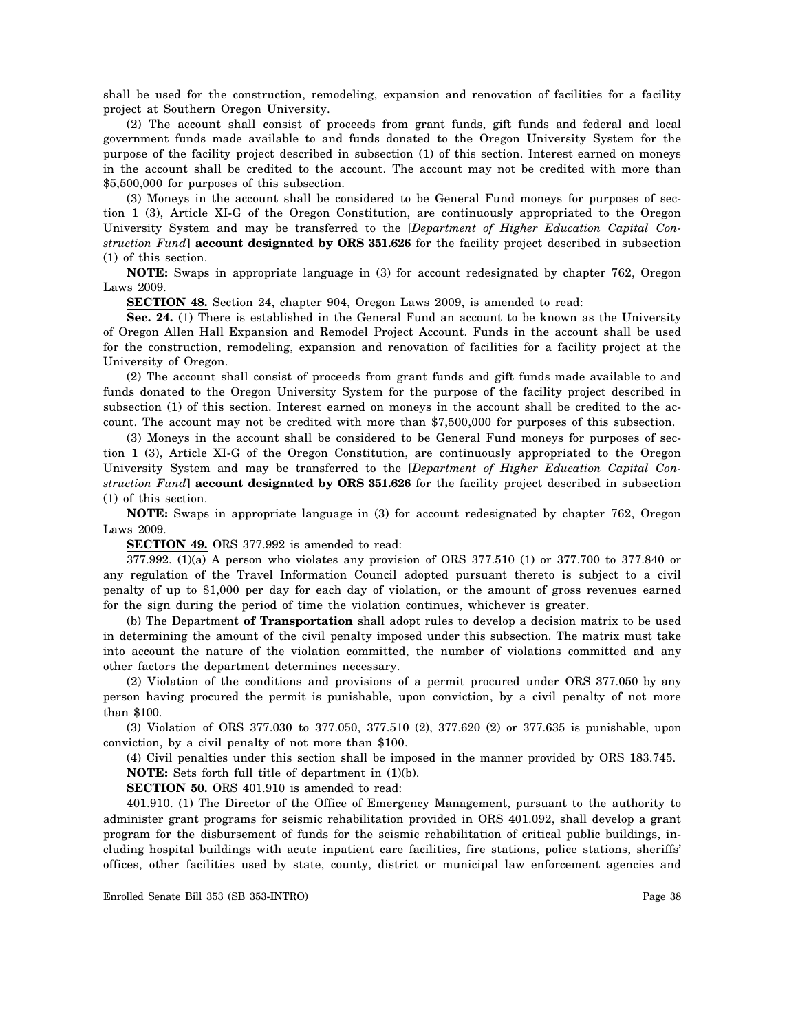shall be used for the construction, remodeling, expansion and renovation of facilities for a facility project at Southern Oregon University.

(2) The account shall consist of proceeds from grant funds, gift funds and federal and local government funds made available to and funds donated to the Oregon University System for the purpose of the facility project described in subsection (1) of this section. Interest earned on moneys in the account shall be credited to the account. The account may not be credited with more than $5,500,000 for purposes of this subsection.

(3) Moneys in the account shall be considered to be General Fund moneys for purposes of section 1 (3), Article XI-G of the Oregon Constitution, are continuously appropriated to the Oregon University System and may be transferred to the [*Department of Higher Education Capital Construction Fund*] **account designated by ORS 351.626** for the facility project described in subsection (1) of this section.

**NOTE:** Swaps in appropriate language in (3) for account redesignated by chapter 762, Oregon Laws 2009.

**SECTION 48.** Section 24, chapter 904, Oregon Laws 2009, is amended to read:

**Sec. 24.** (1) There is established in the General Fund an account to be known as the University of Oregon Allen Hall Expansion and Remodel Project Account. Funds in the account shall be used for the construction, remodeling, expansion and renovation of facilities for a facility project at the University of Oregon.

(2) The account shall consist of proceeds from grant funds and gift funds made available to and funds donated to the Oregon University System for the purpose of the facility project described in subsection (1) of this section. Interest earned on moneys in the account shall be credited to the account. The account may not be credited with more than $7,500,000 for purposes of this subsection.

(3) Moneys in the account shall be considered to be General Fund moneys for purposes of section 1 (3), Article XI-G of the Oregon Constitution, are continuously appropriated to the Oregon University System and may be transferred to the [*Department of Higher Education Capital Construction Fund*] **account designated by ORS 351.626** for the facility project described in subsection (1) of this section.

**NOTE:** Swaps in appropriate language in (3) for account redesignated by chapter 762, Oregon Laws 2009.

**SECTION 49.** ORS 377.992 is amended to read:

377.992. (1)(a) A person who violates any provision of ORS 377.510 (1) or 377.700 to 377.840 or any regulation of the Travel Information Council adopted pursuant thereto is subject to a civil penalty of up to $1,000 per day for each day of violation, or the amount of gross revenues earned for the sign during the period of time the violation continues, whichever is greater.

(b) The Department **of Transportation** shall adopt rules to develop a decision matrix to be used in determining the amount of the civil penalty imposed under this subsection. The matrix must take into account the nature of the violation committed, the number of violations committed and any other factors the department determines necessary.

(2) Violation of the conditions and provisions of a permit procured under ORS 377.050 by any person having procured the permit is punishable, upon conviction, by a civil penalty of not more than $100.

(3) Violation of ORS 377.030 to 377.050, 377.510 (2), 377.620 (2) or 377.635 is punishable, upon conviction, by a civil penalty of not more than $100.

(4) Civil penalties under this section shall be imposed in the manner provided by ORS 183.745.

**NOTE:** Sets forth full title of department in (1)(b).

**SECTION 50.** ORS 401.910 is amended to read:

401.910. (1) The Director of the Office of Emergency Management, pursuant to the authority to administer grant programs for seismic rehabilitation provided in ORS 401.092, shall develop a grant program for the disbursement of funds for the seismic rehabilitation of critical public buildings, including hospital buildings with acute inpatient care facilities, fire stations, police stations, sheriffs' offices, other facilities used by state, county, district or municipal law enforcement agencies and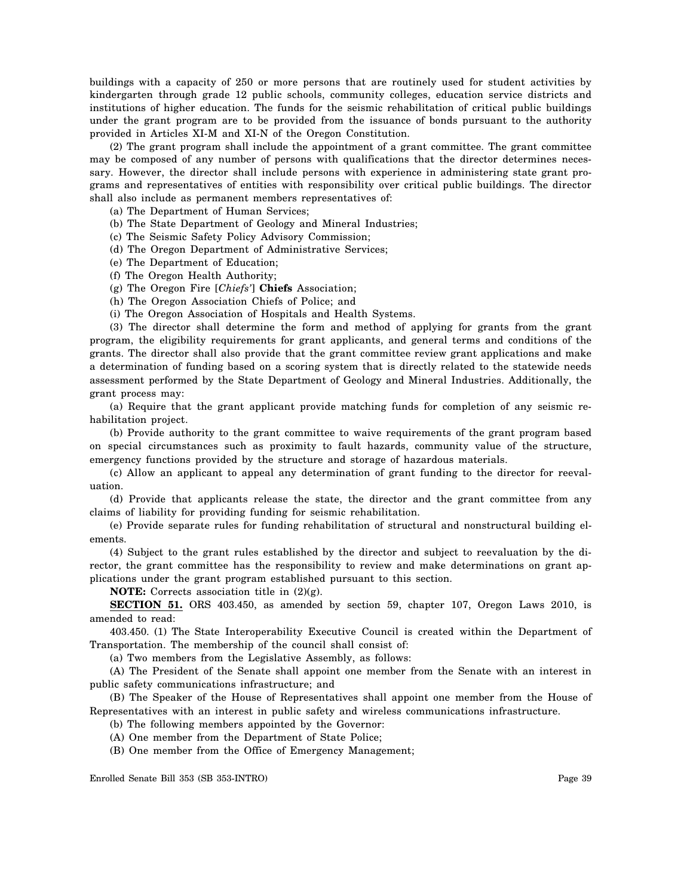buildings with a capacity of 250 or more persons that are routinely used for student activities by kindergarten through grade 12 public schools, community colleges, education service districts and institutions of higher education. The funds for the seismic rehabilitation of critical public buildings under the grant program are to be provided from the issuance of bonds pursuant to the authority provided in Articles XI-M and XI-N of the Oregon Constitution.

(2) The grant program shall include the appointment of a grant committee. The grant committee may be composed of any number of persons with qualifications that the director determines necessary. However, the director shall include persons with experience in administering state grant programs and representatives of entities with responsibility over critical public buildings. The director shall also include as permanent members representatives of:

(a) The Department of Human Services;

(b) The State Department of Geology and Mineral Industries;

(c) The Seismic Safety Policy Advisory Commission;

(d) The Oregon Department of Administrative Services;

(e) The Department of Education;

(f) The Oregon Health Authority;

(g) The Oregon Fire [*Chiefs'*] **Chiefs** Association;

(h) The Oregon Association Chiefs of Police; and

(i) The Oregon Association of Hospitals and Health Systems.

(3) The director shall determine the form and method of applying for grants from the grant program, the eligibility requirements for grant applicants, and general terms and conditions of the grants. The director shall also provide that the grant committee review grant applications and make a determination of funding based on a scoring system that is directly related to the statewide needs assessment performed by the State Department of Geology and Mineral Industries. Additionally, the grant process may:

(a) Require that the grant applicant provide matching funds for completion of any seismic rehabilitation project.

(b) Provide authority to the grant committee to waive requirements of the grant program based on special circumstances such as proximity to fault hazards, community value of the structure, emergency functions provided by the structure and storage of hazardous materials.

(c) Allow an applicant to appeal any determination of grant funding to the director for reevaluation.

(d) Provide that applicants release the state, the director and the grant committee from any claims of liability for providing funding for seismic rehabilitation.

(e) Provide separate rules for funding rehabilitation of structural and nonstructural building elements.

(4) Subject to the grant rules established by the director and subject to reevaluation by the director, the grant committee has the responsibility to review and make determinations on grant applications under the grant program established pursuant to this section.

**NOTE:** Corrects association title in (2)(g).

**SECTION 51.** ORS 403.450, as amended by section 59, chapter 107, Oregon Laws 2010, is amended to read:

403.450. (1) The State Interoperability Executive Council is created within the Department of Transportation. The membership of the council shall consist of:

(a) Two members from the Legislative Assembly, as follows:

(A) The President of the Senate shall appoint one member from the Senate with an interest in public safety communications infrastructure; and

(B) The Speaker of the House of Representatives shall appoint one member from the House of Representatives with an interest in public safety and wireless communications infrastructure.

(b) The following members appointed by the Governor:

(A) One member from the Department of State Police;

(B) One member from the Office of Emergency Management;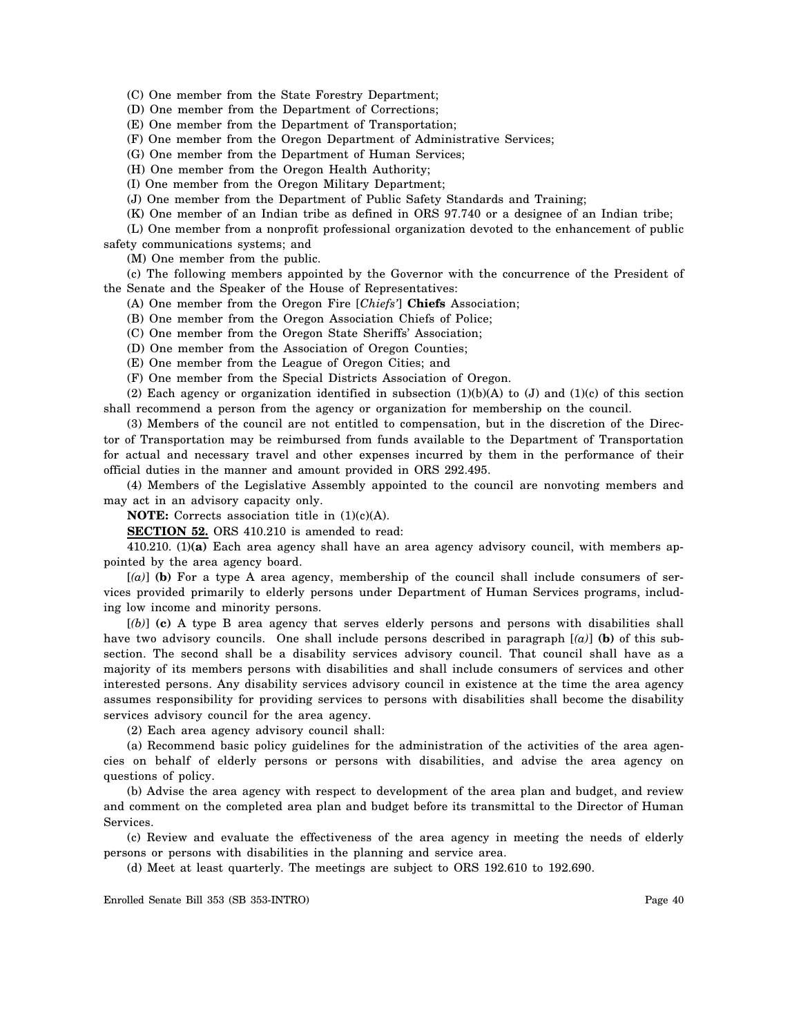(C) One member from the State Forestry Department;

(D) One member from the Department of Corrections;

(E) One member from the Department of Transportation;

(F) One member from the Oregon Department of Administrative Services;

(G) One member from the Department of Human Services;

(H) One member from the Oregon Health Authority;

(I) One member from the Oregon Military Department;

(J) One member from the Department of Public Safety Standards and Training;

(K) One member of an Indian tribe as defined in ORS 97.740 or a designee of an Indian tribe;

(L) One member from a nonprofit professional organization devoted to the enhancement of public safety communications systems; and

(M) One member from the public.

(c) The following members appointed by the Governor with the concurrence of the President of the Senate and the Speaker of the House of Representatives:

(A) One member from the Oregon Fire [*Chiefs'*] **Chiefs** Association;

(B) One member from the Oregon Association Chiefs of Police;

(C) One member from the Oregon State Sheriffs' Association;

(D) One member from the Association of Oregon Counties;

(E) One member from the League of Oregon Cities; and

(F) One member from the Special Districts Association of Oregon.

(2) Each agency or organization identified in subsection (1)(b)(A) to (J) and (1)(c) of this section shall recommend a person from the agency or organization for membership on the council.

(3) Members of the council are not entitled to compensation, but in the discretion of the Director of Transportation may be reimbursed from funds available to the Department of Transportation for actual and necessary travel and other expenses incurred by them in the performance of their official duties in the manner and amount provided in ORS 292.495.

(4) Members of the Legislative Assembly appointed to the council are nonvoting members and may act in an advisory capacity only.

**NOTE:** Corrects association title in (1)(c)(A).

**SECTION 52.** ORS 410.210 is amended to read:

410.210. (1)**(a)** Each area agency shall have an area agency advisory council, with members appointed by the area agency board.

[*(a)*] **(b)** For a type A area agency, membership of the council shall include consumers of services provided primarily to elderly persons under Department of Human Services programs, including low income and minority persons.

[*(b)*] **(c)** A type B area agency that serves elderly persons and persons with disabilities shall have two advisory councils. One shall include persons described in paragraph [*(a)*] **(b)** of this subsection. The second shall be a disability services advisory council. That council shall have as a majority of its members persons with disabilities and shall include consumers of services and other interested persons. Any disability services advisory council in existence at the time the area agency assumes responsibility for providing services to persons with disabilities shall become the disability services advisory council for the area agency.

(2) Each area agency advisory council shall:

(a) Recommend basic policy guidelines for the administration of the activities of the area agencies on behalf of elderly persons or persons with disabilities, and advise the area agency on questions of policy.

(b) Advise the area agency with respect to development of the area plan and budget, and review and comment on the completed area plan and budget before its transmittal to the Director of Human Services.

(c) Review and evaluate the effectiveness of the area agency in meeting the needs of elderly persons or persons with disabilities in the planning and service area.

(d) Meet at least quarterly. The meetings are subject to ORS 192.610 to 192.690.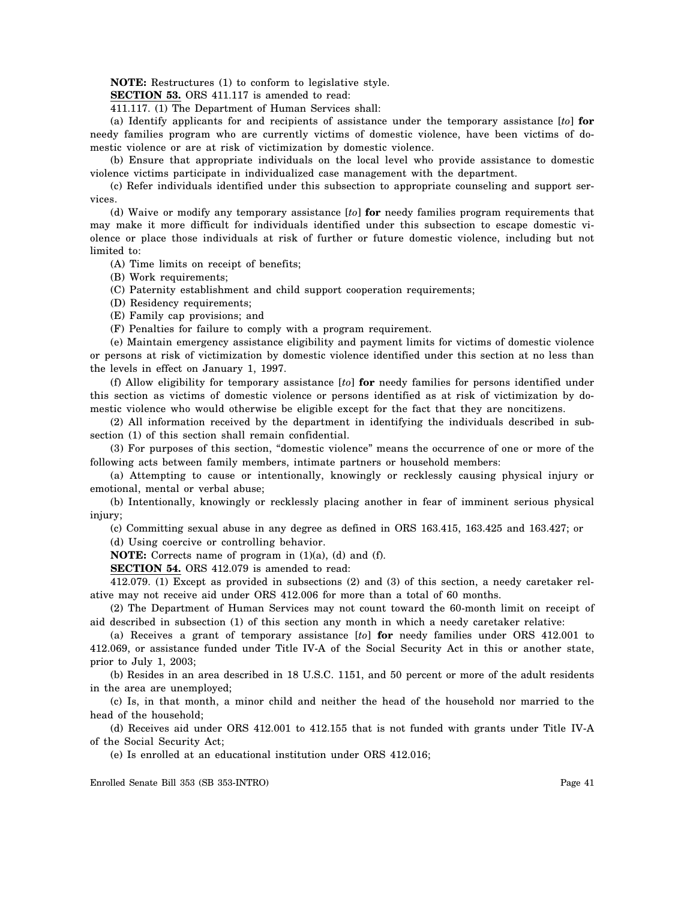**NOTE:** Restructures (1) to conform to legislative style.

**SECTION 53.** ORS 411.117 is amended to read:

411.117. (1) The Department of Human Services shall:

(a) Identify applicants for and recipients of assistance under the temporary assistance [*to*] **for** needy families program who are currently victims of domestic violence, have been victims of domestic violence or are at risk of victimization by domestic violence.

(b) Ensure that appropriate individuals on the local level who provide assistance to domestic violence victims participate in individualized case management with the department.

(c) Refer individuals identified under this subsection to appropriate counseling and support services.

(d) Waive or modify any temporary assistance [*to*] **for** needy families program requirements that may make it more difficult for individuals identified under this subsection to escape domestic violence or place those individuals at risk of further or future domestic violence, including but not limited to:

(A) Time limits on receipt of benefits;

(B) Work requirements;

(C) Paternity establishment and child support cooperation requirements;

(D) Residency requirements;

(E) Family cap provisions; and

(F) Penalties for failure to comply with a program requirement.

(e) Maintain emergency assistance eligibility and payment limits for victims of domestic violence or persons at risk of victimization by domestic violence identified under this section at no less than the levels in effect on January 1, 1997.

(f) Allow eligibility for temporary assistance [*to*] **for** needy families for persons identified under this section as victims of domestic violence or persons identified as at risk of victimization by domestic violence who would otherwise be eligible except for the fact that they are noncitizens.

(2) All information received by the department in identifying the individuals described in subsection (1) of this section shall remain confidential.

(3) For purposes of this section, "domestic violence" means the occurrence of one or more of the following acts between family members, intimate partners or household members:

(a) Attempting to cause or intentionally, knowingly or recklessly causing physical injury or emotional, mental or verbal abuse;

(b) Intentionally, knowingly or recklessly placing another in fear of imminent serious physical injury;

(c) Committing sexual abuse in any degree as defined in ORS 163.415, 163.425 and 163.427; or

(d) Using coercive or controlling behavior.

**NOTE:** Corrects name of program in (1)(a), (d) and (f).

**SECTION 54.** ORS 412.079 is amended to read:

412.079. (1) Except as provided in subsections (2) and (3) of this section, a needy caretaker relative may not receive aid under ORS 412.006 for more than a total of 60 months.

(2) The Department of Human Services may not count toward the 60-month limit on receipt of aid described in subsection (1) of this section any month in which a needy caretaker relative:

(a) Receives a grant of temporary assistance [*to*] **for** needy families under ORS 412.001 to 412.069, or assistance funded under Title IV-A of the Social Security Act in this or another state, prior to July 1, 2003;

(b) Resides in an area described in 18 U.S.C. 1151, and 50 percent or more of the adult residents in the area are unemployed;

(c) Is, in that month, a minor child and neither the head of the household nor married to the head of the household;

(d) Receives aid under ORS 412.001 to 412.155 that is not funded with grants under Title IV-A of the Social Security Act;

(e) Is enrolled at an educational institution under ORS 412.016;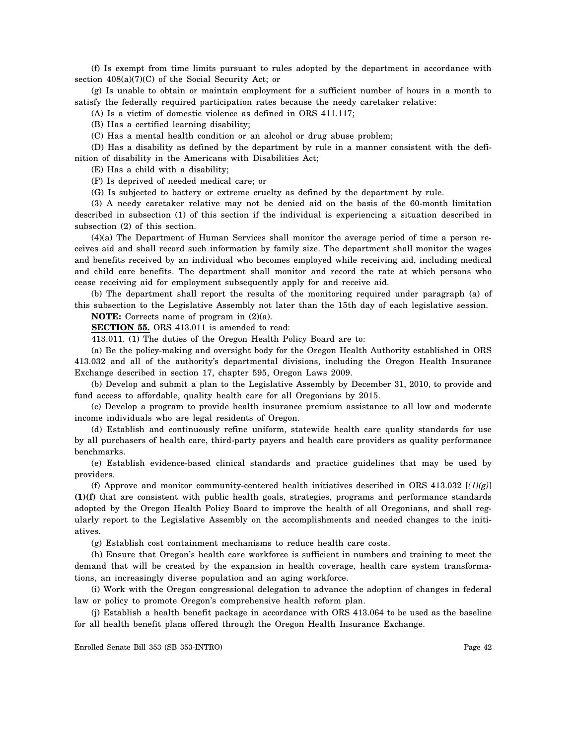(f) Is exempt from time limits pursuant to rules adopted by the department in accordance with section 408(a)(7)(C) of the Social Security Act; or

(g) Is unable to obtain or maintain employment for a sufficient number of hours in a month to satisfy the federally required participation rates because the needy caretaker relative:

(A) Is a victim of domestic violence as defined in ORS 411.117;

(B) Has a certified learning disability;

(C) Has a mental health condition or an alcohol or drug abuse problem;

(D) Has a disability as defined by the department by rule in a manner consistent with the definition of disability in the Americans with Disabilities Act;

(E) Has a child with a disability;

(F) Is deprived of needed medical care; or

(G) Is subjected to battery or extreme cruelty as defined by the department by rule.

(3) A needy caretaker relative may not be denied aid on the basis of the 60-month limitation described in subsection (1) of this section if the individual is experiencing a situation described in subsection (2) of this section.

(4)(a) The Department of Human Services shall monitor the average period of time a person receives aid and shall record such information by family size. The department shall monitor the wages and benefits received by an individual who becomes employed while receiving aid, including medical and child care benefits. The department shall monitor and record the rate at which persons who cease receiving aid for employment subsequently apply for and receive aid.

(b) The department shall report the results of the monitoring required under paragraph (a) of this subsection to the Legislative Assembly not later than the 15th day of each legislative session.

**NOTE:** Corrects name of program in (2)(a).

**SECTION 55.** ORS 413.011 is amended to read:

413.011. (1) The duties of the Oregon Health Policy Board are to:

(a) Be the policy-making and oversight body for the Oregon Health Authority established in ORS 413.032 and all of the authority's departmental divisions, including the Oregon Health Insurance Exchange described in section 17, chapter 595, Oregon Laws 2009.

(b) Develop and submit a plan to the Legislative Assembly by December 31, 2010, to provide and fund access to affordable, quality health care for all Oregonians by 2015.

(c) Develop a program to provide health insurance premium assistance to all low and moderate income individuals who are legal residents of Oregon.

(d) Establish and continuously refine uniform, statewide health care quality standards for use by all purchasers of health care, third-party payers and health care providers as quality performance benchmarks.

(e) Establish evidence-based clinical standards and practice guidelines that may be used by providers.

(f) Approve and monitor community-centered health initiatives described in ORS 413.032 [*(1)(g)*] **(1)(f)** that are consistent with public health goals, strategies, programs and performance standards adopted by the Oregon Health Policy Board to improve the health of all Oregonians, and shall regularly report to the Legislative Assembly on the accomplishments and needed changes to the initiatives.

(g) Establish cost containment mechanisms to reduce health care costs.

(h) Ensure that Oregon's health care workforce is sufficient in numbers and training to meet the demand that will be created by the expansion in health coverage, health care system transformations, an increasingly diverse population and an aging workforce.

(i) Work with the Oregon congressional delegation to advance the adoption of changes in federal law or policy to promote Oregon's comprehensive health reform plan.

(j) Establish a health benefit package in accordance with ORS 413.064 to be used as the baseline for all health benefit plans offered through the Oregon Health Insurance Exchange.

Enrolled Senate Bill 353 (SB 353-INTRO)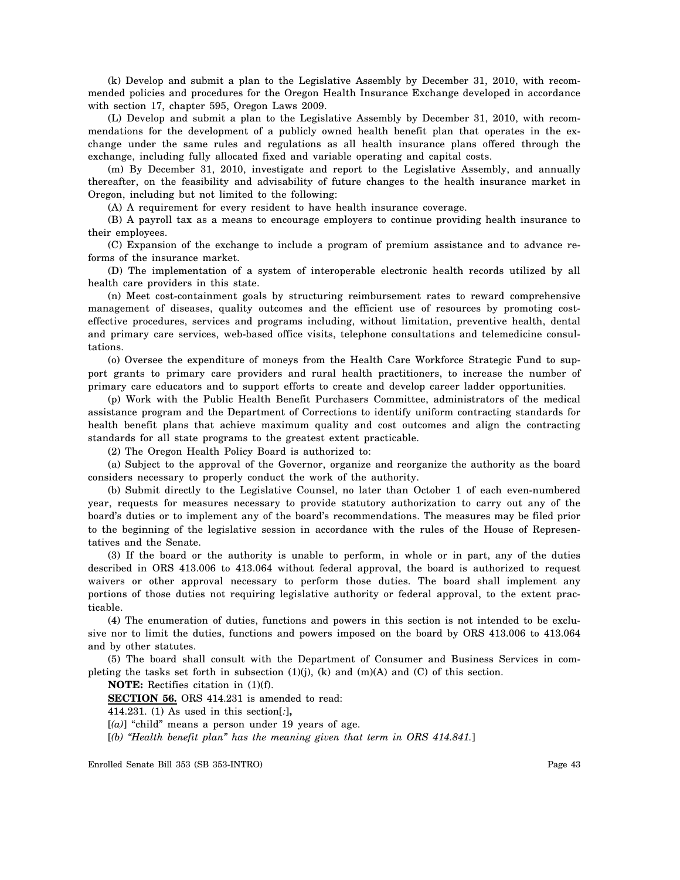(k) Develop and submit a plan to the Legislative Assembly by December 31, 2010, with recommended policies and procedures for the Oregon Health Insurance Exchange developed in accordance with section 17, chapter 595, Oregon Laws 2009.

(L) Develop and submit a plan to the Legislative Assembly by December 31, 2010, with recommendations for the development of a publicly owned health benefit plan that operates in the exchange under the same rules and regulations as all health insurance plans offered through the exchange, including fully allocated fixed and variable operating and capital costs.

(m) By December 31, 2010, investigate and report to the Legislative Assembly, and annually thereafter, on the feasibility and advisability of future changes to the health insurance market in Oregon, including but not limited to the following:

(A) A requirement for every resident to have health insurance coverage.

(B) A payroll tax as a means to encourage employers to continue providing health insurance to their employees.

(C) Expansion of the exchange to include a program of premium assistance and to advance reforms of the insurance market.

(D) The implementation of a system of interoperable electronic health records utilized by all health care providers in this state.

(n) Meet cost-containment goals by structuring reimbursement rates to reward comprehensive management of diseases, quality outcomes and the efficient use of resources by promoting cost-effective procedures, services and programs including, without limitation, preventive health, dental and primary care services, web-based office visits, telephone consultations and telemedicine consultations.

(o) Oversee the expenditure of moneys from the Health Care Workforce Strategic Fund to support grants to primary care providers and rural health practitioners, to increase the number of primary care educators and to support efforts to create and develop career ladder opportunities.

(p) Work with the Public Health Benefit Purchasers Committee, administrators of the medical assistance program and the Department of Corrections to identify uniform contracting standards for health benefit plans that achieve maximum quality and cost outcomes and align the contracting standards for all state programs to the greatest extent practicable.

(2) The Oregon Health Policy Board is authorized to:

(a) Subject to the approval of the Governor, organize and reorganize the authority as the board considers necessary to properly conduct the work of the authority.

(b) Submit directly to the Legislative Counsel, no later than October 1 of each even-numbered year, requests for measures necessary to provide statutory authorization to carry out any of the board's duties or to implement any of the board's recommendations. The measures may be filed prior to the beginning of the legislative session in accordance with the rules of the House of Representatives and the Senate.

(3) If the board or the authority is unable to perform, in whole or in part, any of the duties described in ORS 413.006 to 413.064 without federal approval, the board is authorized to request waivers or other approval necessary to perform those duties. The board shall implement any portions of those duties not requiring legislative authority or federal approval, to the extent practicable.

(4) The enumeration of duties, functions and powers in this section is not intended to be exclusive nor to limit the duties, functions and powers imposed on the board by ORS 413.006 to 413.064 and by other statutes.

(5) The board shall consult with the Department of Consumer and Business Services in completing the tasks set forth in subsection (1)(j), (k) and (m)(A) and (C) of this section.

**NOTE:** Rectifies citation in (1)(f).

**SECTION 56.** ORS 414.231 is amended to read:

414.231. (1) As used in this section[*:*]**,**

[*(a)*] "child" means a person under 19 years of age.

[*(b) "Health benefit plan" has the meaning given that term in ORS 414.841.*]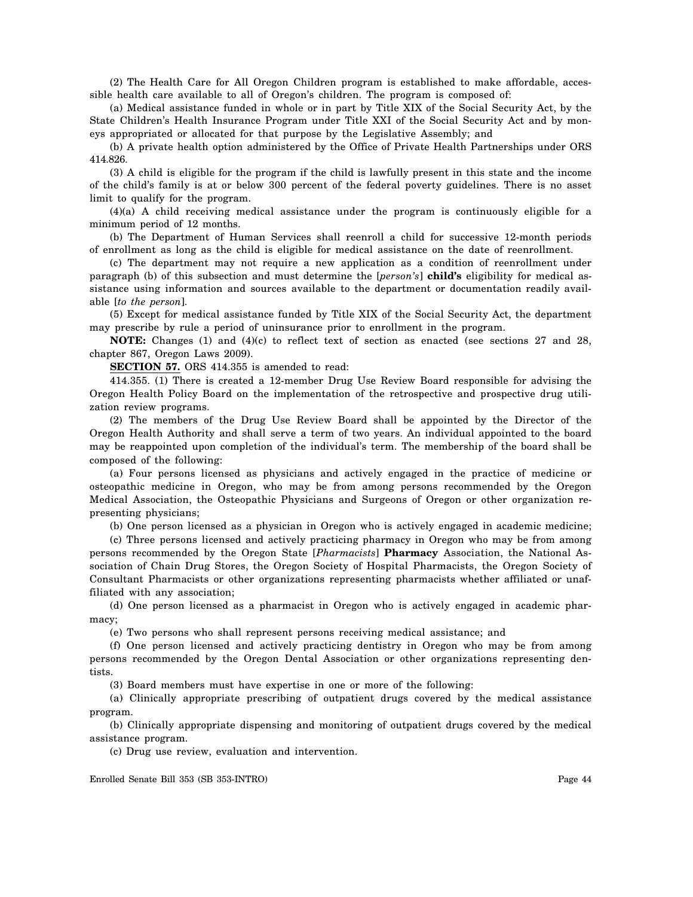(2) The Health Care for All Oregon Children program is established to make affordable, accessible health care available to all of Oregon's children. The program is composed of:

(a) Medical assistance funded in whole or in part by Title XIX of the Social Security Act, by the State Children's Health Insurance Program under Title XXI of the Social Security Act and by moneys appropriated or allocated for that purpose by the Legislative Assembly; and

(b) A private health option administered by the Office of Private Health Partnerships under ORS 414.826.

(3) A child is eligible for the program if the child is lawfully present in this state and the income of the child's family is at or below 300 percent of the federal poverty guidelines. There is no asset limit to qualify for the program.

(4)(a) A child receiving medical assistance under the program is continuously eligible for a minimum period of 12 months.

(b) The Department of Human Services shall reenroll a child for successive 12-month periods of enrollment as long as the child is eligible for medical assistance on the date of reenrollment.

(c) The department may not require a new application as a condition of reenrollment under paragraph (b) of this subsection and must determine the [*person's*] **child's** eligibility for medical assistance using information and sources available to the department or documentation readily available [*to the person*].

(5) Except for medical assistance funded by Title XIX of the Social Security Act, the department may prescribe by rule a period of uninsurance prior to enrollment in the program.

**NOTE:** Changes (1) and (4)(c) to reflect text of section as enacted (see sections 27 and 28, chapter 867, Oregon Laws 2009).

**SECTION 57.** ORS 414.355 is amended to read:

414.355. (1) There is created a 12-member Drug Use Review Board responsible for advising the Oregon Health Policy Board on the implementation of the retrospective and prospective drug utilization review programs.

(2) The members of the Drug Use Review Board shall be appointed by the Director of the Oregon Health Authority and shall serve a term of two years. An individual appointed to the board may be reappointed upon completion of the individual's term. The membership of the board shall be composed of the following:

(a) Four persons licensed as physicians and actively engaged in the practice of medicine or osteopathic medicine in Oregon, who may be from among persons recommended by the Oregon Medical Association, the Osteopathic Physicians and Surgeons of Oregon or other organization representing physicians;

(b) One person licensed as a physician in Oregon who is actively engaged in academic medicine;

(c) Three persons licensed and actively practicing pharmacy in Oregon who may be from among persons recommended by the Oregon State [*Pharmacists*] **Pharmacy** Association, the National Association of Chain Drug Stores, the Oregon Society of Hospital Pharmacists, the Oregon Society of Consultant Pharmacists or other organizations representing pharmacists whether affiliated or unaffiliated with any association;

(d) One person licensed as a pharmacist in Oregon who is actively engaged in academic pharmacy;

(e) Two persons who shall represent persons receiving medical assistance; and

(f) One person licensed and actively practicing dentistry in Oregon who may be from among persons recommended by the Oregon Dental Association or other organizations representing dentists.

(3) Board members must have expertise in one or more of the following:

(a) Clinically appropriate prescribing of outpatient drugs covered by the medical assistance program.

(b) Clinically appropriate dispensing and monitoring of outpatient drugs covered by the medical assistance program.

(c) Drug use review, evaluation and intervention.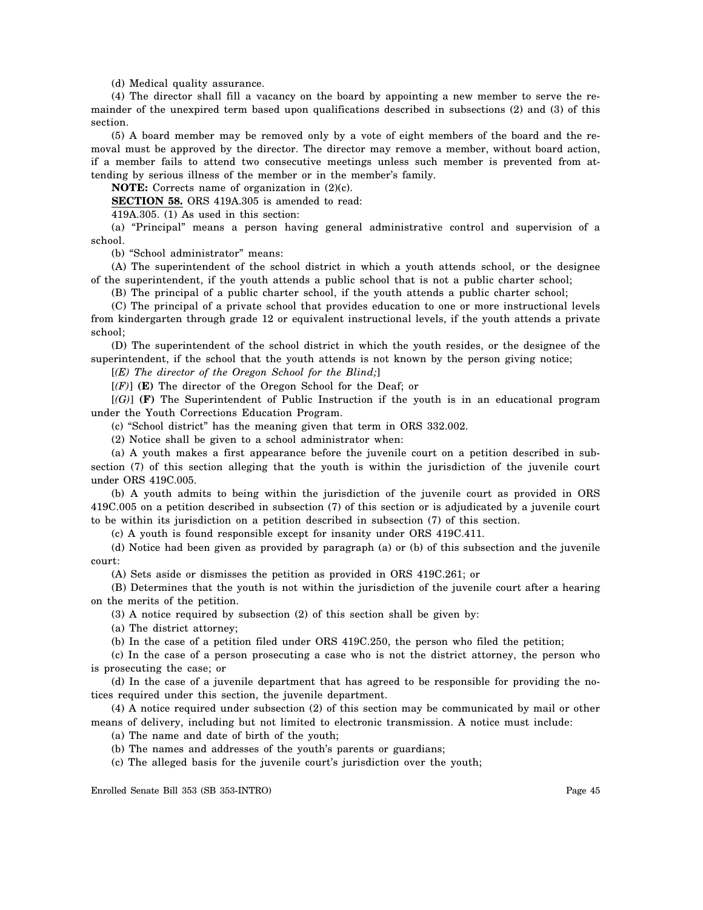(d) Medical quality assurance.

(4) The director shall fill a vacancy on the board by appointing a new member to serve the remainder of the unexpired term based upon qualifications described in subsections (2) and (3) of this section.

(5) A board member may be removed only by a vote of eight members of the board and the removal must be approved by the director. The director may remove a member, without board action, if a member fails to attend two consecutive meetings unless such member is prevented from attending by serious illness of the member or in the member's family.

**NOTE:** Corrects name of organization in (2)(c).

**SECTION 58.** ORS 419A.305 is amended to read:

419A.305. (1) As used in this section:

(a) "Principal" means a person having general administrative control and supervision of a school.

(b) "School administrator" means:

(A) The superintendent of the school district in which a youth attends school, or the designee of the superintendent, if the youth attends a public school that is not a public charter school;

(B) The principal of a public charter school, if the youth attends a public charter school;

(C) The principal of a private school that provides education to one or more instructional levels from kindergarten through grade 12 or equivalent instructional levels, if the youth attends a private school;

(D) The superintendent of the school district in which the youth resides, or the designee of the superintendent, if the school that the youth attends is not known by the person giving notice;

[*(E) The director of the Oregon School for the Blind;*]

[*(F)*] **(E)** The director of the Oregon School for the Deaf; or

[*(G)*] **(F)** The Superintendent of Public Instruction if the youth is in an educational program under the Youth Corrections Education Program.

(c) "School district" has the meaning given that term in ORS 332.002.

(2) Notice shall be given to a school administrator when:

(a) A youth makes a first appearance before the juvenile court on a petition described in subsection (7) of this section alleging that the youth is within the jurisdiction of the juvenile court under ORS 419C.005.

(b) A youth admits to being within the jurisdiction of the juvenile court as provided in ORS 419C.005 on a petition described in subsection (7) of this section or is adjudicated by a juvenile court to be within its jurisdiction on a petition described in subsection (7) of this section.

(c) A youth is found responsible except for insanity under ORS 419C.411.

(d) Notice had been given as provided by paragraph (a) or (b) of this subsection and the juvenile court:

(A) Sets aside or dismisses the petition as provided in ORS 419C.261; or

(B) Determines that the youth is not within the jurisdiction of the juvenile court after a hearing on the merits of the petition.

(3) A notice required by subsection (2) of this section shall be given by:

(a) The district attorney;

(b) In the case of a petition filed under ORS 419C.250, the person who filed the petition;

(c) In the case of a person prosecuting a case who is not the district attorney, the person who is prosecuting the case; or

(d) In the case of a juvenile department that has agreed to be responsible for providing the notices required under this section, the juvenile department.

(4) A notice required under subsection (2) of this section may be communicated by mail or other means of delivery, including but not limited to electronic transmission. A notice must include:

(a) The name and date of birth of the youth;

(b) The names and addresses of the youth's parents or guardians;

(c) The alleged basis for the juvenile court's jurisdiction over the youth;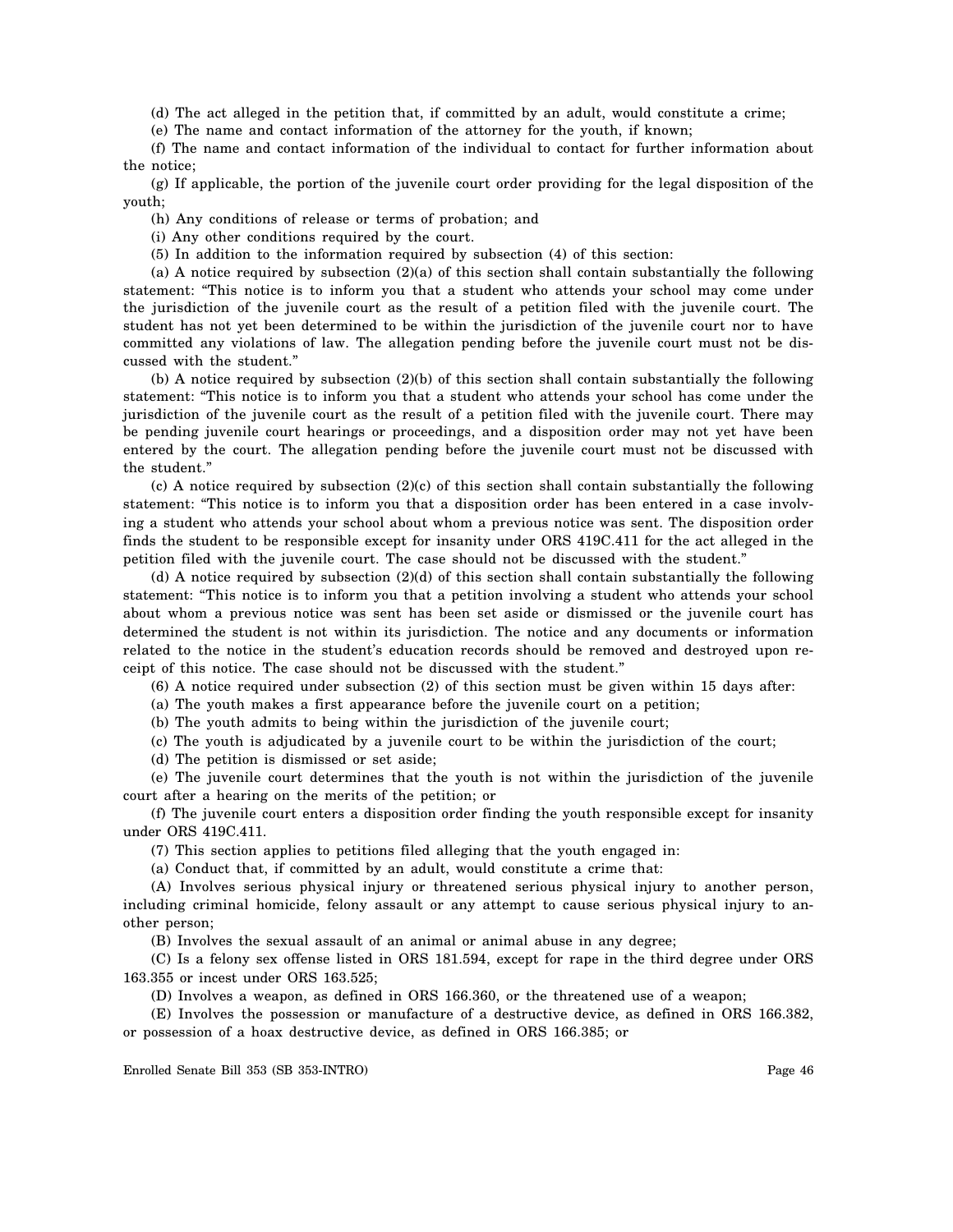(d) The act alleged in the petition that, if committed by an adult, would constitute a crime;

(e) The name and contact information of the attorney for the youth, if known;

(f) The name and contact information of the individual to contact for further information about the notice;

(g) If applicable, the portion of the juvenile court order providing for the legal disposition of the youth;

(h) Any conditions of release or terms of probation; and

(i) Any other conditions required by the court.

(5) In addition to the information required by subsection (4) of this section:

(a) A notice required by subsection (2)(a) of this section shall contain substantially the following statement: "This notice is to inform you that a student who attends your school may come under the jurisdiction of the juvenile court as the result of a petition filed with the juvenile court. The student has not yet been determined to be within the jurisdiction of the juvenile court nor to have committed any violations of law. The allegation pending before the juvenile court must not be discussed with the student."

(b) A notice required by subsection (2)(b) of this section shall contain substantially the following statement: "This notice is to inform you that a student who attends your school has come under the jurisdiction of the juvenile court as the result of a petition filed with the juvenile court. There may be pending juvenile court hearings or proceedings, and a disposition order may not yet have been entered by the court. The allegation pending before the juvenile court must not be discussed with the student."

(c) A notice required by subsection (2)(c) of this section shall contain substantially the following statement: "This notice is to inform you that a disposition order has been entered in a case involving a student who attends your school about whom a previous notice was sent. The disposition order finds the student to be responsible except for insanity under ORS 419C.411 for the act alleged in the petition filed with the juvenile court. The case should not be discussed with the student."

(d) A notice required by subsection (2)(d) of this section shall contain substantially the following statement: "This notice is to inform you that a petition involving a student who attends your school about whom a previous notice was sent has been set aside or dismissed or the juvenile court has determined the student is not within its jurisdiction. The notice and any documents or information related to the notice in the student's education records should be removed and destroyed upon receipt of this notice. The case should not be discussed with the student."

(6) A notice required under subsection (2) of this section must be given within 15 days after:

(a) The youth makes a first appearance before the juvenile court on a petition;

(b) The youth admits to being within the jurisdiction of the juvenile court;

(c) The youth is adjudicated by a juvenile court to be within the jurisdiction of the court;

(d) The petition is dismissed or set aside;

(e) The juvenile court determines that the youth is not within the jurisdiction of the juvenile court after a hearing on the merits of the petition; or

(f) The juvenile court enters a disposition order finding the youth responsible except for insanity under ORS 419C.411.

(7) This section applies to petitions filed alleging that the youth engaged in:

(a) Conduct that, if committed by an adult, would constitute a crime that:

(A) Involves serious physical injury or threatened serious physical injury to another person, including criminal homicide, felony assault or any attempt to cause serious physical injury to another person;

(B) Involves the sexual assault of an animal or animal abuse in any degree;

(C) Is a felony sex offense listed in ORS 181.594, except for rape in the third degree under ORS 163.355 or incest under ORS 163.525;

(D) Involves a weapon, as defined in ORS 166.360, or the threatened use of a weapon;

(E) Involves the possession or manufacture of a destructive device, as defined in ORS 166.382, or possession of a hoax destructive device, as defined in ORS 166.385; or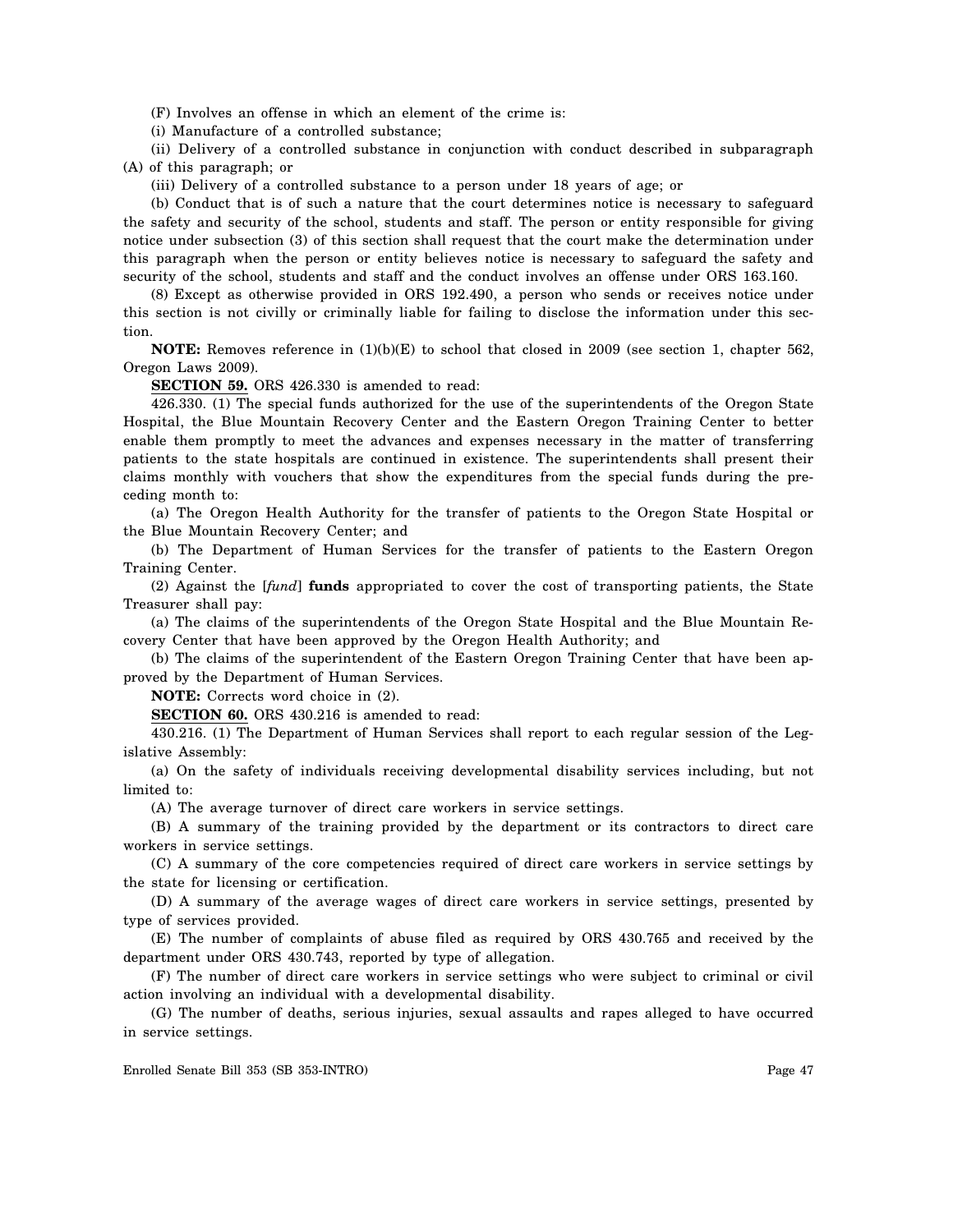(F) Involves an offense in which an element of the crime is:

(i) Manufacture of a controlled substance;

(ii) Delivery of a controlled substance in conjunction with conduct described in subparagraph (A) of this paragraph; or

(iii) Delivery of a controlled substance to a person under 18 years of age; or

(b) Conduct that is of such a nature that the court determines notice is necessary to safeguard the safety and security of the school, students and staff. The person or entity responsible for giving notice under subsection (3) of this section shall request that the court make the determination under this paragraph when the person or entity believes notice is necessary to safeguard the safety and security of the school, students and staff and the conduct involves an offense under ORS 163.160.

(8) Except as otherwise provided in ORS 192.490, a person who sends or receives notice under this section is not civilly or criminally liable for failing to disclose the information under this section.

**NOTE:** Removes reference in (1)(b)(E) to school that closed in 2009 (see section 1, chapter 562, Oregon Laws 2009).

**SECTION 59.** ORS 426.330 is amended to read:

426.330. (1) The special funds authorized for the use of the superintendents of the Oregon State Hospital, the Blue Mountain Recovery Center and the Eastern Oregon Training Center to better enable them promptly to meet the advances and expenses necessary in the matter of transferring patients to the state hospitals are continued in existence. The superintendents shall present their claims monthly with vouchers that show the expenditures from the special funds during the preceding month to:

(a) The Oregon Health Authority for the transfer of patients to the Oregon State Hospital or the Blue Mountain Recovery Center; and

(b) The Department of Human Services for the transfer of patients to the Eastern Oregon Training Center.

(2) Against the [*fund*] **funds** appropriated to cover the cost of transporting patients, the State Treasurer shall pay:

(a) The claims of the superintendents of the Oregon State Hospital and the Blue Mountain Recovery Center that have been approved by the Oregon Health Authority; and

(b) The claims of the superintendent of the Eastern Oregon Training Center that have been approved by the Department of Human Services.

**NOTE:** Corrects word choice in (2).

**SECTION 60.** ORS 430.216 is amended to read:

430.216. (1) The Department of Human Services shall report to each regular session of the Legislative Assembly:

(a) On the safety of individuals receiving developmental disability services including, but not limited to:

(A) The average turnover of direct care workers in service settings.

(B) A summary of the training provided by the department or its contractors to direct care workers in service settings.

(C) A summary of the core competencies required of direct care workers in service settings by the state for licensing or certification.

(D) A summary of the average wages of direct care workers in service settings, presented by type of services provided.

(E) The number of complaints of abuse filed as required by ORS 430.765 and received by the department under ORS 430.743, reported by type of allegation.

(F) The number of direct care workers in service settings who were subject to criminal or civil action involving an individual with a developmental disability.

(G) The number of deaths, serious injuries, sexual assaults and rapes alleged to have occurred in service settings.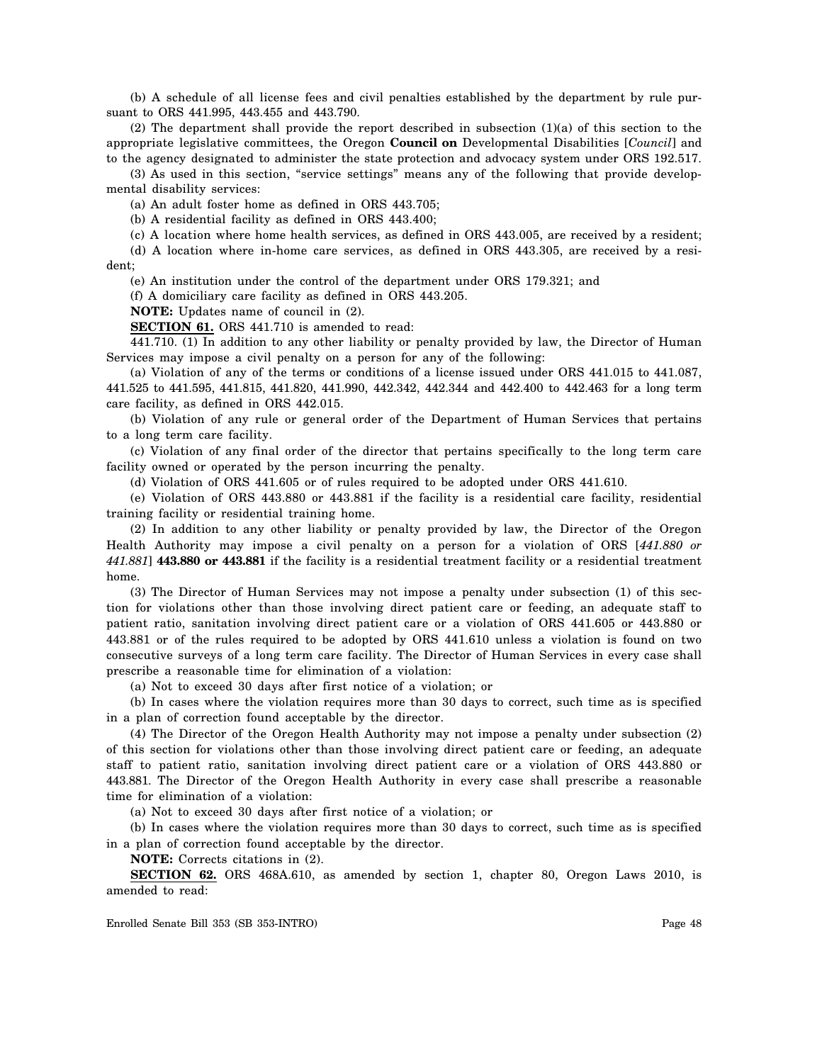(b) A schedule of all license fees and civil penalties established by the department by rule pursuant to ORS 441.995, 443.455 and 443.790.

(2) The department shall provide the report described in subsection (1)(a) of this section to the appropriate legislative committees, the Oregon **Council on** Developmental Disabilities [*Council*] and to the agency designated to administer the state protection and advocacy system under ORS 192.517.

(3) As used in this section, "service settings" means any of the following that provide developmental disability services:

(a) An adult foster home as defined in ORS 443.705;

(b) A residential facility as defined in ORS 443.400;

(c) A location where home health services, as defined in ORS 443.005, are received by a resident;

(d) A location where in-home care services, as defined in ORS 443.305, are received by a resident;

(e) An institution under the control of the department under ORS 179.321; and

(f) A domiciliary care facility as defined in ORS 443.205.

**NOTE:** Updates name of council in (2).

**SECTION 61.** ORS 441.710 is amended to read:

441.710. (1) In addition to any other liability or penalty provided by law, the Director of Human Services may impose a civil penalty on a person for any of the following:

(a) Violation of any of the terms or conditions of a license issued under ORS 441.015 to 441.087, 441.525 to 441.595, 441.815, 441.820, 441.990, 442.342, 442.344 and 442.400 to 442.463 for a long term care facility, as defined in ORS 442.015.

(b) Violation of any rule or general order of the Department of Human Services that pertains to a long term care facility.

(c) Violation of any final order of the director that pertains specifically to the long term care facility owned or operated by the person incurring the penalty.

(d) Violation of ORS 441.605 or of rules required to be adopted under ORS 441.610.

(e) Violation of ORS 443.880 or 443.881 if the facility is a residential care facility, residential training facility or residential training home.

(2) In addition to any other liability or penalty provided by law, the Director of the Oregon Health Authority may impose a civil penalty on a person for a violation of ORS [*441.880 or 441.881*] **443.880 or 443.881** if the facility is a residential treatment facility or a residential treatment home.

(3) The Director of Human Services may not impose a penalty under subsection (1) of this section for violations other than those involving direct patient care or feeding, an adequate staff to patient ratio, sanitation involving direct patient care or a violation of ORS 441.605 or 443.880 or 443.881 or of the rules required to be adopted by ORS 441.610 unless a violation is found on two consecutive surveys of a long term care facility. The Director of Human Services in every case shall prescribe a reasonable time for elimination of a violation:

(a) Not to exceed 30 days after first notice of a violation; or

(b) In cases where the violation requires more than 30 days to correct, such time as is specified in a plan of correction found acceptable by the director.

(4) The Director of the Oregon Health Authority may not impose a penalty under subsection (2) of this section for violations other than those involving direct patient care or feeding, an adequate staff to patient ratio, sanitation involving direct patient care or a violation of ORS 443.880 or 443.881. The Director of the Oregon Health Authority in every case shall prescribe a reasonable time for elimination of a violation:

(a) Not to exceed 30 days after first notice of a violation; or

(b) In cases where the violation requires more than 30 days to correct, such time as is specified in a plan of correction found acceptable by the director.

**NOTE:** Corrects citations in (2).

**SECTION 62.** ORS 468A.610, as amended by section 1, chapter 80, Oregon Laws 2010, is amended to read: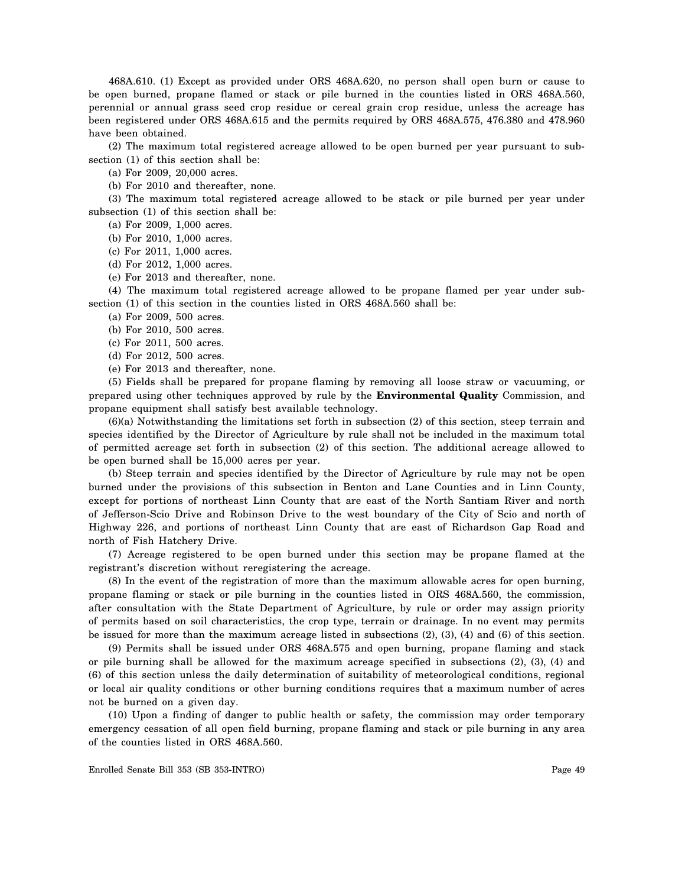468A.610. (1) Except as provided under ORS 468A.620, no person shall open burn or cause to be open burned, propane flamed or stack or pile burned in the counties listed in ORS 468A.560, perennial or annual grass seed crop residue or cereal grain crop residue, unless the acreage has been registered under ORS 468A.615 and the permits required by ORS 468A.575, 476.380 and 478.960 have been obtained.

(2) The maximum total registered acreage allowed to be open burned per year pursuant to subsection (1) of this section shall be:

(a) For 2009, 20,000 acres.

(b) For 2010 and thereafter, none.

(3) The maximum total registered acreage allowed to be stack or pile burned per year under subsection (1) of this section shall be:

(a) For 2009, 1,000 acres.

(b) For 2010, 1,000 acres.

(c) For 2011, 1,000 acres.

(d) For 2012, 1,000 acres.

(e) For 2013 and thereafter, none.

(4) The maximum total registered acreage allowed to be propane flamed per year under subsection (1) of this section in the counties listed in ORS 468A.560 shall be:

(a) For 2009, 500 acres.

(b) For 2010, 500 acres.

(c) For 2011, 500 acres.

(d) For 2012, 500 acres.

(e) For 2013 and thereafter, none.

(5) Fields shall be prepared for propane flaming by removing all loose straw or vacuuming, or prepared using other techniques approved by rule by the **Environmental Quality** Commission, and propane equipment shall satisfy best available technology.

(6)(a) Notwithstanding the limitations set forth in subsection (2) of this section, steep terrain and species identified by the Director of Agriculture by rule shall not be included in the maximum total of permitted acreage set forth in subsection (2) of this section. The additional acreage allowed to be open burned shall be 15,000 acres per year.

(b) Steep terrain and species identified by the Director of Agriculture by rule may not be open burned under the provisions of this subsection in Benton and Lane Counties and in Linn County, except for portions of northeast Linn County that are east of the North Santiam River and north of Jefferson-Scio Drive and Robinson Drive to the west boundary of the City of Scio and north of Highway 226, and portions of northeast Linn County that are east of Richardson Gap Road and north of Fish Hatchery Drive.

(7) Acreage registered to be open burned under this section may be propane flamed at the registrant's discretion without reregistering the acreage.

(8) In the event of the registration of more than the maximum allowable acres for open burning, propane flaming or stack or pile burning in the counties listed in ORS 468A.560, the commission, after consultation with the State Department of Agriculture, by rule or order may assign priority of permits based on soil characteristics, the crop type, terrain or drainage. In no event may permits be issued for more than the maximum acreage listed in subsections (2), (3), (4) and (6) of this section.

(9) Permits shall be issued under ORS 468A.575 and open burning, propane flaming and stack or pile burning shall be allowed for the maximum acreage specified in subsections (2), (3), (4) and (6) of this section unless the daily determination of suitability of meteorological conditions, regional or local air quality conditions or other burning conditions requires that a maximum number of acres not be burned on a given day.

(10) Upon a finding of danger to public health or safety, the commission may order temporary emergency cessation of all open field burning, propane flaming and stack or pile burning in any area of the counties listed in ORS 468A.560.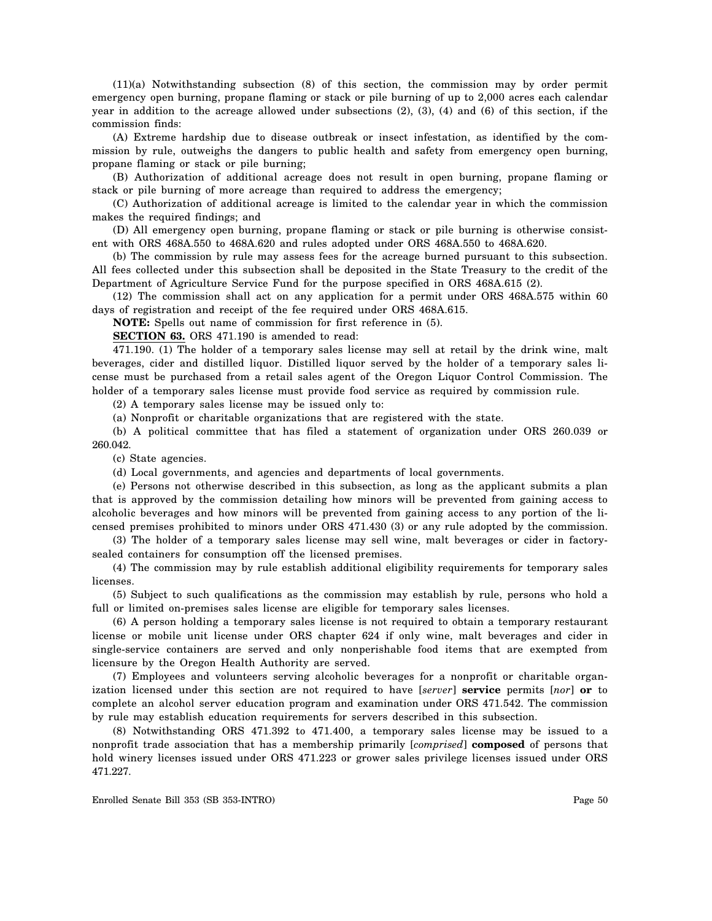(11)(a) Notwithstanding subsection (8) of this section, the commission may by order permit emergency open burning, propane flaming or stack or pile burning of up to 2,000 acres each calendar year in addition to the acreage allowed under subsections (2), (3), (4) and (6) of this section, if the commission finds:

(A) Extreme hardship due to disease outbreak or insect infestation, as identified by the commission by rule, outweighs the dangers to public health and safety from emergency open burning, propane flaming or stack or pile burning;

(B) Authorization of additional acreage does not result in open burning, propane flaming or stack or pile burning of more acreage than required to address the emergency;

(C) Authorization of additional acreage is limited to the calendar year in which the commission makes the required findings; and

(D) All emergency open burning, propane flaming or stack or pile burning is otherwise consistent with ORS 468A.550 to 468A.620 and rules adopted under ORS 468A.550 to 468A.620.

(b) The commission by rule may assess fees for the acreage burned pursuant to this subsection. All fees collected under this subsection shall be deposited in the State Treasury to the credit of the Department of Agriculture Service Fund for the purpose specified in ORS 468A.615 (2).

(12) The commission shall act on any application for a permit under ORS 468A.575 within 60 days of registration and receipt of the fee required under ORS 468A.615.

**NOTE:** Spells out name of commission for first reference in (5).

**SECTION 63.** ORS 471.190 is amended to read:

471.190. (1) The holder of a temporary sales license may sell at retail by the drink wine, malt beverages, cider and distilled liquor. Distilled liquor served by the holder of a temporary sales license must be purchased from a retail sales agent of the Oregon Liquor Control Commission. The holder of a temporary sales license must provide food service as required by commission rule.

(2) A temporary sales license may be issued only to:

(a) Nonprofit or charitable organizations that are registered with the state.

(b) A political committee that has filed a statement of organization under ORS 260.039 or 260.042.

(c) State agencies.

(d) Local governments, and agencies and departments of local governments.

(e) Persons not otherwise described in this subsection, as long as the applicant submits a plan that is approved by the commission detailing how minors will be prevented from gaining access to alcoholic beverages and how minors will be prevented from gaining access to any portion of the licensed premises prohibited to minors under ORS 471.430 (3) or any rule adopted by the commission.

(3) The holder of a temporary sales license may sell wine, malt beverages or cider in factory-sealed containers for consumption off the licensed premises.

(4) The commission may by rule establish additional eligibility requirements for temporary sales licenses.

(5) Subject to such qualifications as the commission may establish by rule, persons who hold a full or limited on-premises sales license are eligible for temporary sales licenses.

(6) A person holding a temporary sales license is not required to obtain a temporary restaurant license or mobile unit license under ORS chapter 624 if only wine, malt beverages and cider in single-service containers are served and only nonperishable food items that are exempted from licensure by the Oregon Health Authority are served.

(7) Employees and volunteers serving alcoholic beverages for a nonprofit or charitable organization licensed under this section are not required to have [*server*] **service** permits [*nor*] **or** to complete an alcohol server education program and examination under ORS 471.542. The commission by rule may establish education requirements for servers described in this subsection.

(8) Notwithstanding ORS 471.392 to 471.400, a temporary sales license may be issued to a nonprofit trade association that has a membership primarily [*comprised*] **composed** of persons that hold winery licenses issued under ORS 471.223 or grower sales privilege licenses issued under ORS 471.227.

Enrolled Senate Bill 353 (SB 353-INTRO)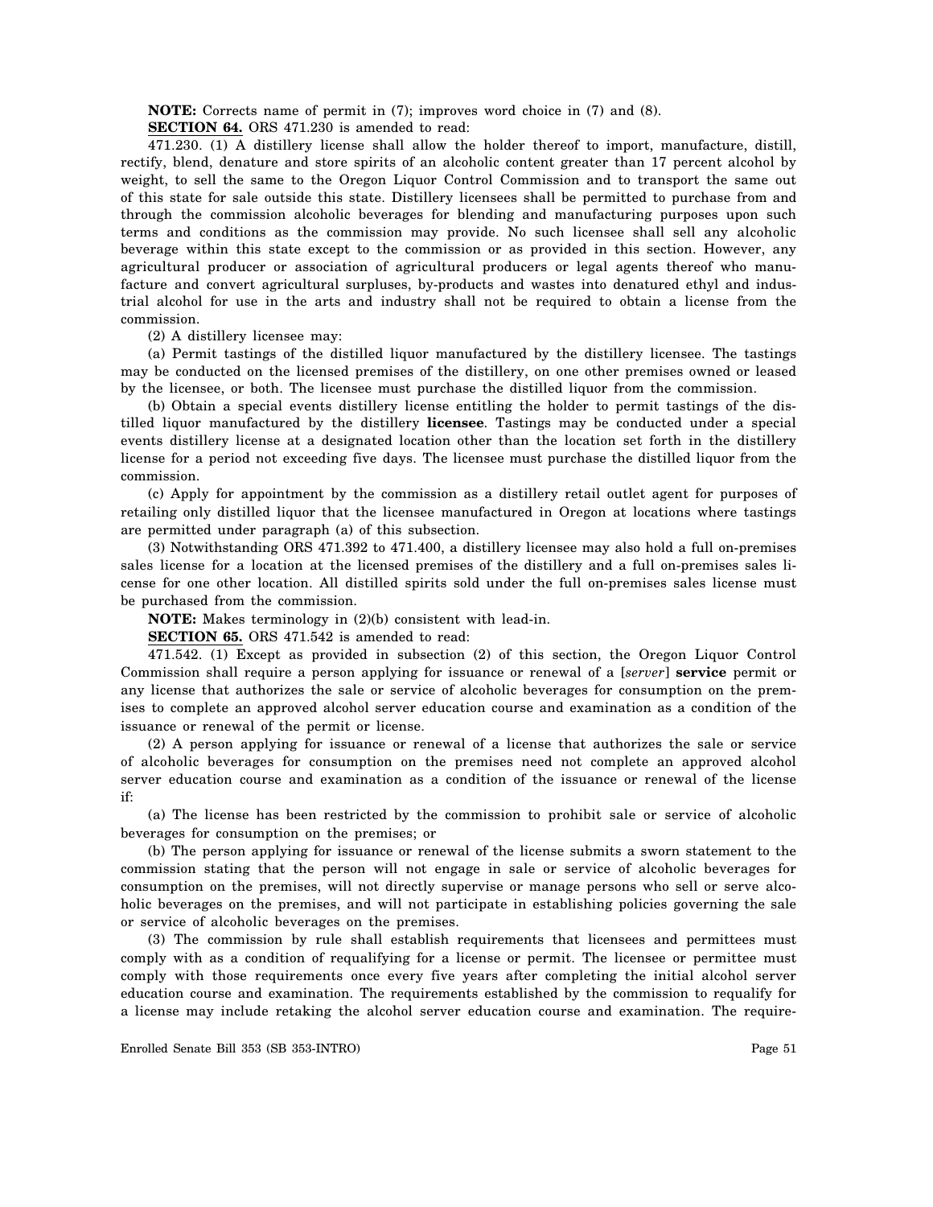**NOTE:** Corrects name of permit in (7); improves word choice in (7) and (8).

**SECTION 64.** ORS 471.230 is amended to read:

471.230. (1) A distillery license shall allow the holder thereof to import, manufacture, distill, rectify, blend, denature and store spirits of an alcoholic content greater than 17 percent alcohol by weight, to sell the same to the Oregon Liquor Control Commission and to transport the same out of this state for sale outside this state. Distillery licensees shall be permitted to purchase from and through the commission alcoholic beverages for blending and manufacturing purposes upon such terms and conditions as the commission may provide. No such licensee shall sell any alcoholic beverage within this state except to the commission or as provided in this section. However, any agricultural producer or association of agricultural producers or legal agents thereof who manufacture and convert agricultural surpluses, by-products and wastes into denatured ethyl and industrial alcohol for use in the arts and industry shall not be required to obtain a license from the commission.

(2) A distillery licensee may:

(a) Permit tastings of the distilled liquor manufactured by the distillery licensee. The tastings may be conducted on the licensed premises of the distillery, on one other premises owned or leased by the licensee, or both. The licensee must purchase the distilled liquor from the commission.

(b) Obtain a special events distillery license entitling the holder to permit tastings of the distilled liquor manufactured by the distillery **licensee**. Tastings may be conducted under a special events distillery license at a designated location other than the location set forth in the distillery license for a period not exceeding five days. The licensee must purchase the distilled liquor from the commission.

(c) Apply for appointment by the commission as a distillery retail outlet agent for purposes of retailing only distilled liquor that the licensee manufactured in Oregon at locations where tastings are permitted under paragraph (a) of this subsection.

(3) Notwithstanding ORS 471.392 to 471.400, a distillery licensee may also hold a full on-premises sales license for a location at the licensed premises of the distillery and a full on-premises sales license for one other location. All distilled spirits sold under the full on-premises sales license must be purchased from the commission.

**NOTE:** Makes terminology in (2)(b) consistent with lead-in.

**SECTION 65.** ORS 471.542 is amended to read:

471.542. (1) Except as provided in subsection (2) of this section, the Oregon Liquor Control Commission shall require a person applying for issuance or renewal of a [*server*] **service** permit or any license that authorizes the sale or service of alcoholic beverages for consumption on the premises to complete an approved alcohol server education course and examination as a condition of the issuance or renewal of the permit or license.

(2) A person applying for issuance or renewal of a license that authorizes the sale or service of alcoholic beverages for consumption on the premises need not complete an approved alcohol server education course and examination as a condition of the issuance or renewal of the license if:

(a) The license has been restricted by the commission to prohibit sale or service of alcoholic beverages for consumption on the premises; or

(b) The person applying for issuance or renewal of the license submits a sworn statement to the commission stating that the person will not engage in sale or service of alcoholic beverages for consumption on the premises, will not directly supervise or manage persons who sell or serve alcoholic beverages on the premises, and will not participate in establishing policies governing the sale or service of alcoholic beverages on the premises.

(3) The commission by rule shall establish requirements that licensees and permittees must comply with as a condition of requalifying for a license or permit. The licensee or permittee must comply with those requirements once every five years after completing the initial alcohol server education course and examination. The requirements established by the commission to requalify for a license may include retaking the alcohol server education course and examination. The require-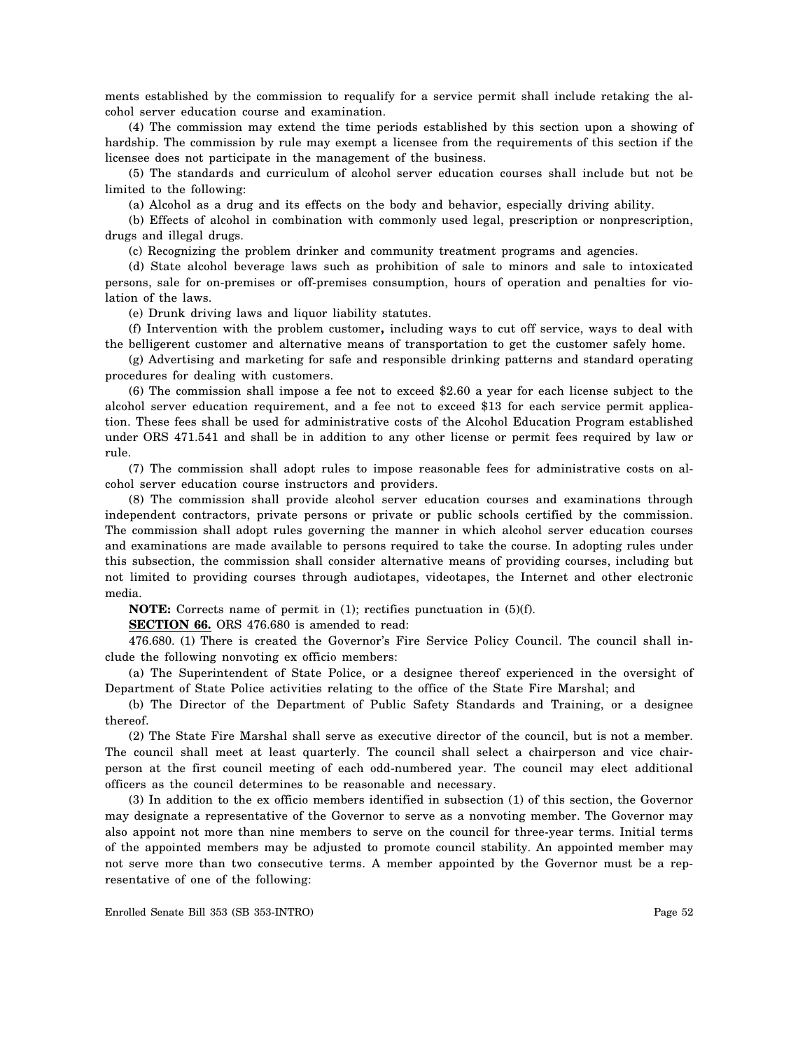ments established by the commission to requalify for a service permit shall include retaking the alcohol server education course and examination.

(4) The commission may extend the time periods established by this section upon a showing of hardship. The commission by rule may exempt a licensee from the requirements of this section if the licensee does not participate in the management of the business.

(5) The standards and curriculum of alcohol server education courses shall include but not be limited to the following:

(a) Alcohol as a drug and its effects on the body and behavior, especially driving ability.

(b) Effects of alcohol in combination with commonly used legal, prescription or nonprescription, drugs and illegal drugs.

(c) Recognizing the problem drinker and community treatment programs and agencies.

(d) State alcohol beverage laws such as prohibition of sale to minors and sale to intoxicated persons, sale for on-premises or off-premises consumption, hours of operation and penalties for violation of the laws.

(e) Drunk driving laws and liquor liability statutes.

(f) Intervention with the problem customer**,** including ways to cut off service, ways to deal with the belligerent customer and alternative means of transportation to get the customer safely home.

(g) Advertising and marketing for safe and responsible drinking patterns and standard operating procedures for dealing with customers.

(6) The commission shall impose a fee not to exceed $2.60 a year for each license subject to the alcohol server education requirement, and a fee not to exceed $13 for each service permit application. These fees shall be used for administrative costs of the Alcohol Education Program established under ORS 471.541 and shall be in addition to any other license or permit fees required by law or rule.

(7) The commission shall adopt rules to impose reasonable fees for administrative costs on alcohol server education course instructors and providers.

(8) The commission shall provide alcohol server education courses and examinations through independent contractors, private persons or private or public schools certified by the commission. The commission shall adopt rules governing the manner in which alcohol server education courses and examinations are made available to persons required to take the course. In adopting rules under this subsection, the commission shall consider alternative means of providing courses, including but not limited to providing courses through audiotapes, videotapes, the Internet and other electronic media.

**NOTE:** Corrects name of permit in (1); rectifies punctuation in (5)(f).

**SECTION 66.** ORS 476.680 is amended to read:

476.680. (1) There is created the Governor's Fire Service Policy Council. The council shall include the following nonvoting ex officio members:

(a) The Superintendent of State Police, or a designee thereof experienced in the oversight of Department of State Police activities relating to the office of the State Fire Marshal; and

(b) The Director of the Department of Public Safety Standards and Training, or a designee thereof.

(2) The State Fire Marshal shall serve as executive director of the council, but is not a member. The council shall meet at least quarterly. The council shall select a chairperson and vice chairperson at the first council meeting of each odd-numbered year. The council may elect additional officers as the council determines to be reasonable and necessary.

(3) In addition to the ex officio members identified in subsection (1) of this section, the Governor may designate a representative of the Governor to serve as a nonvoting member. The Governor may also appoint not more than nine members to serve on the council for three-year terms. Initial terms of the appointed members may be adjusted to promote council stability. An appointed member may not serve more than two consecutive terms. A member appointed by the Governor must be a representative of one of the following: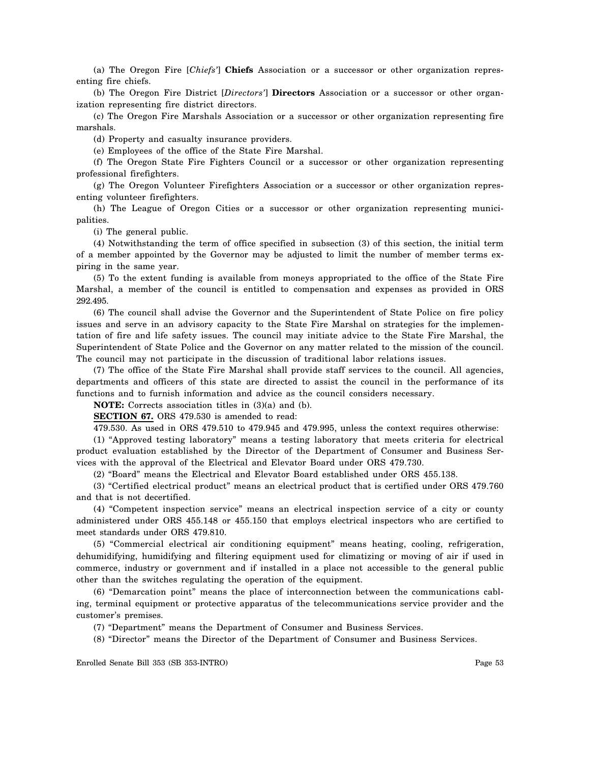(a) The Oregon Fire [*Chiefs'*] **Chiefs** Association or a successor or other organization representing fire chiefs.

(b) The Oregon Fire District [*Directors'*] **Directors** Association or a successor or other organization representing fire district directors.

(c) The Oregon Fire Marshals Association or a successor or other organization representing fire marshals.

(d) Property and casualty insurance providers.

(e) Employees of the office of the State Fire Marshal.

(f) The Oregon State Fire Fighters Council or a successor or other organization representing professional firefighters.

(g) The Oregon Volunteer Firefighters Association or a successor or other organization representing volunteer firefighters.

(h) The League of Oregon Cities or a successor or other organization representing municipalities.

(i) The general public.

(4) Notwithstanding the term of office specified in subsection (3) of this section, the initial term of a member appointed by the Governor may be adjusted to limit the number of member terms expiring in the same year.

(5) To the extent funding is available from moneys appropriated to the office of the State Fire Marshal, a member of the council is entitled to compensation and expenses as provided in ORS 292.495.

(6) The council shall advise the Governor and the Superintendent of State Police on fire policy issues and serve in an advisory capacity to the State Fire Marshal on strategies for the implementation of fire and life safety issues. The council may initiate advice to the State Fire Marshal, the Superintendent of State Police and the Governor on any matter related to the mission of the council. The council may not participate in the discussion of traditional labor relations issues.

(7) The office of the State Fire Marshal shall provide staff services to the council. All agencies, departments and officers of this state are directed to assist the council in the performance of its functions and to furnish information and advice as the council considers necessary.

**NOTE:** Corrects association titles in (3)(a) and (b).

**SECTION 67.** ORS 479.530 is amended to read:

479.530. As used in ORS 479.510 to 479.945 and 479.995, unless the context requires otherwise:

(1) "Approved testing laboratory" means a testing laboratory that meets criteria for electrical product evaluation established by the Director of the Department of Consumer and Business Services with the approval of the Electrical and Elevator Board under ORS 479.730.

(2) "Board" means the Electrical and Elevator Board established under ORS 455.138.

(3) "Certified electrical product" means an electrical product that is certified under ORS 479.760 and that is not decertified.

(4) "Competent inspection service" means an electrical inspection service of a city or county administered under ORS 455.148 or 455.150 that employs electrical inspectors who are certified to meet standards under ORS 479.810.

(5) "Commercial electrical air conditioning equipment" means heating, cooling, refrigeration, dehumidifying, humidifying and filtering equipment used for climatizing or moving of air if used in commerce, industry or government and if installed in a place not accessible to the general public other than the switches regulating the operation of the equipment.

(6) "Demarcation point" means the place of interconnection between the communications cabling, terminal equipment or protective apparatus of the telecommunications service provider and the customer's premises.

(7) "Department" means the Department of Consumer and Business Services.

(8) "Director" means the Director of the Department of Consumer and Business Services.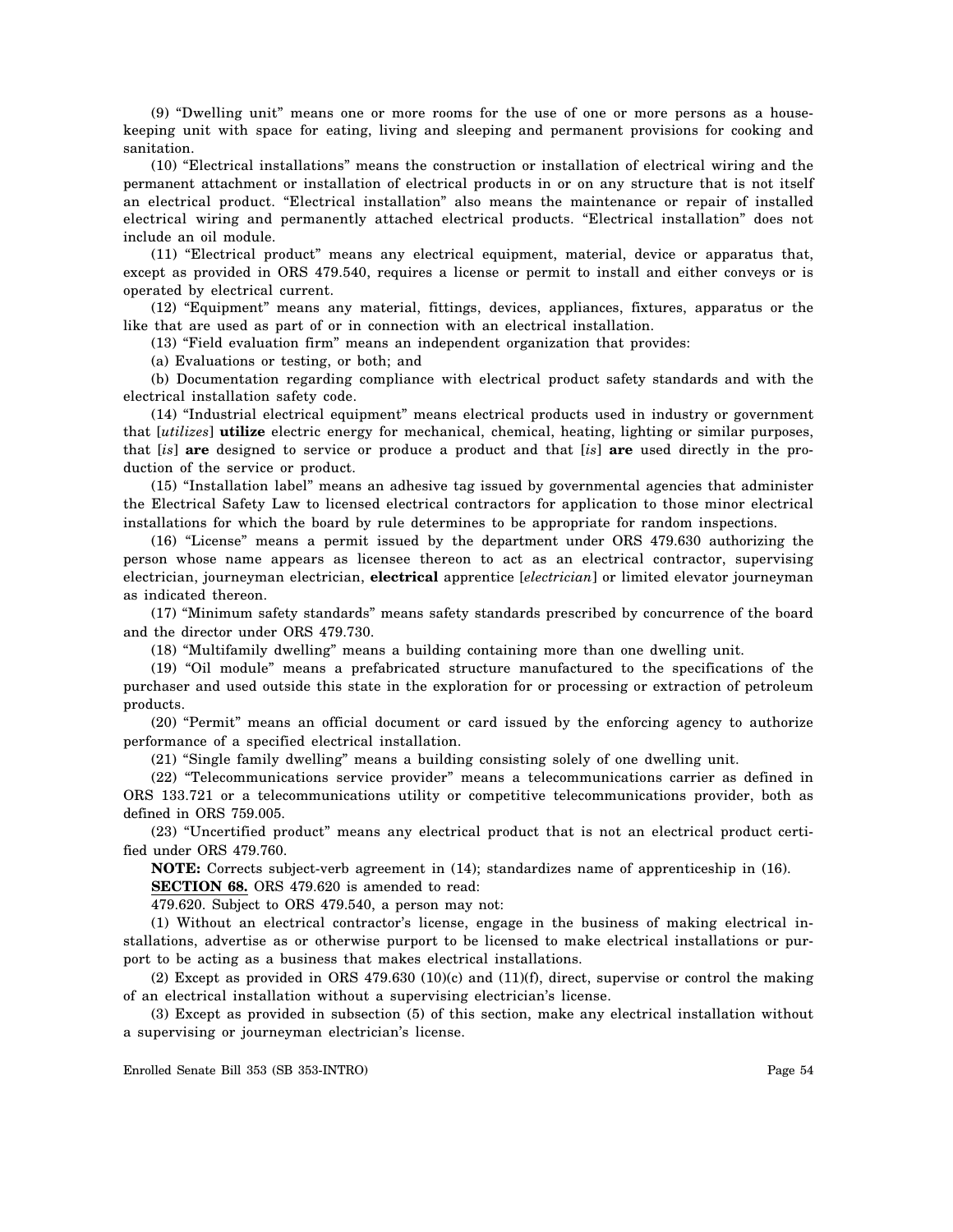(9) "Dwelling unit" means one or more rooms for the use of one or more persons as a housekeeping unit with space for eating, living and sleeping and permanent provisions for cooking and sanitation.

(10) "Electrical installations" means the construction or installation of electrical wiring and the permanent attachment or installation of electrical products in or on any structure that is not itself an electrical product. "Electrical installation" also means the maintenance or repair of installed electrical wiring and permanently attached electrical products. "Electrical installation" does not include an oil module.

(11) "Electrical product" means any electrical equipment, material, device or apparatus that, except as provided in ORS 479.540, requires a license or permit to install and either conveys or is operated by electrical current.

(12) "Equipment" means any material, fittings, devices, appliances, fixtures, apparatus or the like that are used as part of or in connection with an electrical installation.

(13) "Field evaluation firm" means an independent organization that provides:

(a) Evaluations or testing, or both; and

(b) Documentation regarding compliance with electrical product safety standards and with the electrical installation safety code.

(14) "Industrial electrical equipment" means electrical products used in industry or government that [*utilizes*] **utilize** electric energy for mechanical, chemical, heating, lighting or similar purposes, that [*is*] **are** designed to service or produce a product and that [*is*] **are** used directly in the production of the service or product.

(15) "Installation label" means an adhesive tag issued by governmental agencies that administer the Electrical Safety Law to licensed electrical contractors for application to those minor electrical installations for which the board by rule determines to be appropriate for random inspections.

(16) "License" means a permit issued by the department under ORS 479.630 authorizing the person whose name appears as licensee thereon to act as an electrical contractor, supervising electrician, journeyman electrician, **electrical** apprentice [*electrician*] or limited elevator journeyman as indicated thereon.

(17) "Minimum safety standards" means safety standards prescribed by concurrence of the board and the director under ORS 479.730.

(18) "Multifamily dwelling" means a building containing more than one dwelling unit.

(19) "Oil module" means a prefabricated structure manufactured to the specifications of the purchaser and used outside this state in the exploration for or processing or extraction of petroleum products.

(20) "Permit" means an official document or card issued by the enforcing agency to authorize performance of a specified electrical installation.

(21) "Single family dwelling" means a building consisting solely of one dwelling unit.

(22) "Telecommunications service provider" means a telecommunications carrier as defined in ORS 133.721 or a telecommunications utility or competitive telecommunications provider, both as defined in ORS 759.005.

(23) "Uncertified product" means any electrical product that is not an electrical product certified under ORS 479.760.

**NOTE:** Corrects subject-verb agreement in (14); standardizes name of apprenticeship in (16).

**SECTION 68.** ORS 479.620 is amended to read:

479.620. Subject to ORS 479.540, a person may not:

(1) Without an electrical contractor's license, engage in the business of making electrical installations, advertise as or otherwise purport to be licensed to make electrical installations or purport to be acting as a business that makes electrical installations.

(2) Except as provided in ORS 479.630 (10)(c) and (11)(f), direct, supervise or control the making of an electrical installation without a supervising electrician's license.

(3) Except as provided in subsection (5) of this section, make any electrical installation without a supervising or journeyman electrician's license.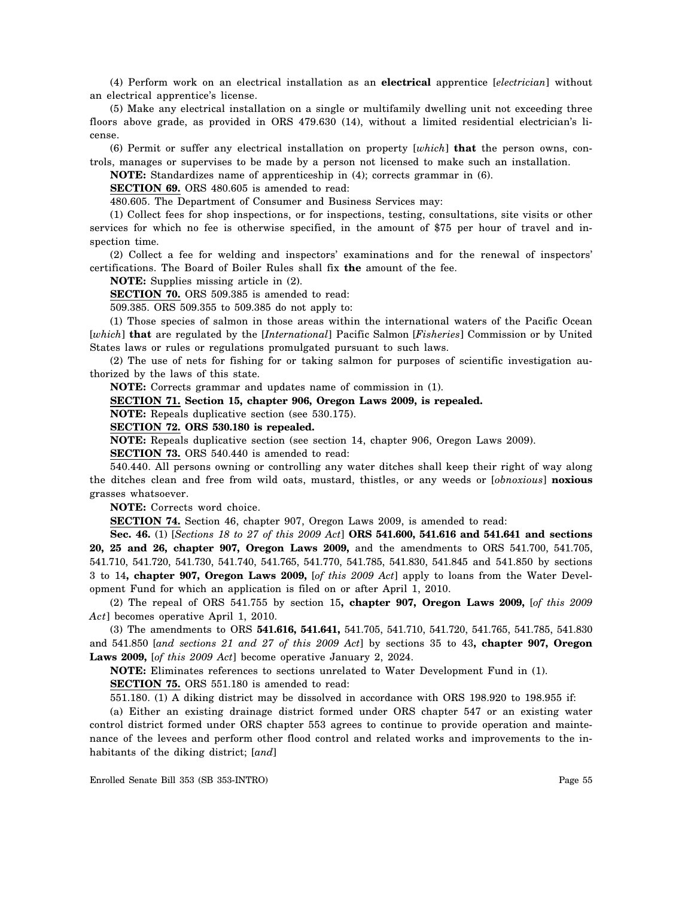(4) Perform work on an electrical installation as an **electrical** apprentice [*electrician*] without an electrical apprentice's license.

(5) Make any electrical installation on a single or multifamily dwelling unit not exceeding three floors above grade, as provided in ORS 479.630 (14), without a limited residential electrician's license.

(6) Permit or suffer any electrical installation on property [*which*] **that** the person owns, controls, manages or supervises to be made by a person not licensed to make such an installation.

**NOTE:** Standardizes name of apprenticeship in (4); corrects grammar in (6).

**SECTION 69.** ORS 480.605 is amended to read:

480.605. The Department of Consumer and Business Services may:

(1) Collect fees for shop inspections, or for inspections, testing, consultations, site visits or other services for which no fee is otherwise specified, in the amount of $75 per hour of travel and inspection time.

(2) Collect a fee for welding and inspectors' examinations and for the renewal of inspectors' certifications. The Board of Boiler Rules shall fix **the** amount of the fee.

**NOTE:** Supplies missing article in (2).

**SECTION 70.** ORS 509.385 is amended to read:

509.385. ORS 509.355 to 509.385 do not apply to:

(1) Those species of salmon in those areas within the international waters of the Pacific Ocean [*which*] **that** are regulated by the [*International*] Pacific Salmon [*Fisheries*] Commission or by United States laws or rules or regulations promulgated pursuant to such laws.

(2) The use of nets for fishing for or taking salmon for purposes of scientific investigation authorized by the laws of this state.

**NOTE:** Corrects grammar and updates name of commission in (1).

**SECTION 71. Section 15, chapter 906, Oregon Laws 2009, is repealed.**

**NOTE:** Repeals duplicative section (see 530.175).

**SECTION 72. ORS 530.180 is repealed.**

**NOTE:** Repeals duplicative section (see section 14, chapter 906, Oregon Laws 2009).

**SECTION 73.** ORS 540.440 is amended to read:

540.440. All persons owning or controlling any water ditches shall keep their right of way along the ditches clean and free from wild oats, mustard, thistles, or any weeds or [*obnoxious*] **noxious** grasses whatsoever.

**NOTE:** Corrects word choice.

**SECTION 74.** Section 46, chapter 907, Oregon Laws 2009, is amended to read:

**Sec. 46.** (1) [*Sections 18 to 27 of this 2009 Act*] **ORS 541.600, 541.616 and 541.641 and sections 20, 25 and 26, chapter 907, Oregon Laws 2009,** and the amendments to ORS 541.700, 541.705, 541.710, 541.720, 541.730, 541.740, 541.765, 541.770, 541.785, 541.830, 541.845 and 541.850 by sections 3 to 14**, chapter 907, Oregon Laws 2009,** [*of this 2009 Act*] apply to loans from the Water Development Fund for which an application is filed on or after April 1, 2010.

(2) The repeal of ORS 541.755 by section 15**, chapter 907, Oregon Laws 2009,** [*of this 2009 Act*] becomes operative April 1, 2010.

(3) The amendments to ORS **541.616, 541.641,** 541.705, 541.710, 541.720, 541.765, 541.785, 541.830 and 541.850 [*and sections 21 and 27 of this 2009 Act*] by sections 35 to 43**, chapter 907, Oregon Laws 2009,** [*of this 2009 Act*] become operative January 2, 2024.

**NOTE:** Eliminates references to sections unrelated to Water Development Fund in (1).

**SECTION 75.** ORS 551.180 is amended to read:

551.180. (1) A diking district may be dissolved in accordance with ORS 198.920 to 198.955 if:

(a) Either an existing drainage district formed under ORS chapter 547 or an existing water control district formed under ORS chapter 553 agrees to continue to provide operation and maintenance of the levees and perform other flood control and related works and improvements to the inhabitants of the diking district; [*and*]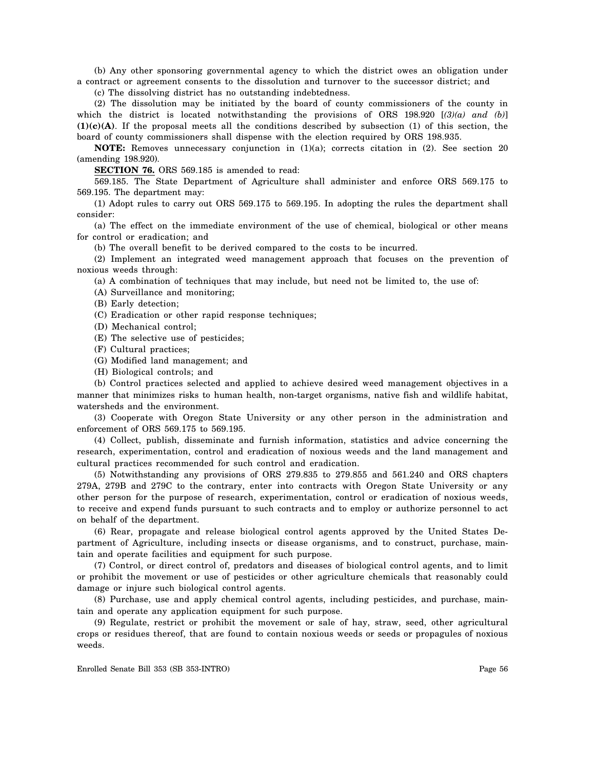(b) Any other sponsoring governmental agency to which the district owes an obligation under a contract or agreement consents to the dissolution and turnover to the successor district; and

(c) The dissolving district has no outstanding indebtedness.

(2) The dissolution may be initiated by the board of county commissioners of the county in which the district is located notwithstanding the provisions of ORS 198.920 [*(3)(a) and (b)*] **(1)(c)(A)**. If the proposal meets all the conditions described by subsection (1) of this section, the board of county commissioners shall dispense with the election required by ORS 198.935.

**NOTE:** Removes unnecessary conjunction in (1)(a); corrects citation in (2). See section 20 (amending 198.920).

**SECTION 76.** ORS 569.185 is amended to read:

569.185. The State Department of Agriculture shall administer and enforce ORS 569.175 to 569.195. The department may:

(1) Adopt rules to carry out ORS 569.175 to 569.195. In adopting the rules the department shall consider:

(a) The effect on the immediate environment of the use of chemical, biological or other means for control or eradication; and

(b) The overall benefit to be derived compared to the costs to be incurred.

(2) Implement an integrated weed management approach that focuses on the prevention of noxious weeds through:

(a) A combination of techniques that may include, but need not be limited to, the use of:

(A) Surveillance and monitoring;

(B) Early detection;

(C) Eradication or other rapid response techniques;

(D) Mechanical control;

(E) The selective use of pesticides;

(F) Cultural practices;

(G) Modified land management; and

(H) Biological controls; and

(b) Control practices selected and applied to achieve desired weed management objectives in a manner that minimizes risks to human health, non-target organisms, native fish and wildlife habitat, watersheds and the environment.

(3) Cooperate with Oregon State University or any other person in the administration and enforcement of ORS 569.175 to 569.195.

(4) Collect, publish, disseminate and furnish information, statistics and advice concerning the research, experimentation, control and eradication of noxious weeds and the land management and cultural practices recommended for such control and eradication.

(5) Notwithstanding any provisions of ORS 279.835 to 279.855 and 561.240 and ORS chapters 279A, 279B and 279C to the contrary, enter into contracts with Oregon State University or any other person for the purpose of research, experimentation, control or eradication of noxious weeds, to receive and expend funds pursuant to such contracts and to employ or authorize personnel to act on behalf of the department.

(6) Rear, propagate and release biological control agents approved by the United States Department of Agriculture, including insects or disease organisms, and to construct, purchase, maintain and operate facilities and equipment for such purpose.

(7) Control, or direct control of, predators and diseases of biological control agents, and to limit or prohibit the movement or use of pesticides or other agriculture chemicals that reasonably could damage or injure such biological control agents.

(8) Purchase, use and apply chemical control agents, including pesticides, and purchase, maintain and operate any application equipment for such purpose.

(9) Regulate, restrict or prohibit the movement or sale of hay, straw, seed, other agricultural crops or residues thereof, that are found to contain noxious weeds or seeds or propagules of noxious weeds.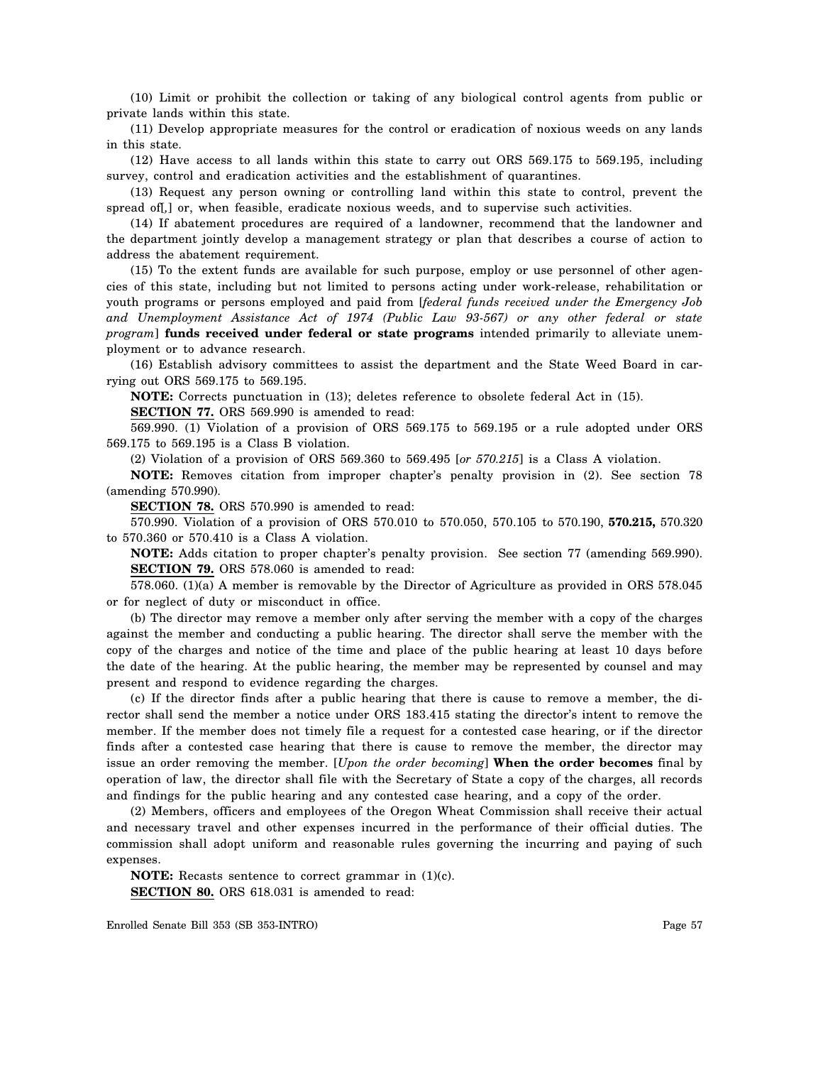(10) Limit or prohibit the collection or taking of any biological control agents from public or private lands within this state.

(11) Develop appropriate measures for the control or eradication of noxious weeds on any lands in this state.

(12) Have access to all lands within this state to carry out ORS 569.175 to 569.195, including survey, control and eradication activities and the establishment of quarantines.

(13) Request any person owning or controlling land within this state to control, prevent the spread of[,] or, when feasible, eradicate noxious weeds, and to supervise such activities.

(14) If abatement procedures are required of a landowner, recommend that the landowner and the department jointly develop a management strategy or plan that describes a course of action to address the abatement requirement.

(15) To the extent funds are available for such purpose, employ or use personnel of other agencies of this state, including but not limited to persons acting under work-release, rehabilitation or youth programs or persons employed and paid from [*federal funds received under the Emergency Job and Unemployment Assistance Act of 1974 (Public Law 93-567) or any other federal or state program*] **funds received under federal or state programs** intended primarily to alleviate unemployment or to advance research.

(16) Establish advisory committees to assist the department and the State Weed Board in carrying out ORS 569.175 to 569.195.

**NOTE:** Corrects punctuation in (13); deletes reference to obsolete federal Act in (15).

**SECTION 77.** ORS 569.990 is amended to read:

569.990. (1) Violation of a provision of ORS 569.175 to 569.195 or a rule adopted under ORS 569.175 to 569.195 is a Class B violation.

(2) Violation of a provision of ORS 569.360 to 569.495 [*or 570.215*] is a Class A violation.

**NOTE:** Removes citation from improper chapter's penalty provision in (2). See section 78 (amending 570.990).

**SECTION 78.** ORS 570.990 is amended to read:

570.990. Violation of a provision of ORS 570.010 to 570.050, 570.105 to 570.190, **570.215,** 570.320 to 570.360 or 570.410 is a Class A violation.

**NOTE:** Adds citation to proper chapter's penalty provision. See section 77 (amending 569.990).

**SECTION 79.** ORS 578.060 is amended to read:

578.060. (1)(a) A member is removable by the Director of Agriculture as provided in ORS 578.045 or for neglect of duty or misconduct in office.

(b) The director may remove a member only after serving the member with a copy of the charges against the member and conducting a public hearing. The director shall serve the member with the copy of the charges and notice of the time and place of the public hearing at least 10 days before the date of the hearing. At the public hearing, the member may be represented by counsel and may present and respond to evidence regarding the charges.

(c) If the director finds after a public hearing that there is cause to remove a member, the director shall send the member a notice under ORS 183.415 stating the director's intent to remove the member. If the member does not timely file a request for a contested case hearing, or if the director finds after a contested case hearing that there is cause to remove the member, the director may issue an order removing the member. [*Upon the order becoming*] **When the order becomes** final by operation of law, the director shall file with the Secretary of State a copy of the charges, all records and findings for the public hearing and any contested case hearing, and a copy of the order.

(2) Members, officers and employees of the Oregon Wheat Commission shall receive their actual and necessary travel and other expenses incurred in the performance of their official duties. The commission shall adopt uniform and reasonable rules governing the incurring and paying of such expenses.

**NOTE:** Recasts sentence to correct grammar in (1)(c).

**SECTION 80.** ORS 618.031 is amended to read: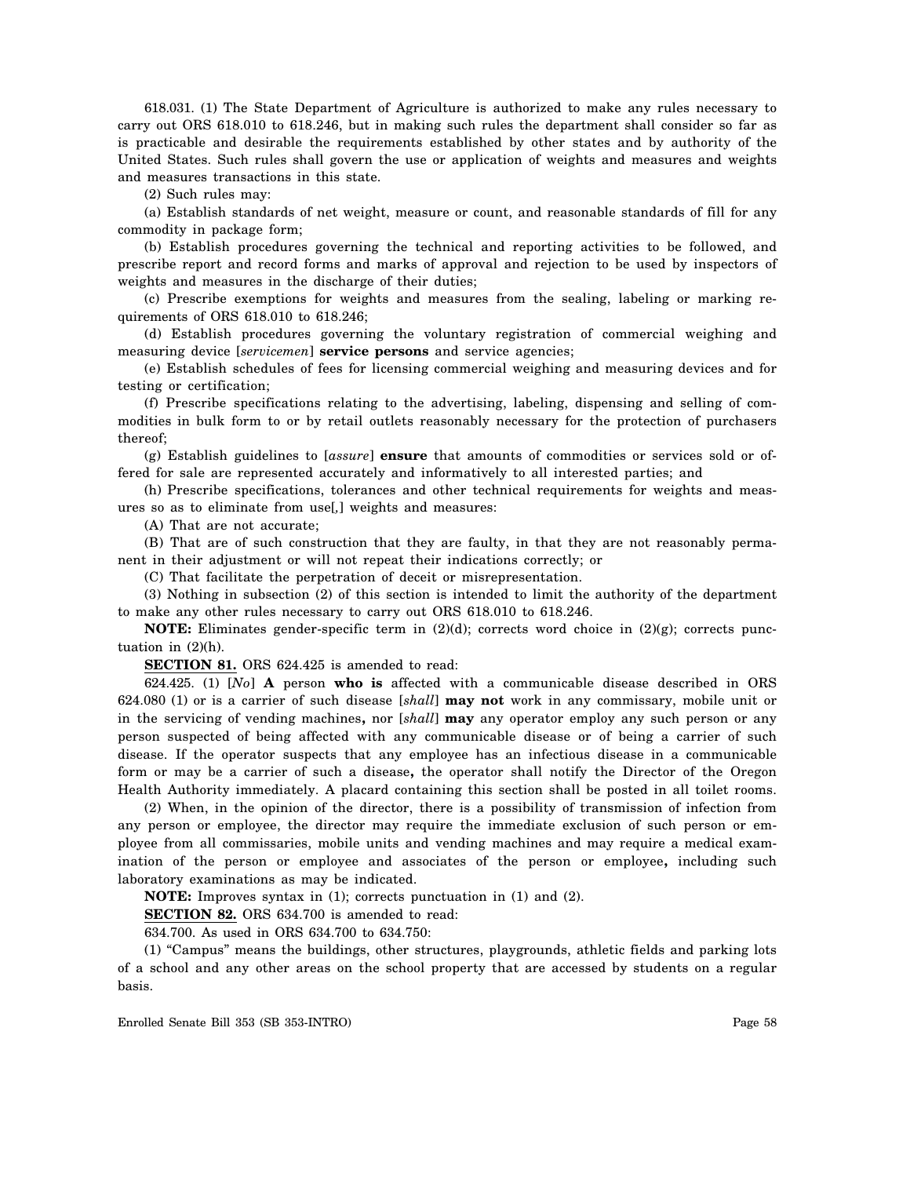618.031. (1) The State Department of Agriculture is authorized to make any rules necessary to carry out ORS 618.010 to 618.246, but in making such rules the department shall consider so far as is practicable and desirable the requirements established by other states and by authority of the United States. Such rules shall govern the use or application of weights and measures and weights and measures transactions in this state.

(2) Such rules may:

(a) Establish standards of net weight, measure or count, and reasonable standards of fill for any commodity in package form;

(b) Establish procedures governing the technical and reporting activities to be followed, and prescribe report and record forms and marks of approval and rejection to be used by inspectors of weights and measures in the discharge of their duties;

(c) Prescribe exemptions for weights and measures from the sealing, labeling or marking requirements of ORS 618.010 to 618.246;

(d) Establish procedures governing the voluntary registration of commercial weighing and measuring device [*servicemen*] **service persons** and service agencies;

(e) Establish schedules of fees for licensing commercial weighing and measuring devices and for testing or certification;

(f) Prescribe specifications relating to the advertising, labeling, dispensing and selling of commodities in bulk form to or by retail outlets reasonably necessary for the protection of purchasers thereof;

(g) Establish guidelines to [*assure*] **ensure** that amounts of commodities or services sold or offered for sale are represented accurately and informatively to all interested parties; and

(h) Prescribe specifications, tolerances and other technical requirements for weights and measures so as to eliminate from use[*,*] weights and measures:

(A) That are not accurate;

(B) That are of such construction that they are faulty, in that they are not reasonably permanent in their adjustment or will not repeat their indications correctly; or

(C) That facilitate the perpetration of deceit or misrepresentation.

(3) Nothing in subsection (2) of this section is intended to limit the authority of the department to make any other rules necessary to carry out ORS 618.010 to 618.246.

**NOTE:** Eliminates gender-specific term in (2)(d); corrects word choice in (2)(g); corrects punctuation in (2)(h).

**SECTION 81.** ORS 624.425 is amended to read:

624.425. (1) [*No*] **A** person **who is** affected with a communicable disease described in ORS 624.080 (1) or is a carrier of such disease [*shall*] **may not** work in any commissary, mobile unit or in the servicing of vending machines**,** nor [*shall*] **may** any operator employ any such person or any person suspected of being affected with any communicable disease or of being a carrier of such disease. If the operator suspects that any employee has an infectious disease in a communicable form or may be a carrier of such a disease**,** the operator shall notify the Director of the Oregon Health Authority immediately. A placard containing this section shall be posted in all toilet rooms.

(2) When, in the opinion of the director, there is a possibility of transmission of infection from any person or employee, the director may require the immediate exclusion of such person or employee from all commissaries, mobile units and vending machines and may require a medical examination of the person or employee and associates of the person or employee**,** including such laboratory examinations as may be indicated.

**NOTE:** Improves syntax in (1); corrects punctuation in (1) and (2).

**SECTION 82.** ORS 634.700 is amended to read:

634.700. As used in ORS 634.700 to 634.750:

(1) "Campus" means the buildings, other structures, playgrounds, athletic fields and parking lots of a school and any other areas on the school property that are accessed by students on a regular basis.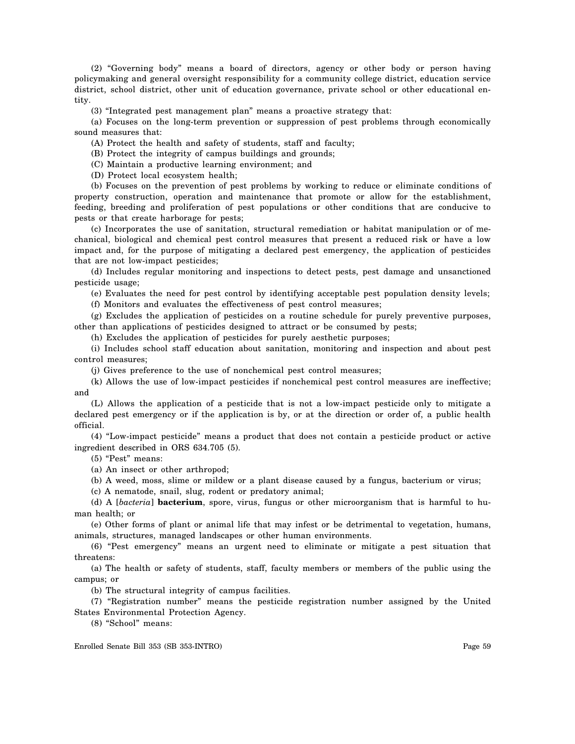(2) "Governing body" means a board of directors, agency or other body or person having policymaking and general oversight responsibility for a community college district, education service district, school district, other unit of education governance, private school or other educational entity.

(3) "Integrated pest management plan" means a proactive strategy that:

(a) Focuses on the long-term prevention or suppression of pest problems through economically sound measures that:

(A) Protect the health and safety of students, staff and faculty;

(B) Protect the integrity of campus buildings and grounds;

(C) Maintain a productive learning environment; and

(D) Protect local ecosystem health;

(b) Focuses on the prevention of pest problems by working to reduce or eliminate conditions of property construction, operation and maintenance that promote or allow for the establishment, feeding, breeding and proliferation of pest populations or other conditions that are conducive to pests or that create harborage for pests;

(c) Incorporates the use of sanitation, structural remediation or habitat manipulation or of mechanical, biological and chemical pest control measures that present a reduced risk or have a low impact and, for the purpose of mitigating a declared pest emergency, the application of pesticides that are not low-impact pesticides;

(d) Includes regular monitoring and inspections to detect pests, pest damage and unsanctioned pesticide usage;

(e) Evaluates the need for pest control by identifying acceptable pest population density levels;

(f) Monitors and evaluates the effectiveness of pest control measures;

(g) Excludes the application of pesticides on a routine schedule for purely preventive purposes, other than applications of pesticides designed to attract or be consumed by pests;

(h) Excludes the application of pesticides for purely aesthetic purposes;

(i) Includes school staff education about sanitation, monitoring and inspection and about pest control measures;

(j) Gives preference to the use of nonchemical pest control measures;

(k) Allows the use of low-impact pesticides if nonchemical pest control measures are ineffective; and

(L) Allows the application of a pesticide that is not a low-impact pesticide only to mitigate a declared pest emergency or if the application is by, or at the direction or order of, a public health official.

(4) "Low-impact pesticide" means a product that does not contain a pesticide product or active ingredient described in ORS 634.705 (5).

(5) "Pest" means:

(a) An insect or other arthropod;

(b) A weed, moss, slime or mildew or a plant disease caused by a fungus, bacterium or virus;

(c) A nematode, snail, slug, rodent or predatory animal;

(d) A [*bacteria*] **bacterium**, spore, virus, fungus or other microorganism that is harmful to human health; or

(e) Other forms of plant or animal life that may infest or be detrimental to vegetation, humans, animals, structures, managed landscapes or other human environments.

(6) "Pest emergency" means an urgent need to eliminate or mitigate a pest situation that threatens:

(a) The health or safety of students, staff, faculty members or members of the public using the campus; or

(b) The structural integrity of campus facilities.

(7) "Registration number" means the pesticide registration number assigned by the United States Environmental Protection Agency.

(8) "School" means:

Enrolled Senate Bill 353 (SB 353-INTRO)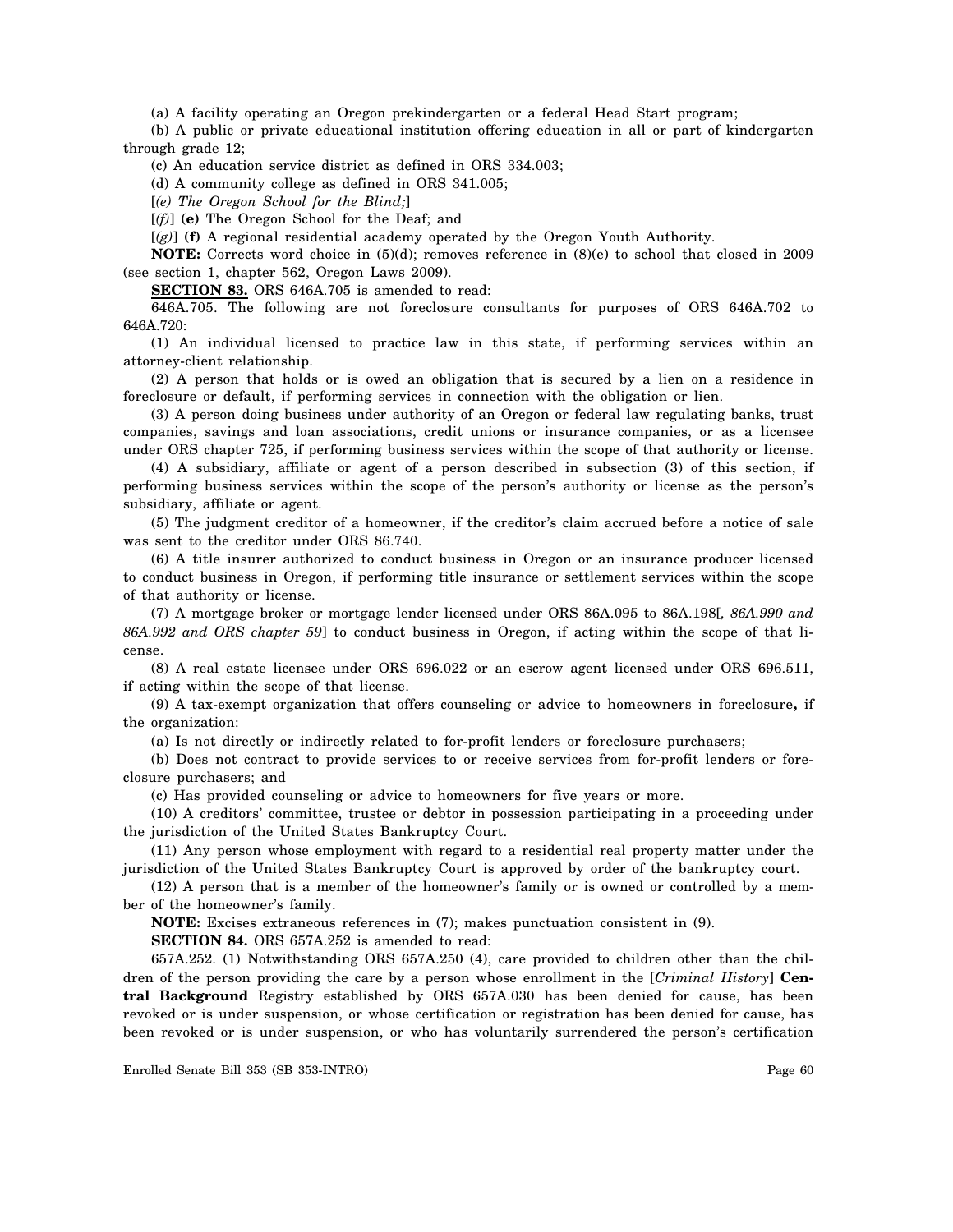(a) A facility operating an Oregon prekindergarten or a federal Head Start program;

(b) A public or private educational institution offering education in all or part of kindergarten through grade 12;

(c) An education service district as defined in ORS 334.003;

(d) A community college as defined in ORS 341.005;

[*(e) The Oregon School for the Blind;*]

[*(f)*] **(e)** The Oregon School for the Deaf; and

[*(g)*] **(f)** A regional residential academy operated by the Oregon Youth Authority.

**NOTE:** Corrects word choice in (5)(d); removes reference in (8)(e) to school that closed in 2009 (see section 1, chapter 562, Oregon Laws 2009).

**SECTION 83.** ORS 646A.705 is amended to read:

646A.705. The following are not foreclosure consultants for purposes of ORS 646A.702 to 646A.720:

(1) An individual licensed to practice law in this state, if performing services within an attorney-client relationship.

(2) A person that holds or is owed an obligation that is secured by a lien on a residence in foreclosure or default, if performing services in connection with the obligation or lien.

(3) A person doing business under authority of an Oregon or federal law regulating banks, trust companies, savings and loan associations, credit unions or insurance companies, or as a licensee under ORS chapter 725, if performing business services within the scope of that authority or license.

(4) A subsidiary, affiliate or agent of a person described in subsection (3) of this section, if performing business services within the scope of the person's authority or license as the person's subsidiary, affiliate or agent.

(5) The judgment creditor of a homeowner, if the creditor's claim accrued before a notice of sale was sent to the creditor under ORS 86.740.

(6) A title insurer authorized to conduct business in Oregon or an insurance producer licensed to conduct business in Oregon, if performing title insurance or settlement services within the scope of that authority or license.

(7) A mortgage broker or mortgage lender licensed under ORS 86A.095 to 86A.198[*, 86A.990 and 86A.992 and ORS chapter 59*] to conduct business in Oregon, if acting within the scope of that license.

(8) A real estate licensee under ORS 696.022 or an escrow agent licensed under ORS 696.511, if acting within the scope of that license.

(9) A tax-exempt organization that offers counseling or advice to homeowners in foreclosure**,** if the organization:

(a) Is not directly or indirectly related to for-profit lenders or foreclosure purchasers;

(b) Does not contract to provide services to or receive services from for-profit lenders or foreclosure purchasers; and

(c) Has provided counseling or advice to homeowners for five years or more.

(10) A creditors' committee, trustee or debtor in possession participating in a proceeding under the jurisdiction of the United States Bankruptcy Court.

(11) Any person whose employment with regard to a residential real property matter under the jurisdiction of the United States Bankruptcy Court is approved by order of the bankruptcy court.

(12) A person that is a member of the homeowner's family or is owned or controlled by a member of the homeowner's family.

**NOTE:** Excises extraneous references in (7); makes punctuation consistent in (9).

**SECTION 84.** ORS 657A.252 is amended to read:

657A.252. (1) Notwithstanding ORS 657A.250 (4), care provided to children other than the children of the person providing the care by a person whose enrollment in the [*Criminal History*] **Central Background** Registry established by ORS 657A.030 has been denied for cause, has been revoked or is under suspension, or whose certification or registration has been denied for cause, has been revoked or is under suspension, or who has voluntarily surrendered the person's certification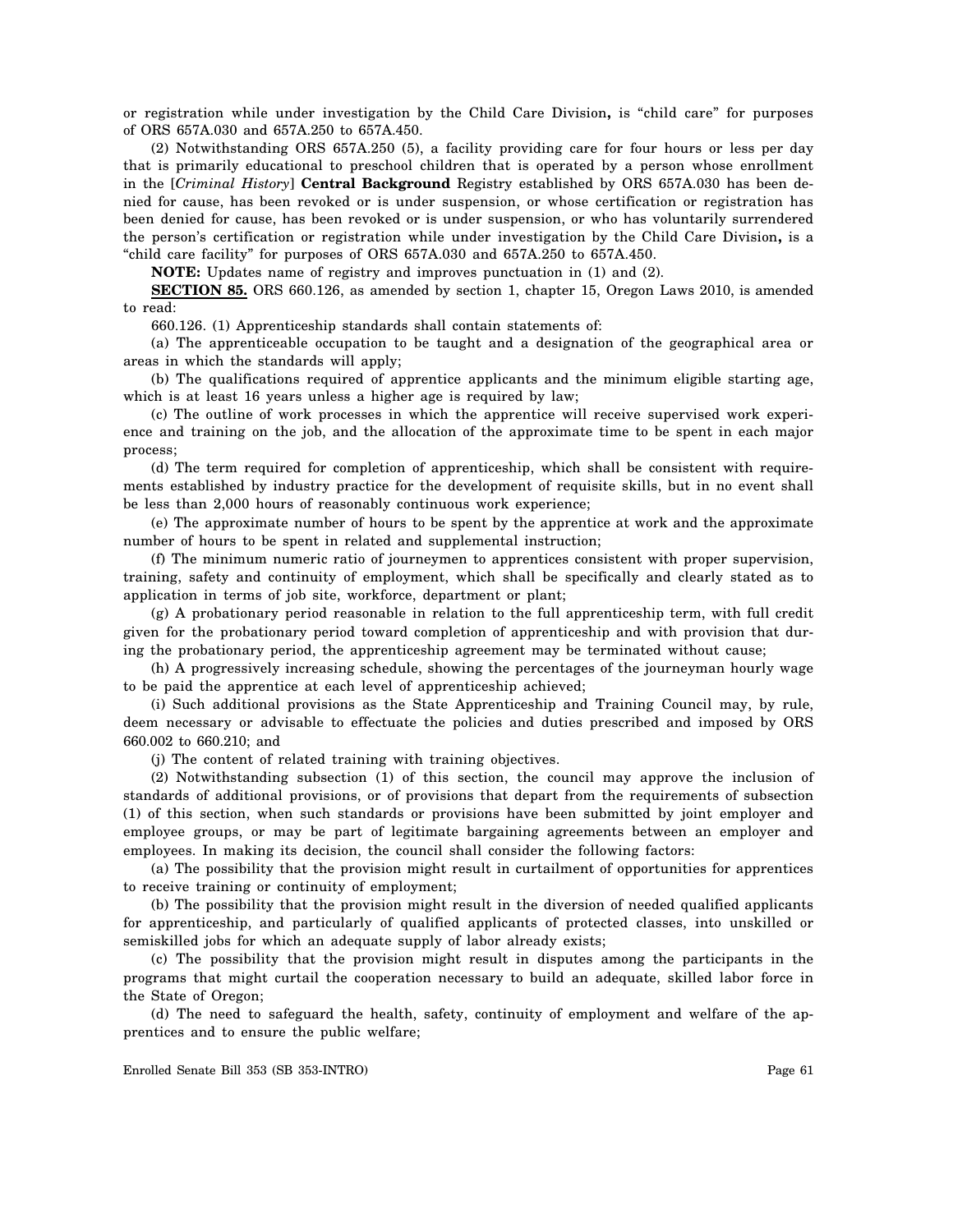or registration while under investigation by the Child Care Division**,** is "child care" for purposes of ORS 657A.030 and 657A.250 to 657A.450.

(2) Notwithstanding ORS 657A.250 (5), a facility providing care for four hours or less per day that is primarily educational to preschool children that is operated by a person whose enrollment in the [*Criminal History*] **Central Background** Registry established by ORS 657A.030 has been denied for cause, has been revoked or is under suspension, or whose certification or registration has been denied for cause, has been revoked or is under suspension, or who has voluntarily surrendered the person's certification or registration while under investigation by the Child Care Division**,** is a "child care facility" for purposes of ORS 657A.030 and 657A.250 to 657A.450.

**NOTE:** Updates name of registry and improves punctuation in (1) and (2).

**SECTION 85.** ORS 660.126, as amended by section 1, chapter 15, Oregon Laws 2010, is amended to read:

660.126. (1) Apprenticeship standards shall contain statements of:

(a) The apprenticeable occupation to be taught and a designation of the geographical area or areas in which the standards will apply;

(b) The qualifications required of apprentice applicants and the minimum eligible starting age, which is at least 16 years unless a higher age is required by law;

(c) The outline of work processes in which the apprentice will receive supervised work experience and training on the job, and the allocation of the approximate time to be spent in each major process;

(d) The term required for completion of apprenticeship, which shall be consistent with requirements established by industry practice for the development of requisite skills, but in no event shall be less than 2,000 hours of reasonably continuous work experience;

(e) The approximate number of hours to be spent by the apprentice at work and the approximate number of hours to be spent in related and supplemental instruction;

(f) The minimum numeric ratio of journeymen to apprentices consistent with proper supervision, training, safety and continuity of employment, which shall be specifically and clearly stated as to application in terms of job site, workforce, department or plant;

(g) A probationary period reasonable in relation to the full apprenticeship term, with full credit given for the probationary period toward completion of apprenticeship and with provision that during the probationary period, the apprenticeship agreement may be terminated without cause;

(h) A progressively increasing schedule, showing the percentages of the journeyman hourly wage to be paid the apprentice at each level of apprenticeship achieved;

(i) Such additional provisions as the State Apprenticeship and Training Council may, by rule, deem necessary or advisable to effectuate the policies and duties prescribed and imposed by ORS 660.002 to 660.210; and

(j) The content of related training with training objectives.

(2) Notwithstanding subsection (1) of this section, the council may approve the inclusion of standards of additional provisions, or of provisions that depart from the requirements of subsection (1) of this section, when such standards or provisions have been submitted by joint employer and employee groups, or may be part of legitimate bargaining agreements between an employer and employees. In making its decision, the council shall consider the following factors:

(a) The possibility that the provision might result in curtailment of opportunities for apprentices to receive training or continuity of employment;

(b) The possibility that the provision might result in the diversion of needed qualified applicants for apprenticeship, and particularly of qualified applicants of protected classes, into unskilled or semiskilled jobs for which an adequate supply of labor already exists;

(c) The possibility that the provision might result in disputes among the participants in the programs that might curtail the cooperation necessary to build an adequate, skilled labor force in the State of Oregon;

(d) The need to safeguard the health, safety, continuity of employment and welfare of the apprentices and to ensure the public welfare;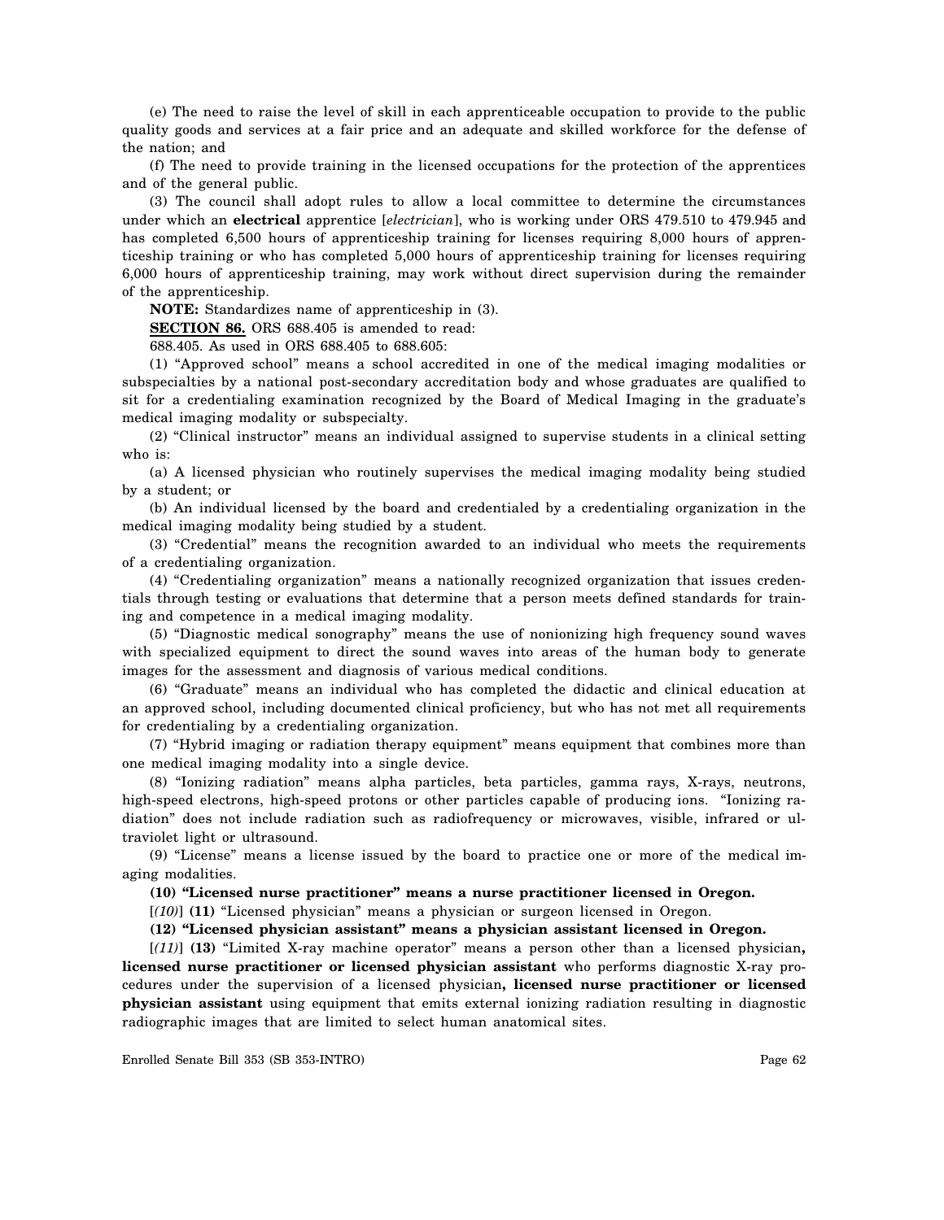(e) The need to raise the level of skill in each apprenticeable occupation to provide to the public quality goods and services at a fair price and an adequate and skilled workforce for the defense of the nation; and

(f) The need to provide training in the licensed occupations for the protection of the apprentices and of the general public.

(3) The council shall adopt rules to allow a local committee to determine the circumstances under which an **electrical** apprentice [*electrician*], who is working under ORS 479.510 to 479.945 and has completed 6,500 hours of apprenticeship training for licenses requiring 8,000 hours of apprenticeship training or who has completed 5,000 hours of apprenticeship training for licenses requiring 6,000 hours of apprenticeship training, may work without direct supervision during the remainder of the apprenticeship.

**NOTE:** Standardizes name of apprenticeship in (3).

**SECTION 86.** ORS 688.405 is amended to read:

688.405. As used in ORS 688.405 to 688.605:

(1) "Approved school" means a school accredited in one of the medical imaging modalities or subspecialties by a national post-secondary accreditation body and whose graduates are qualified to sit for a credentialing examination recognized by the Board of Medical Imaging in the graduate's medical imaging modality or subspecialty.

(2) "Clinical instructor" means an individual assigned to supervise students in a clinical setting who is:

(a) A licensed physician who routinely supervises the medical imaging modality being studied by a student; or

(b) An individual licensed by the board and credentialed by a credentialing organization in the medical imaging modality being studied by a student.

(3) "Credential" means the recognition awarded to an individual who meets the requirements of a credentialing organization.

(4) "Credentialing organization" means a nationally recognized organization that issues credentials through testing or evaluations that determine that a person meets defined standards for training and competence in a medical imaging modality.

(5) "Diagnostic medical sonography" means the use of nonionizing high frequency sound waves with specialized equipment to direct the sound waves into areas of the human body to generate images for the assessment and diagnosis of various medical conditions.

(6) "Graduate" means an individual who has completed the didactic and clinical education at an approved school, including documented clinical proficiency, but who has not met all requirements for credentialing by a credentialing organization.

(7) "Hybrid imaging or radiation therapy equipment" means equipment that combines more than one medical imaging modality into a single device.

(8) "Ionizing radiation" means alpha particles, beta particles, gamma rays, X-rays, neutrons, high-speed electrons, high-speed protons or other particles capable of producing ions. "Ionizing radiation" does not include radiation such as radiofrequency or microwaves, visible, infrared or ultraviolet light or ultrasound.

(9) "License" means a license issued by the board to practice one or more of the medical imaging modalities.

**(10) "Licensed nurse practitioner" means a nurse practitioner licensed in Oregon.**

[*(10)*] **(11)** "Licensed physician" means a physician or surgeon licensed in Oregon.

**(12) "Licensed physician assistant" means a physician assistant licensed in Oregon.**

[*(11)*] **(13)** "Limited X-ray machine operator" means a person other than a licensed physician**, licensed nurse practitioner or licensed physician assistant** who performs diagnostic X-ray procedures under the supervision of a licensed physician**, licensed nurse practitioner or licensed physician assistant** using equipment that emits external ionizing radiation resulting in diagnostic radiographic images that are limited to select human anatomical sites.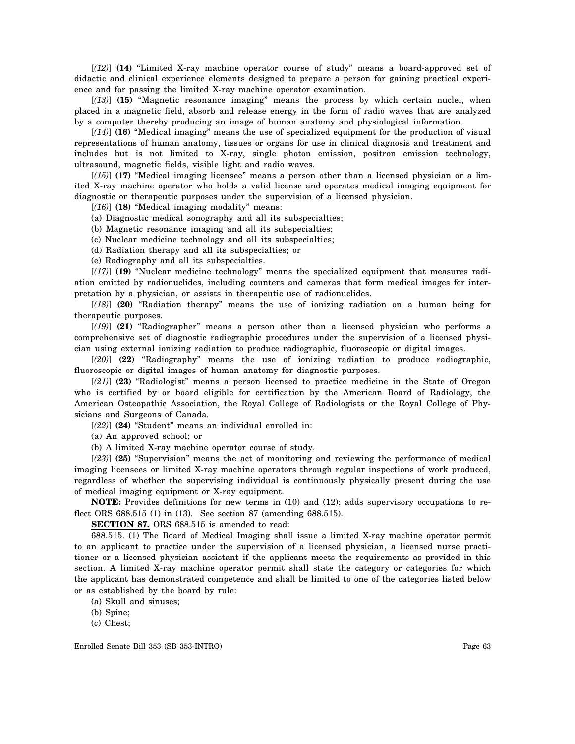[*(12)*] **(14)** "Limited X-ray machine operator course of study" means a board-approved set of didactic and clinical experience elements designed to prepare a person for gaining practical experience and for passing the limited X-ray machine operator examination.

[*(13)*] **(15)** "Magnetic resonance imaging" means the process by which certain nuclei, when placed in a magnetic field, absorb and release energy in the form of radio waves that are analyzed by a computer thereby producing an image of human anatomy and physiological information.

[*(14)*] **(16)** "Medical imaging" means the use of specialized equipment for the production of visual representations of human anatomy, tissues or organs for use in clinical diagnosis and treatment and includes but is not limited to X-ray, single photon emission, positron emission technology, ultrasound, magnetic fields, visible light and radio waves.

[*(15)*] **(17)** "Medical imaging licensee" means a person other than a licensed physician or a limited X-ray machine operator who holds a valid license and operates medical imaging equipment for diagnostic or therapeutic purposes under the supervision of a licensed physician.

[*(16)*] **(18)** "Medical imaging modality" means:

(a) Diagnostic medical sonography and all its subspecialties;

(b) Magnetic resonance imaging and all its subspecialties;

(c) Nuclear medicine technology and all its subspecialties;

(d) Radiation therapy and all its subspecialties; or

(e) Radiography and all its subspecialties.

[*(17)*] **(19)** "Nuclear medicine technology" means the specialized equipment that measures radiation emitted by radionuclides, including counters and cameras that form medical images for interpretation by a physician, or assists in therapeutic use of radionuclides.

[*(18)*] **(20)** "Radiation therapy" means the use of ionizing radiation on a human being for therapeutic purposes.

[*(19)*] **(21)** "Radiographer" means a person other than a licensed physician who performs a comprehensive set of diagnostic radiographic procedures under the supervision of a licensed physician using external ionizing radiation to produce radiographic, fluoroscopic or digital images.

[*(20)*] **(22)** "Radiography" means the use of ionizing radiation to produce radiographic, fluoroscopic or digital images of human anatomy for diagnostic purposes.

[*(21)*] **(23)** "Radiologist" means a person licensed to practice medicine in the State of Oregon who is certified by or board eligible for certification by the American Board of Radiology, the American Osteopathic Association, the Royal College of Radiologists or the Royal College of Physicians and Surgeons of Canada.

[*(22)*] **(24)** "Student" means an individual enrolled in:

(a) An approved school; or

(b) A limited X-ray machine operator course of study.

[*(23)*] **(25)** "Supervision" means the act of monitoring and reviewing the performance of medical imaging licensees or limited X-ray machine operators through regular inspections of work produced, regardless of whether the supervising individual is continuously physically present during the use of medical imaging equipment or X-ray equipment.

**NOTE:** Provides definitions for new terms in (10) and (12); adds supervisory occupations to reflect ORS 688.515 (1) in (13). See section 87 (amending 688.515).

**SECTION 87.** ORS 688.515 is amended to read:

688.515. (1) The Board of Medical Imaging shall issue a limited X-ray machine operator permit to an applicant to practice under the supervision of a licensed physician, a licensed nurse practitioner or a licensed physician assistant if the applicant meets the requirements as provided in this section. A limited X-ray machine operator permit shall state the category or categories for which the applicant has demonstrated competence and shall be limited to one of the categories listed below or as established by the board by rule:

(a) Skull and sinuses;

(b) Spine;

(c) Chest;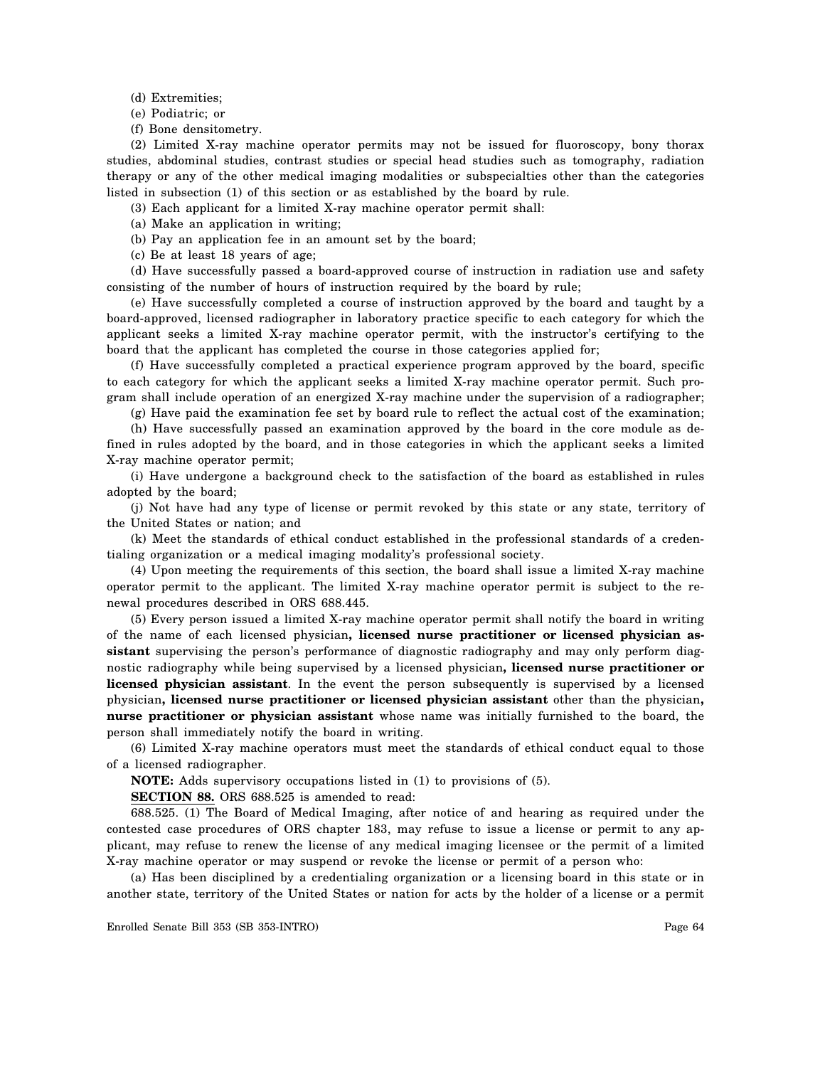(d) Extremities;

(e) Podiatric; or

(f) Bone densitometry.

(2) Limited X-ray machine operator permits may not be issued for fluoroscopy, bony thorax studies, abdominal studies, contrast studies or special head studies such as tomography, radiation therapy or any of the other medical imaging modalities or subspecialties other than the categories listed in subsection (1) of this section or as established by the board by rule.

(3) Each applicant for a limited X-ray machine operator permit shall:

(a) Make an application in writing;

(b) Pay an application fee in an amount set by the board;

(c) Be at least 18 years of age;

(d) Have successfully passed a board-approved course of instruction in radiation use and safety consisting of the number of hours of instruction required by the board by rule;

(e) Have successfully completed a course of instruction approved by the board and taught by a board-approved, licensed radiographer in laboratory practice specific to each category for which the applicant seeks a limited X-ray machine operator permit, with the instructor's certifying to the board that the applicant has completed the course in those categories applied for;

(f) Have successfully completed a practical experience program approved by the board, specific to each category for which the applicant seeks a limited X-ray machine operator permit. Such program shall include operation of an energized X-ray machine under the supervision of a radiographer;

(g) Have paid the examination fee set by board rule to reflect the actual cost of the examination;

(h) Have successfully passed an examination approved by the board in the core module as defined in rules adopted by the board, and in those categories in which the applicant seeks a limited X-ray machine operator permit;

(i) Have undergone a background check to the satisfaction of the board as established in rules adopted by the board;

(j) Not have had any type of license or permit revoked by this state or any state, territory of the United States or nation; and

(k) Meet the standards of ethical conduct established in the professional standards of a credentialing organization or a medical imaging modality's professional society.

(4) Upon meeting the requirements of this section, the board shall issue a limited X-ray machine operator permit to the applicant. The limited X-ray machine operator permit is subject to the renewal procedures described in ORS 688.445.

(5) Every person issued a limited X-ray machine operator permit shall notify the board in writing of the name of each licensed physician**, licensed nurse practitioner or licensed physician assistant** supervising the person's performance of diagnostic radiography and may only perform diagnostic radiography while being supervised by a licensed physician**, licensed nurse practitioner or licensed physician assistant**. In the event the person subsequently is supervised by a licensed physician**, licensed nurse practitioner or licensed physician assistant** other than the physician**, nurse practitioner or physician assistant** whose name was initially furnished to the board, the person shall immediately notify the board in writing.

(6) Limited X-ray machine operators must meet the standards of ethical conduct equal to those of a licensed radiographer.

**NOTE:** Adds supervisory occupations listed in (1) to provisions of (5).

**SECTION 88.** ORS 688.525 is amended to read:

688.525. (1) The Board of Medical Imaging, after notice of and hearing as required under the contested case procedures of ORS chapter 183, may refuse to issue a license or permit to any applicant, may refuse to renew the license of any medical imaging licensee or the permit of a limited X-ray machine operator or may suspend or revoke the license or permit of a person who:

(a) Has been disciplined by a credentialing organization or a licensing board in this state or in another state, territory of the United States or nation for acts by the holder of a license or a permit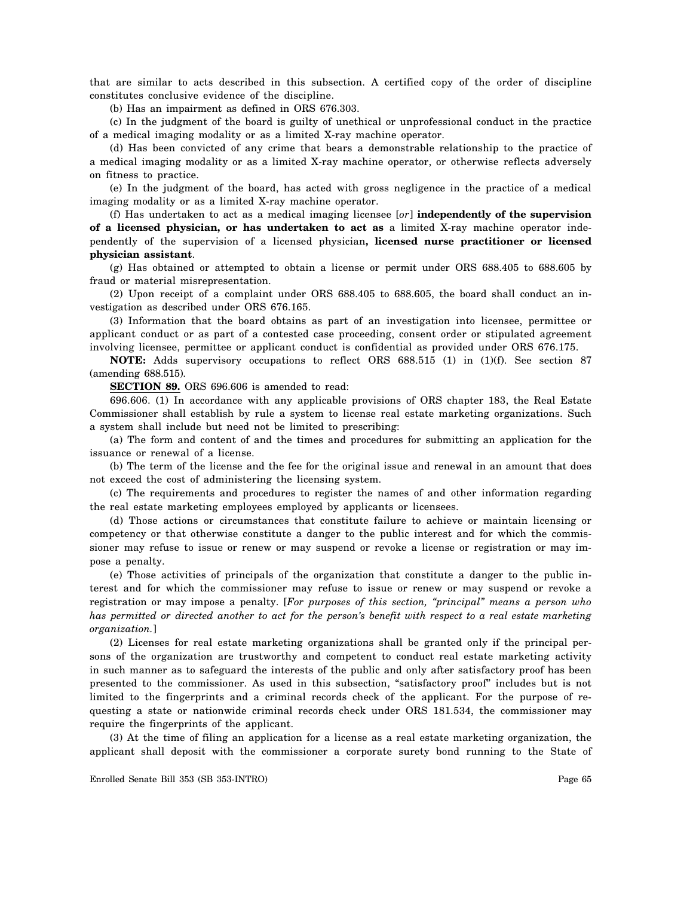that are similar to acts described in this subsection. A certified copy of the order of discipline constitutes conclusive evidence of the discipline.

(b) Has an impairment as defined in ORS 676.303.

(c) In the judgment of the board is guilty of unethical or unprofessional conduct in the practice of a medical imaging modality or as a limited X-ray machine operator.

(d) Has been convicted of any crime that bears a demonstrable relationship to the practice of a medical imaging modality or as a limited X-ray machine operator, or otherwise reflects adversely on fitness to practice.

(e) In the judgment of the board, has acted with gross negligence in the practice of a medical imaging modality or as a limited X-ray machine operator.

(f) Has undertaken to act as a medical imaging licensee [*or*] **independently of the supervision of a licensed physician, or has undertaken to act as** a limited X-ray machine operator independently of the supervision of a licensed physician**, licensed nurse practitioner or licensed physician assistant**.

(g) Has obtained or attempted to obtain a license or permit under ORS 688.405 to 688.605 by fraud or material misrepresentation.

(2) Upon receipt of a complaint under ORS 688.405 to 688.605, the board shall conduct an investigation as described under ORS 676.165.

(3) Information that the board obtains as part of an investigation into licensee, permittee or applicant conduct or as part of a contested case proceeding, consent order or stipulated agreement involving licensee, permittee or applicant conduct is confidential as provided under ORS 676.175.

**NOTE:** Adds supervisory occupations to reflect ORS 688.515 (1) in (1)(f). See section 87 (amending 688.515).

**SECTION 89.** ORS 696.606 is amended to read:

696.606. (1) In accordance with any applicable provisions of ORS chapter 183, the Real Estate Commissioner shall establish by rule a system to license real estate marketing organizations. Such a system shall include but need not be limited to prescribing:

(a) The form and content of and the times and procedures for submitting an application for the issuance or renewal of a license.

(b) The term of the license and the fee for the original issue and renewal in an amount that does not exceed the cost of administering the licensing system.

(c) The requirements and procedures to register the names of and other information regarding the real estate marketing employees employed by applicants or licensees.

(d) Those actions or circumstances that constitute failure to achieve or maintain licensing or competency or that otherwise constitute a danger to the public interest and for which the commissioner may refuse to issue or renew or may suspend or revoke a license or registration or may impose a penalty.

(e) Those activities of principals of the organization that constitute a danger to the public interest and for which the commissioner may refuse to issue or renew or may suspend or revoke a registration or may impose a penalty. [*For purposes of this section, "principal" means a person who has permitted or directed another to act for the person's benefit with respect to a real estate marketing organization.*]

(2) Licenses for real estate marketing organizations shall be granted only if the principal persons of the organization are trustworthy and competent to conduct real estate marketing activity in such manner as to safeguard the interests of the public and only after satisfactory proof has been presented to the commissioner. As used in this subsection, "satisfactory proof" includes but is not limited to the fingerprints and a criminal records check of the applicant. For the purpose of requesting a state or nationwide criminal records check under ORS 181.534, the commissioner may require the fingerprints of the applicant.

(3) At the time of filing an application for a license as a real estate marketing organization, the applicant shall deposit with the commissioner a corporate surety bond running to the State of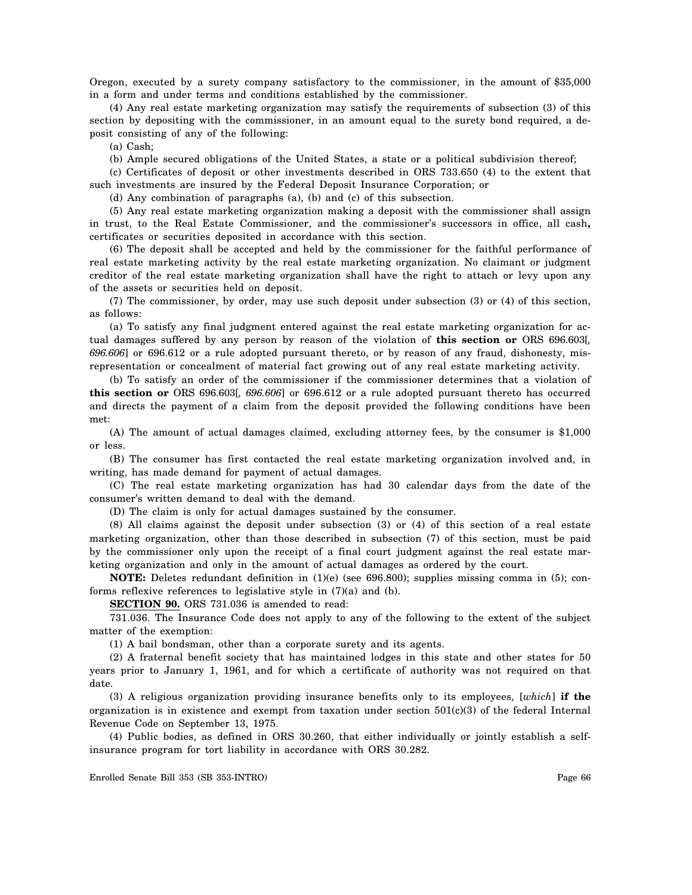Oregon, executed by a surety company satisfactory to the commissioner, in the amount of $35,000 in a form and under terms and conditions established by the commissioner.

(4) Any real estate marketing organization may satisfy the requirements of subsection (3) of this section by depositing with the commissioner, in an amount equal to the surety bond required, a deposit consisting of any of the following:

(a) Cash;

(b) Ample secured obligations of the United States, a state or a political subdivision thereof;

(c) Certificates of deposit or other investments described in ORS 733.650 (4) to the extent that such investments are insured by the Federal Deposit Insurance Corporation; or

(d) Any combination of paragraphs (a), (b) and (c) of this subsection.

(5) Any real estate marketing organization making a deposit with the commissioner shall assign in trust, to the Real Estate Commissioner, and the commissioner's successors in office, all cash**,** certificates or securities deposited in accordance with this section.

(6) The deposit shall be accepted and held by the commissioner for the faithful performance of real estate marketing activity by the real estate marketing organization. No claimant or judgment creditor of the real estate marketing organization shall have the right to attach or levy upon any of the assets or securities held on deposit.

(7) The commissioner, by order, may use such deposit under subsection (3) or (4) of this section, as follows:

(a) To satisfy any final judgment entered against the real estate marketing organization for actual damages suffered by any person by reason of the violation of **this section or** ORS 696.603[*, 696.606*] or 696.612 or a rule adopted pursuant thereto, or by reason of any fraud, dishonesty, misrepresentation or concealment of material fact growing out of any real estate marketing activity.

(b) To satisfy an order of the commissioner if the commissioner determines that a violation of **this section or** ORS 696.603[*, 696.606*] or 696.612 or a rule adopted pursuant thereto has occurred and directs the payment of a claim from the deposit provided the following conditions have been met:

(A) The amount of actual damages claimed, excluding attorney fees, by the consumer is $1,000 or less.

(B) The consumer has first contacted the real estate marketing organization involved and, in writing, has made demand for payment of actual damages.

(C) The real estate marketing organization has had 30 calendar days from the date of the consumer's written demand to deal with the demand.

(D) The claim is only for actual damages sustained by the consumer.

(8) All claims against the deposit under subsection (3) or (4) of this section of a real estate marketing organization, other than those described in subsection (7) of this section, must be paid by the commissioner only upon the receipt of a final court judgment against the real estate marketing organization and only in the amount of actual damages as ordered by the court.

**NOTE:** Deletes redundant definition in (1)(e) (see 696.800); supplies missing comma in (5); conforms reflexive references to legislative style in (7)(a) and (b).

**SECTION 90.** ORS 731.036 is amended to read:

731.036. The Insurance Code does not apply to any of the following to the extent of the subject matter of the exemption:

(1) A bail bondsman, other than a corporate surety and its agents.

(2) A fraternal benefit society that has maintained lodges in this state and other states for 50 years prior to January 1, 1961, and for which a certificate of authority was not required on that date.

(3) A religious organization providing insurance benefits only to its employees, [*which*] **if the** organization is in existence and exempt from taxation under section 501(c)(3) of the federal Internal Revenue Code on September 13, 1975.

(4) Public bodies, as defined in ORS 30.260, that either individually or jointly establish a self-insurance program for tort liability in accordance with ORS 30.282.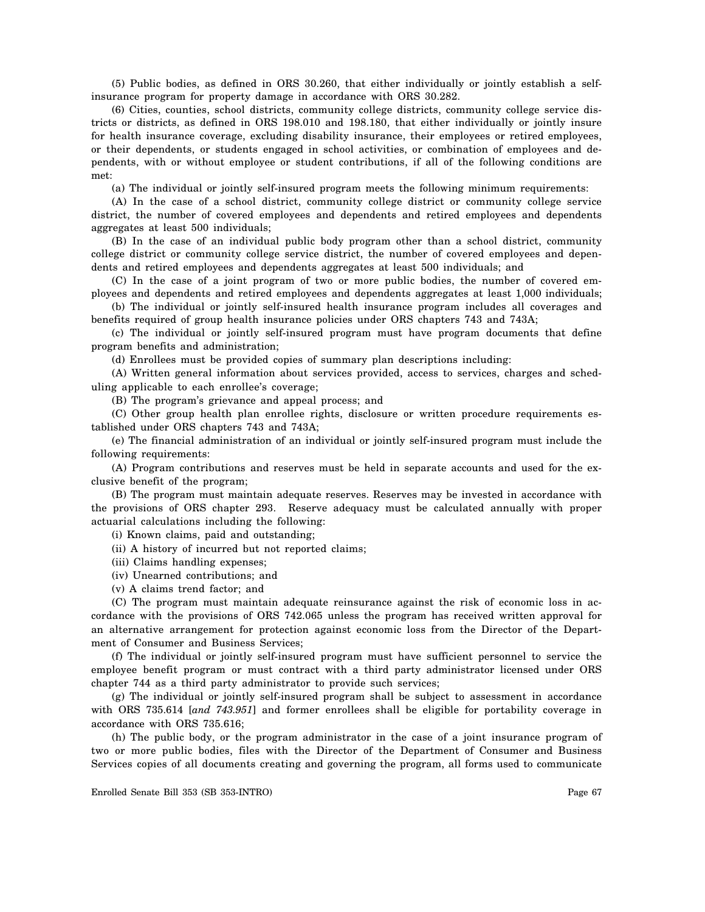(5) Public bodies, as defined in ORS 30.260, that either individually or jointly establish a self-insurance program for property damage in accordance with ORS 30.282.

(6) Cities, counties, school districts, community college districts, community college service districts or districts, as defined in ORS 198.010 and 198.180, that either individually or jointly insure for health insurance coverage, excluding disability insurance, their employees or retired employees, or their dependents, or students engaged in school activities, or combination of employees and dependents, with or without employee or student contributions, if all of the following conditions are met:

(a) The individual or jointly self-insured program meets the following minimum requirements:

(A) In the case of a school district, community college district or community college service district, the number of covered employees and dependents and retired employees and dependents aggregates at least 500 individuals;

(B) In the case of an individual public body program other than a school district, community college district or community college service district, the number of covered employees and dependents and retired employees and dependents aggregates at least 500 individuals; and

(C) In the case of a joint program of two or more public bodies, the number of covered employees and dependents and retired employees and dependents aggregates at least 1,000 individuals;

(b) The individual or jointly self-insured health insurance program includes all coverages and benefits required of group health insurance policies under ORS chapters 743 and 743A;

(c) The individual or jointly self-insured program must have program documents that define program benefits and administration;

(d) Enrollees must be provided copies of summary plan descriptions including:

(A) Written general information about services provided, access to services, charges and scheduling applicable to each enrollee's coverage;

(B) The program's grievance and appeal process; and

(C) Other group health plan enrollee rights, disclosure or written procedure requirements established under ORS chapters 743 and 743A;

(e) The financial administration of an individual or jointly self-insured program must include the following requirements:

(A) Program contributions and reserves must be held in separate accounts and used for the exclusive benefit of the program;

(B) The program must maintain adequate reserves. Reserves may be invested in accordance with the provisions of ORS chapter 293. Reserve adequacy must be calculated annually with proper actuarial calculations including the following:

(i) Known claims, paid and outstanding;

(ii) A history of incurred but not reported claims;

(iii) Claims handling expenses;

(iv) Unearned contributions; and

(v) A claims trend factor; and

(C) The program must maintain adequate reinsurance against the risk of economic loss in accordance with the provisions of ORS 742.065 unless the program has received written approval for an alternative arrangement for protection against economic loss from the Director of the Department of Consumer and Business Services;

(f) The individual or jointly self-insured program must have sufficient personnel to service the employee benefit program or must contract with a third party administrator licensed under ORS chapter 744 as a third party administrator to provide such services;

(g) The individual or jointly self-insured program shall be subject to assessment in accordance with ORS 735.614 [*and 743.951*] and former enrollees shall be eligible for portability coverage in accordance with ORS 735.616;

(h) The public body, or the program administrator in the case of a joint insurance program of two or more public bodies, files with the Director of the Department of Consumer and Business Services copies of all documents creating and governing the program, all forms used to communicate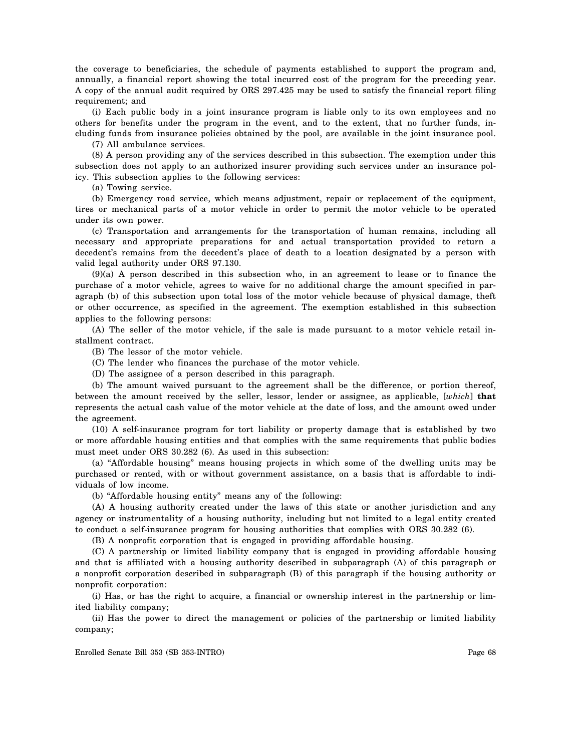the coverage to beneficiaries, the schedule of payments established to support the program and, annually, a financial report showing the total incurred cost of the program for the preceding year. A copy of the annual audit required by ORS 297.425 may be used to satisfy the financial report filing requirement; and

(i) Each public body in a joint insurance program is liable only to its own employees and no others for benefits under the program in the event, and to the extent, that no further funds, including funds from insurance policies obtained by the pool, are available in the joint insurance pool.

(7) All ambulance services.

(8) A person providing any of the services described in this subsection. The exemption under this subsection does not apply to an authorized insurer providing such services under an insurance policy. This subsection applies to the following services:

(a) Towing service.

(b) Emergency road service, which means adjustment, repair or replacement of the equipment, tires or mechanical parts of a motor vehicle in order to permit the motor vehicle to be operated under its own power.

(c) Transportation and arrangements for the transportation of human remains, including all necessary and appropriate preparations for and actual transportation provided to return a decedent's remains from the decedent's place of death to a location designated by a person with valid legal authority under ORS 97.130.

(9)(a) A person described in this subsection who, in an agreement to lease or to finance the purchase of a motor vehicle, agrees to waive for no additional charge the amount specified in paragraph (b) of this subsection upon total loss of the motor vehicle because of physical damage, theft or other occurrence, as specified in the agreement. The exemption established in this subsection applies to the following persons:

(A) The seller of the motor vehicle, if the sale is made pursuant to a motor vehicle retail installment contract.

(B) The lessor of the motor vehicle.

(C) The lender who finances the purchase of the motor vehicle.

(D) The assignee of a person described in this paragraph.

(b) The amount waived pursuant to the agreement shall be the difference, or portion thereof, between the amount received by the seller, lessor, lender or assignee, as applicable, [*which*] **that** represents the actual cash value of the motor vehicle at the date of loss, and the amount owed under the agreement.

(10) A self-insurance program for tort liability or property damage that is established by two or more affordable housing entities and that complies with the same requirements that public bodies must meet under ORS 30.282 (6). As used in this subsection:

(a) "Affordable housing" means housing projects in which some of the dwelling units may be purchased or rented, with or without government assistance, on a basis that is affordable to individuals of low income.

(b) "Affordable housing entity" means any of the following:

(A) A housing authority created under the laws of this state or another jurisdiction and any agency or instrumentality of a housing authority, including but not limited to a legal entity created to conduct a self-insurance program for housing authorities that complies with ORS 30.282 (6).

(B) A nonprofit corporation that is engaged in providing affordable housing.

(C) A partnership or limited liability company that is engaged in providing affordable housing and that is affiliated with a housing authority described in subparagraph (A) of this paragraph or a nonprofit corporation described in subparagraph (B) of this paragraph if the housing authority or nonprofit corporation:

(i) Has, or has the right to acquire, a financial or ownership interest in the partnership or limited liability company;

(ii) Has the power to direct the management or policies of the partnership or limited liability company;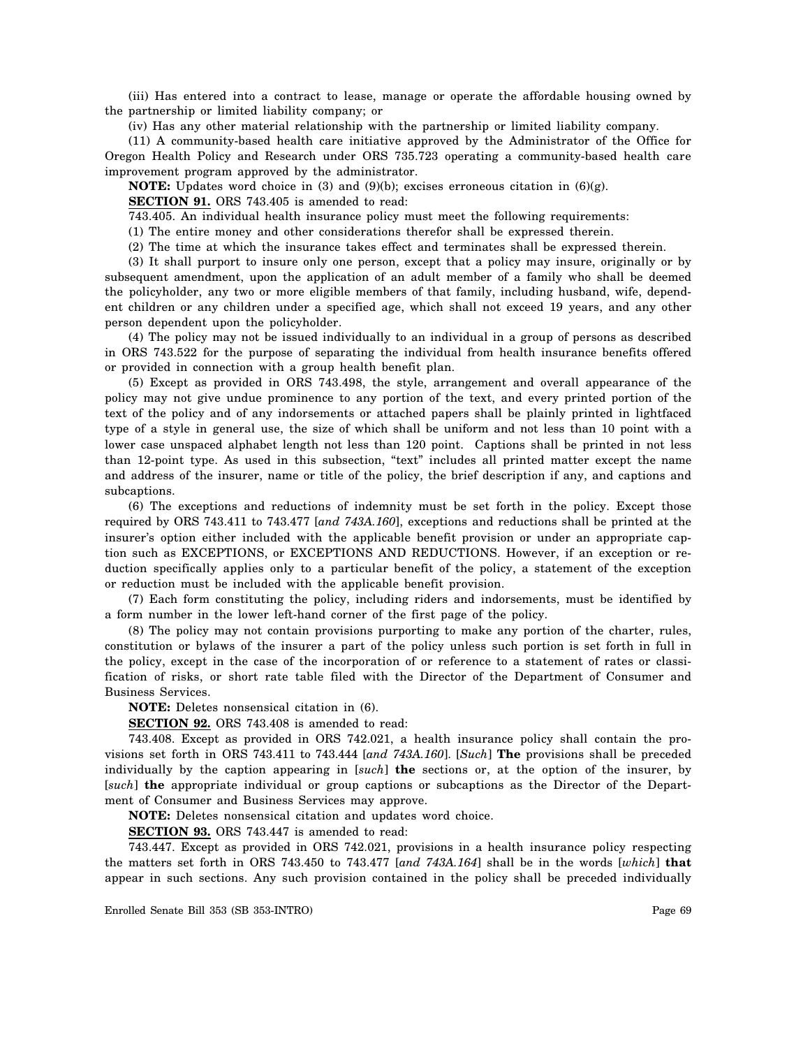(iii) Has entered into a contract to lease, manage or operate the affordable housing owned by the partnership or limited liability company; or

(iv) Has any other material relationship with the partnership or limited liability company.

(11) A community-based health care initiative approved by the Administrator of the Office for Oregon Health Policy and Research under ORS 735.723 operating a community-based health care improvement program approved by the administrator.

**NOTE:** Updates word choice in (3) and (9)(b); excises erroneous citation in (6)(g).

**SECTION 91.** ORS 743.405 is amended to read:

743.405. An individual health insurance policy must meet the following requirements:

(1) The entire money and other considerations therefor shall be expressed therein.

(2) The time at which the insurance takes effect and terminates shall be expressed therein.

(3) It shall purport to insure only one person, except that a policy may insure, originally or by subsequent amendment, upon the application of an adult member of a family who shall be deemed the policyholder, any two or more eligible members of that family, including husband, wife, dependent children or any children under a specified age, which shall not exceed 19 years, and any other person dependent upon the policyholder.

(4) The policy may not be issued individually to an individual in a group of persons as described in ORS 743.522 for the purpose of separating the individual from health insurance benefits offered or provided in connection with a group health benefit plan.

(5) Except as provided in ORS 743.498, the style, arrangement and overall appearance of the policy may not give undue prominence to any portion of the text, and every printed portion of the text of the policy and of any indorsements or attached papers shall be plainly printed in lightfaced type of a style in general use, the size of which shall be uniform and not less than 10 point with a lower case unspaced alphabet length not less than 120 point. Captions shall be printed in not less than 12-point type. As used in this subsection, "text" includes all printed matter except the name and address of the insurer, name or title of the policy, the brief description if any, and captions and subcaptions.

(6) The exceptions and reductions of indemnity must be set forth in the policy. Except those required by ORS 743.411 to 743.477 [*and 743A.160*], exceptions and reductions shall be printed at the insurer's option either included with the applicable benefit provision or under an appropriate caption such as EXCEPTIONS, or EXCEPTIONS AND REDUCTIONS. However, if an exception or reduction specifically applies only to a particular benefit of the policy, a statement of the exception or reduction must be included with the applicable benefit provision.

(7) Each form constituting the policy, including riders and indorsements, must be identified by a form number in the lower left-hand corner of the first page of the policy.

(8) The policy may not contain provisions purporting to make any portion of the charter, rules, constitution or bylaws of the insurer a part of the policy unless such portion is set forth in full in the policy, except in the case of the incorporation of or reference to a statement of rates or classification of risks, or short rate table filed with the Director of the Department of Consumer and Business Services.

**NOTE:** Deletes nonsensical citation in (6).

**SECTION 92.** ORS 743.408 is amended to read:

743.408. Except as provided in ORS 742.021, a health insurance policy shall contain the provisions set forth in ORS 743.411 to 743.444 [*and 743A.160*]. [*Such*] **The** provisions shall be preceded individually by the caption appearing in [*such*] **the** sections or, at the option of the insurer, by [*such*] **the** appropriate individual or group captions or subcaptions as the Director of the Department of Consumer and Business Services may approve.

**NOTE:** Deletes nonsensical citation and updates word choice.

**SECTION 93.** ORS 743.447 is amended to read:

743.447. Except as provided in ORS 742.021, provisions in a health insurance policy respecting the matters set forth in ORS 743.450 to 743.477 [*and 743A.164*] shall be in the words [*which*] **that** appear in such sections. Any such provision contained in the policy shall be preceded individually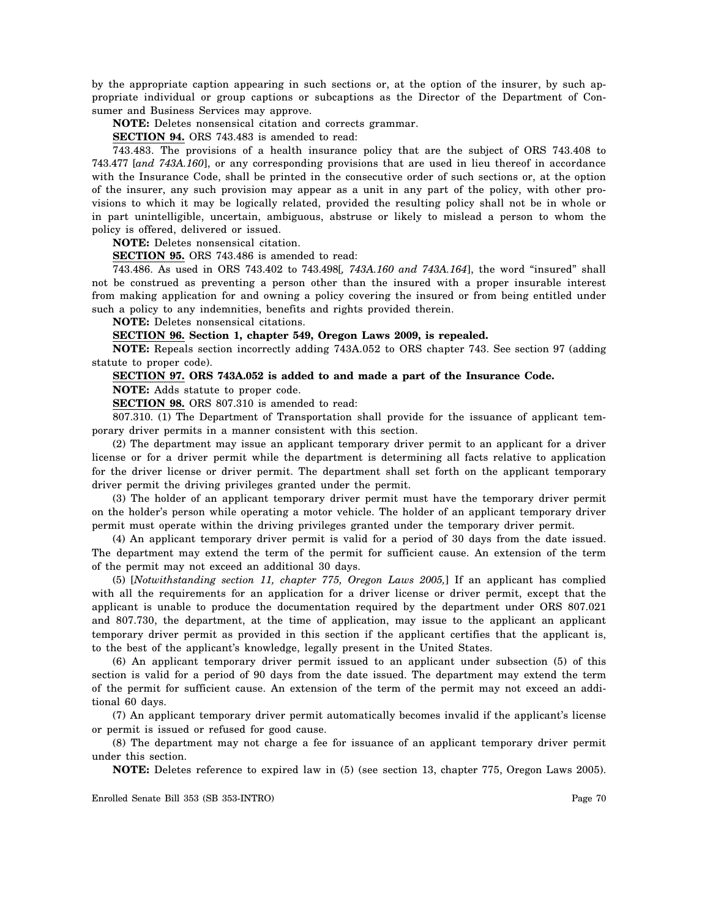by the appropriate caption appearing in such sections or, at the option of the insurer, by such appropriate individual or group captions or subcaptions as the Director of the Department of Consumer and Business Services may approve.

**NOTE:** Deletes nonsensical citation and corrects grammar.

**SECTION 94.** ORS 743.483 is amended to read:

743.483. The provisions of a health insurance policy that are the subject of ORS 743.408 to 743.477 [*and 743A.160*], or any corresponding provisions that are used in lieu thereof in accordance with the Insurance Code, shall be printed in the consecutive order of such sections or, at the option of the insurer, any such provision may appear as a unit in any part of the policy, with other provisions to which it may be logically related, provided the resulting policy shall not be in whole or in part unintelligible, uncertain, ambiguous, abstruse or likely to mislead a person to whom the policy is offered, delivered or issued.

**NOTE:** Deletes nonsensical citation.

**SECTION 95.** ORS 743.486 is amended to read:

743.486. As used in ORS 743.402 to 743.498[*, 743A.160 and 743A.164*], the word "insured" shall not be construed as preventing a person other than the insured with a proper insurable interest from making application for and owning a policy covering the insured or from being entitled under such a policy to any indemnities, benefits and rights provided therein.

**NOTE:** Deletes nonsensical citations.

**SECTION 96. Section 1, chapter 549, Oregon Laws 2009, is repealed.**

**NOTE:** Repeals section incorrectly adding 743A.052 to ORS chapter 743. See section 97 (adding statute to proper code).

**SECTION 97. ORS 743A.052 is added to and made a part of the Insurance Code.**

**NOTE:** Adds statute to proper code.

**SECTION 98.** ORS 807.310 is amended to read:

807.310. (1) The Department of Transportation shall provide for the issuance of applicant temporary driver permits in a manner consistent with this section.

(2) The department may issue an applicant temporary driver permit to an applicant for a driver license or for a driver permit while the department is determining all facts relative to application for the driver license or driver permit. The department shall set forth on the applicant temporary driver permit the driving privileges granted under the permit.

(3) The holder of an applicant temporary driver permit must have the temporary driver permit on the holder's person while operating a motor vehicle. The holder of an applicant temporary driver permit must operate within the driving privileges granted under the temporary driver permit.

(4) An applicant temporary driver permit is valid for a period of 30 days from the date issued. The department may extend the term of the permit for sufficient cause. An extension of the term of the permit may not exceed an additional 30 days.

(5) [*Notwithstanding section 11, chapter 775, Oregon Laws 2005,*] If an applicant has complied with all the requirements for an application for a driver license or driver permit, except that the applicant is unable to produce the documentation required by the department under ORS 807.021 and 807.730, the department, at the time of application, may issue to the applicant an applicant temporary driver permit as provided in this section if the applicant certifies that the applicant is, to the best of the applicant's knowledge, legally present in the United States.

(6) An applicant temporary driver permit issued to an applicant under subsection (5) of this section is valid for a period of 90 days from the date issued. The department may extend the term of the permit for sufficient cause. An extension of the term of the permit may not exceed an additional 60 days.

(7) An applicant temporary driver permit automatically becomes invalid if the applicant's license or permit is issued or refused for good cause.

(8) The department may not charge a fee for issuance of an applicant temporary driver permit under this section.

**NOTE:** Deletes reference to expired law in (5) (see section 13, chapter 775, Oregon Laws 2005).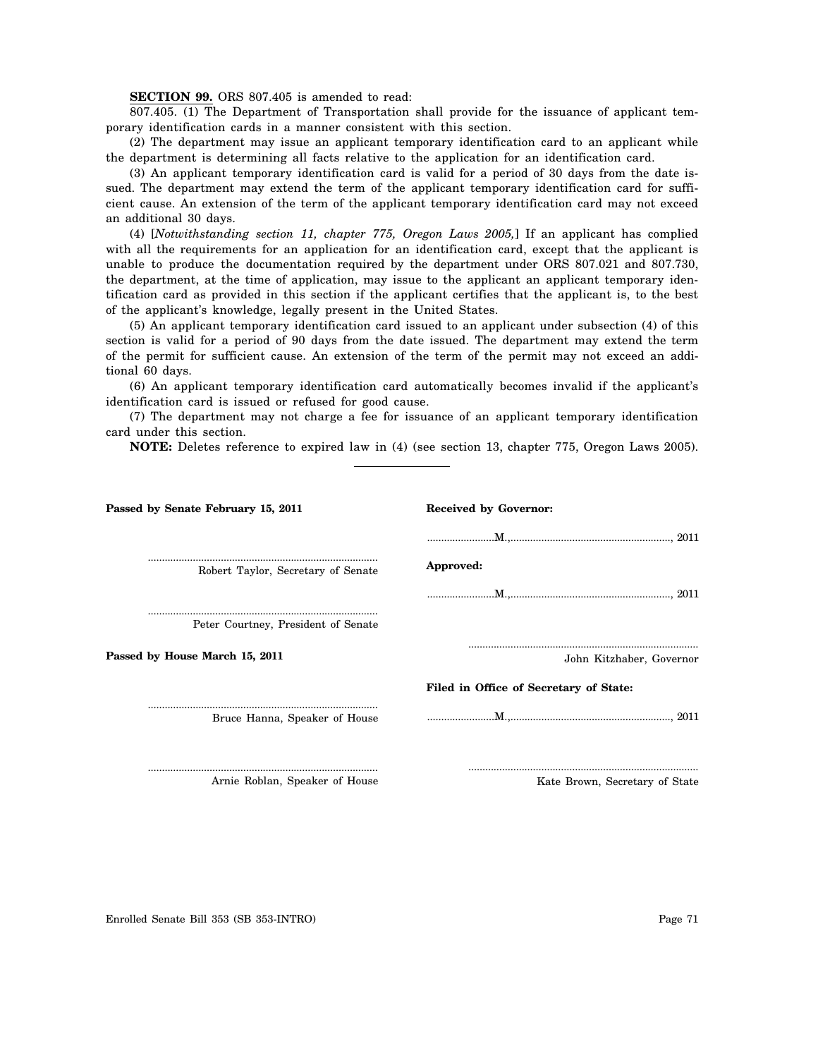**SECTION 99.** ORS 807.405 is amended to read:

807.405. (1) The Department of Transportation shall provide for the issuance of applicant temporary identification cards in a manner consistent with this section.

(2) The department may issue an applicant temporary identification card to an applicant while the department is determining all facts relative to the application for an identification card.

(3) An applicant temporary identification card is valid for a period of 30 days from the date issued. The department may extend the term of the applicant temporary identification card for sufficient cause. An extension of the term of the applicant temporary identification card may not exceed an additional 30 days.

(4) [*Notwithstanding section 11, chapter 775, Oregon Laws 2005,*] If an applicant has complied with all the requirements for an application for an identification card, except that the applicant is unable to produce the documentation required by the department under ORS 807.021 and 807.730, the department, at the time of application, may issue to the applicant an applicant temporary identification card as provided in this section if the applicant certifies that the applicant is, to the best of the applicant's knowledge, legally present in the United States.

(5) An applicant temporary identification card issued to an applicant under subsection (4) of this section is valid for a period of 90 days from the date issued. The department may extend the term of the permit for sufficient cause. An extension of the term of the permit may not exceed an additional 60 days.

(6) An applicant temporary identification card automatically becomes invalid if the applicant's identification card is issued or refused for good cause.

(7) The department may not charge a fee for issuance of an applicant temporary identification card under this section.

**NOTE:** Deletes reference to expired law in (4) (see section 13, chapter 775, Oregon Laws 2005).

---

**Passed by Senate February 15, 2011**

..................................................................................
Robert Taylor, Secretary of Senate

..................................................................................
Peter Courtney, President of Senate

**Passed by House March 15, 2011**

..................................................................................
Bruce Hanna, Speaker of House

..................................................................................
Arnie Roblan, Speaker of House

**Received by Governor:**

........................M.,.........................................................., 2011

**Approved:**

........................M.,.........................................................., 2011

..................................................................................
John Kitzhaber, Governor

**Filed in Office of Secretary of State:**

........................M.,.........................................................., 2011

..................................................................................
Kate Brown, Secretary of State

Enrolled Senate Bill 353 (SB 353-INTRO)